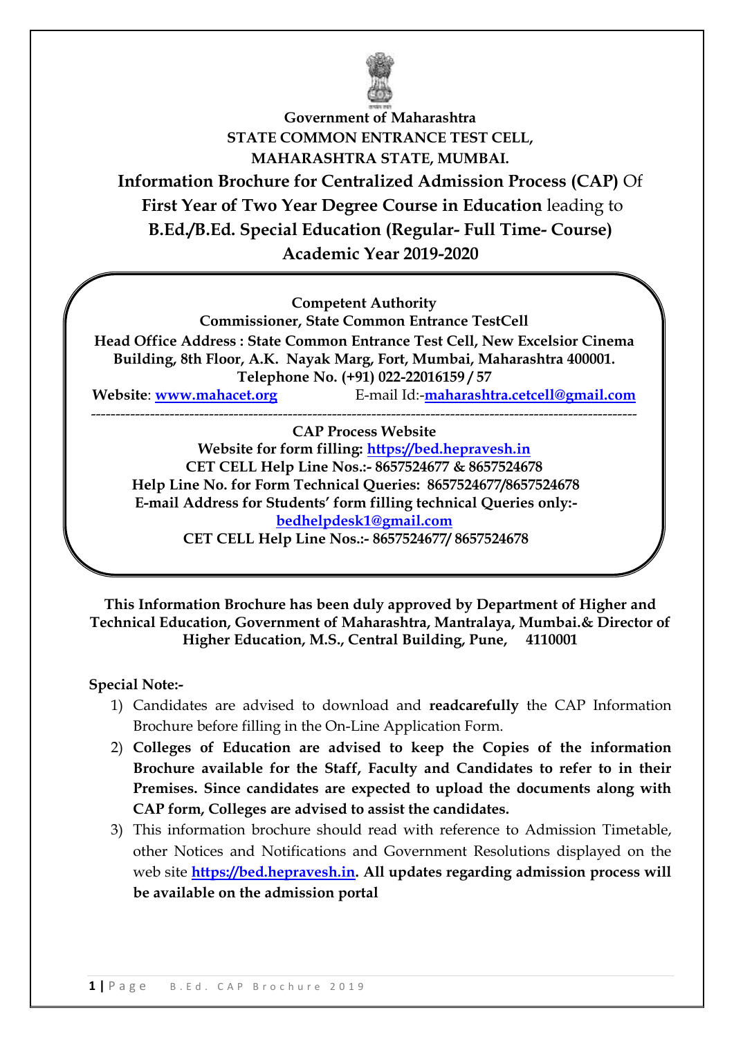**Government of Maharashtra**
**STATE COMMON ENTRANCE TEST CELL,**
**MAHARASHTRA STATE, MUMBAI.**

# Information Brochure for Centralized Admission Process (CAP) Of First Year of Two Year Degree Course in Education leading to B.Ed./B.Ed. Special Education (Regular- Full Time- Course) Academic Year 2019-2020

**Competent Authority**
**Commissioner, State Common Entrance TestCell**
**Head Office Address : State Common Entrance Test Cell, New Excelsior Cinema Building, 8th Floor, A.K. Nayak Marg, Fort, Mumbai, Maharashtra 400001.**
**Telephone No. (+91) 022-22016159 / 57**
**Website**: **www.mahacet.org** E-mail Id:-**maharashtra.cetcell@gmail.com**

---

**CAP Process Website**
**Website for form filling: https://bed.hepravesh.in**
**CET CELL Help Line Nos.:- 8657524677 & 8657524678**
**Help Line No. for Form Technical Queries: 8657524677/8657524678**
**E-mail Address for Students' form filling technical Queries only:- bedhelpdesk1@gmail.com**
**CET CELL Help Line Nos.:- 8657524677/ 8657524678**

**This Information Brochure has been duly approved by Department of Higher and Technical Education, Government of Maharashtra, Mantralaya, Mumbai.& Director of Higher Education, M.S., Central Building, Pune, 4110001**

**Special Note:-**

1) Candidates are advised to download and **readcarefully** the CAP Information Brochure before filling in the On-Line Application Form.
2) **Colleges of Education are advised to keep the Copies of the information Brochure available for the Staff, Faculty and Candidates to refer to in their Premises. Since candidates are expected to upload the documents along with CAP form, Colleges are advised to assist the candidates.**
3) This information brochure should read with reference to Admission Timetable, other Notices and Notifications and Government Resolutions displayed on the web site **https://bed.hepravesh.in. All updates regarding admission process will be available on the admission portal**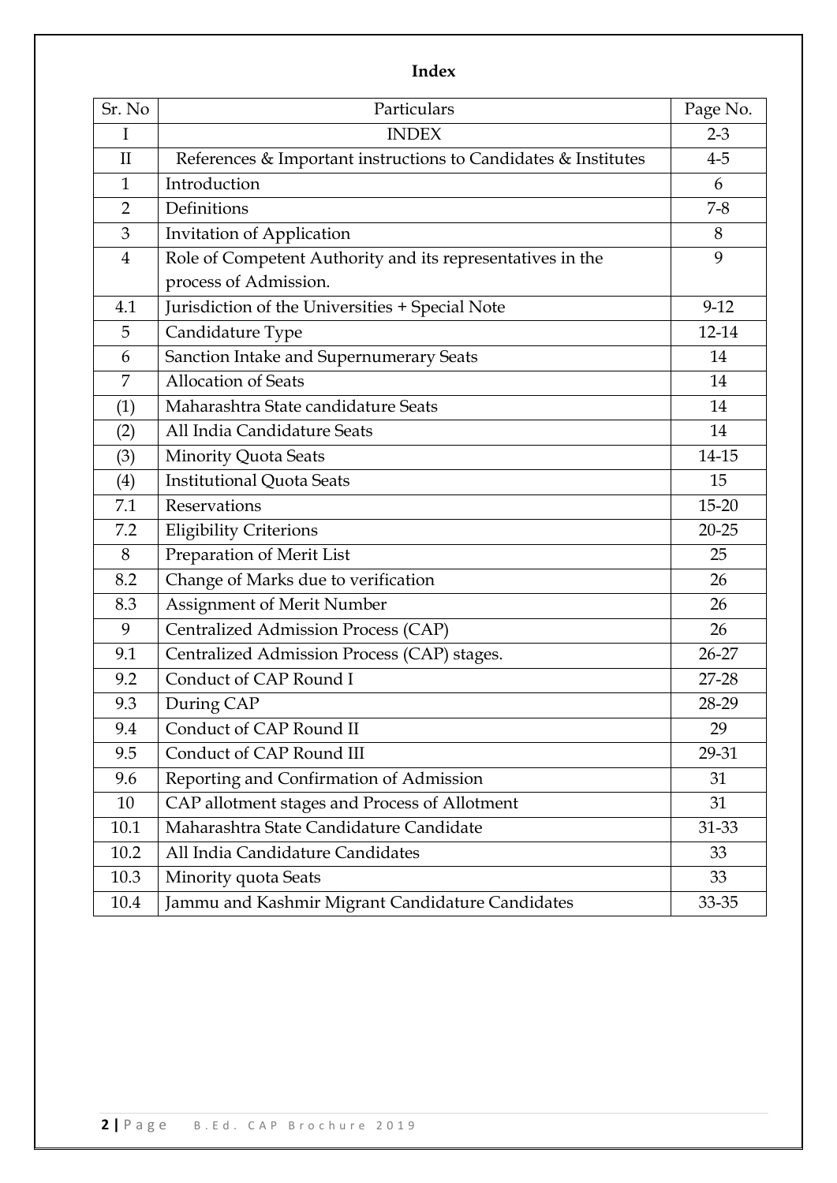**Index**

| Sr. No | Particulars | Page No. |
|---|---|---|
| I | INDEX | 2-3 |
| II | References & Important instructions to Candidates & Institutes | 4-5 |
| 1 | Introduction | 6 |
| 2 | Definitions | 7-8 |
| 3 | Invitation of Application | 8 |
| 4 | Role of Competent Authority and its representatives in the process of Admission. | 9 |
| 4.1 | Jurisdiction of the Universities + Special Note | 9-12 |
| 5 | Candidature Type | 12-14 |
| 6 | Sanction Intake and Supernumerary Seats | 14 |
| 7 | Allocation of Seats | 14 |
| (1) | Maharashtra State candidature Seats | 14 |
| (2) | All India Candidature Seats | 14 |
| (3) | Minority Quota Seats | 14-15 |
| (4) | Institutional Quota Seats | 15 |
| 7.1 | Reservations | 15-20 |
| 7.2 | Eligibility Criterions | 20-25 |
| 8 | Preparation of Merit List | 25 |
| 8.2 | Change of Marks due to verification | 26 |
| 8.3 | Assignment of Merit Number | 26 |
| 9 | Centralized Admission Process (CAP) | 26 |
| 9.1 | Centralized Admission Process (CAP) stages. | 26-27 |
| 9.2 | Conduct of CAP Round I | 27-28 |
| 9.3 | During CAP | 28-29 |
| 9.4 | Conduct of CAP Round II | 29 |
| 9.5 | Conduct of CAP Round III | 29-31 |
| 9.6 | Reporting and Confirmation of Admission | 31 |
| 10 | CAP allotment stages and Process of Allotment | 31 |
| 10.1 | Maharashtra State Candidature Candidate | 31-33 |
| 10.2 | All India Candidature Candidates | 33 |
| 10.3 | Minority quota Seats | 33 |
| 10.4 | Jammu and Kashmir Migrant Candidature Candidates | 33-35 |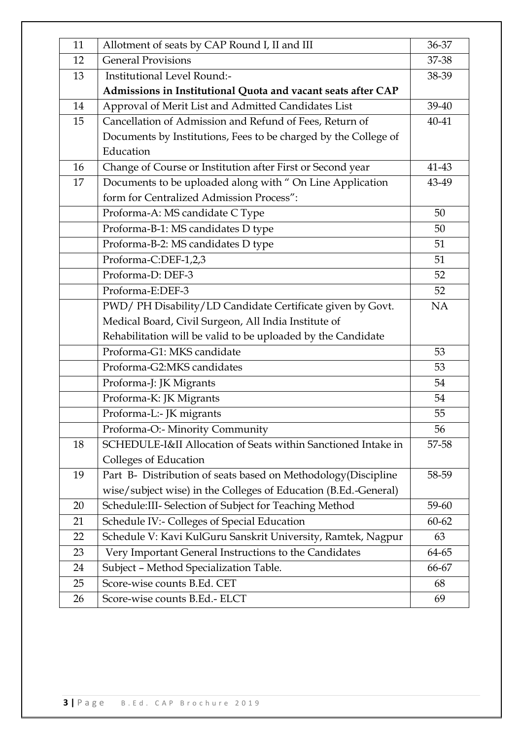| | | |
|---|---|---|
| 11 | Allotment of seats by CAP Round I, II and III | 36-37 |
| 12 | General Provisions | 37-38 |
| 13 | Institutional Level Round:- **Admissions in Institutional Quota and vacant seats after CAP** | 38-39 |
| 14 | Approval of Merit List and Admitted Candidates List | 39-40 |
| 15 | Cancellation of Admission and Refund of Fees, Return of Documents by Institutions, Fees to be charged by the College of Education | 40-41 |
| 16 | Change of Course or Institution after First or Second year | 41-43 |
| 17 | Documents to be uploaded along with " On Line Application form for Centralized Admission Process": | 43-49 |
| | Proforma-A: MS candidate C Type | 50 |
| | Proforma-B-1: MS candidates D type | 50 |
| | Proforma-B-2: MS candidates D type | 51 |
| | Proforma-C:DEF-1,2,3 | 51 |
| | Proforma-D: DEF-3 | 52 |
| | Proforma-E:DEF-3 | 52 |
| | PWD/ PH Disability/LD Candidate Certificate given by Govt. Medical Board, Civil Surgeon, All India Institute of Rehabilitation will be valid to be uploaded by the Candidate | NA |
| | Proforma-G1: MKS candidate | 53 |
| | Proforma-G2:MKS candidates | 53 |
| | Proforma-J: JK Migrants | 54 |
| | Proforma-K: JK Migrants | 54 |
| | Proforma-L:- JK migrants | 55 |
| | Proforma-O:- Minority Community | 56 |
| 18 | SCHEDULE-I&II Allocation of Seats within Sanctioned Intake in Colleges of Education | 57-58 |
| 19 | Part B- Distribution of seats based on Methodology(Discipline wise/subject wise) in the Colleges of Education (B.Ed.-General) | 58-59 |
| 20 | Schedule:III- Selection of Subject for Teaching Method | 59-60 |
| 21 | Schedule IV:- Colleges of Special Education | 60-62 |
| 22 | Schedule V: Kavi KulGuru Sanskrit University, Ramtek, Nagpur | 63 |
| 23 | Very Important General Instructions to the Candidates | 64-65 |
| 24 | Subject – Method Specialization Table. | 66-67 |
| 25 | Score-wise counts B.Ed. CET | 68 |
| 26 | Score-wise counts B.Ed.- ELCT | 69 |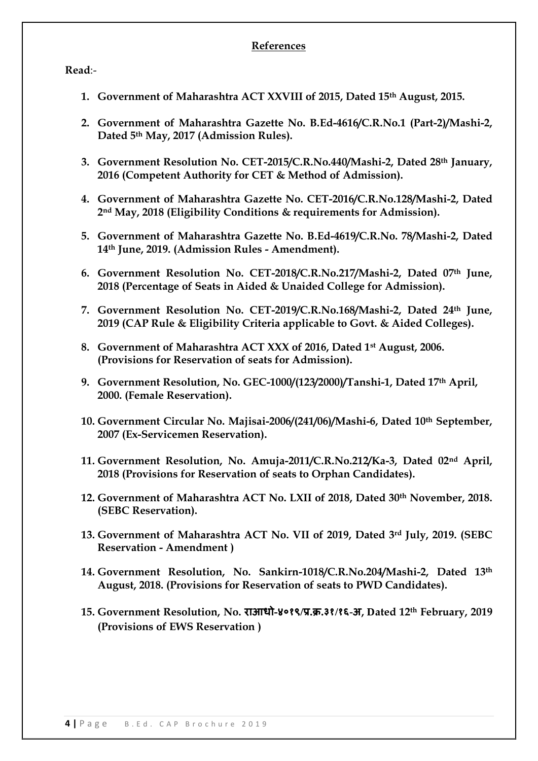## References

**Read**:-

1. **Government of Maharashtra ACT XXVIII of 2015, Dated 15th August, 2015.**
2. **Government of Maharashtra Gazette No. B.Ed-4616/C.R.No.1 (Part-2)/Mashi-2, Dated 5th May, 2017 (Admission Rules).**
3. **Government Resolution No. CET-2015/C.R.No.440/Mashi-2, Dated 28th January, 2016 (Competent Authority for CET & Method of Admission).**
4. **Government of Maharashtra Gazette No. CET-2016/C.R.No.128/Mashi-2, Dated 2nd May, 2018 (Eligibility Conditions & requirements for Admission).**
5. **Government of Maharashtra Gazette No. B.Ed-4619/C.R.No. 78/Mashi-2, Dated 14th June, 2019. (Admission Rules - Amendment).**
6. **Government Resolution No. CET-2018/C.R.No.217/Mashi-2, Dated 07th June, 2018 (Percentage of Seats in Aided & Unaided College for Admission).**
7. **Government Resolution No. CET-2019/C.R.No.168/Mashi-2, Dated 24th June, 2019 (CAP Rule & Eligibility Criteria applicable to Govt. & Aided Colleges).**
8. **Government of Maharashtra ACT XXX of 2016, Dated 1st August, 2006. (Provisions for Reservation of seats for Admission).**
9. **Government Resolution, No. GEC-1000/(123/2000)/Tanshi-1, Dated 17th April, 2000. (Female Reservation).**
10. **Government Circular No. Majisai-2006/(241/06)/Mashi-6, Dated 10th September, 2007 (Ex-Servicemen Reservation).**
11. **Government Resolution, No. Amuja-2011/C.R.No.212/Ka-3, Dated 02nd April, 2018 (Provisions for Reservation of seats to Orphan Candidates).**
12. **Government of Maharashtra ACT No. LXII of 2018, Dated 30th November, 2018. (SEBC Reservation).**
13. **Government of Maharashtra ACT No. VII of 2019, Dated 3rd July, 2019. (SEBC Reservation - Amendment )**
14. **Government Resolution, No. Sankirn-1018/C.R.No.204/Mashi-2, Dated 13th August, 2018. (Provisions for Reservation of seats to PWD Candidates).**
15. **Government Resolution, No. राआधो-४०१९/प्र.क्र.३१/१६-अ, Dated 12th February, 2019 (Provisions of EWS Reservation )**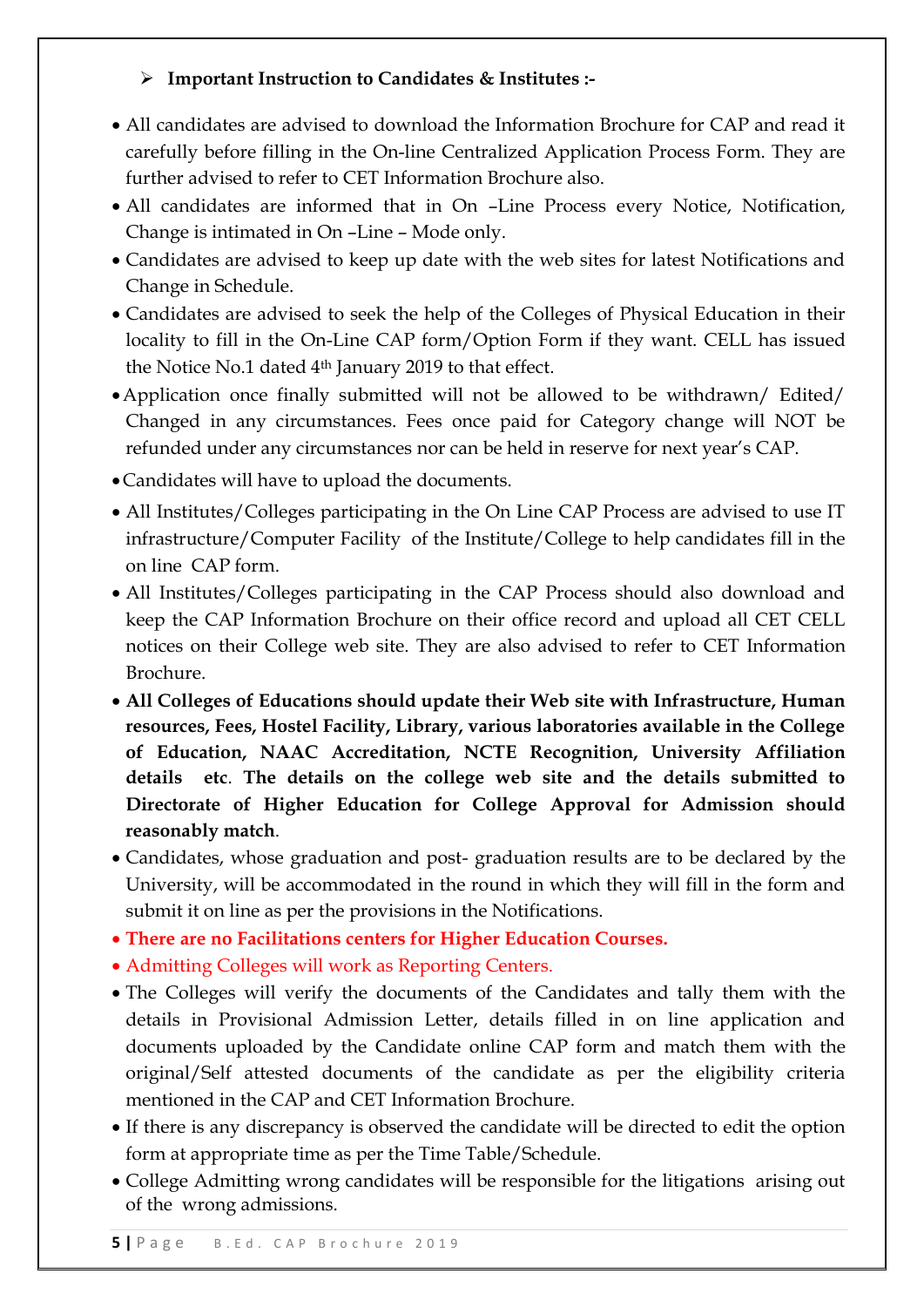- **Important Instruction to Candidates & Institutes :-**

- All candidates are advised to download the Information Brochure for CAP and read it carefully before filling in the On-line Centralized Application Process Form. They are further advised to refer to CET Information Brochure also.
- All candidates are informed that in On –Line Process every Notice, Notification, Change is intimated in On –Line – Mode only.
- Candidates are advised to keep up date with the web sites for latest Notifications and Change in Schedule.
- Candidates are advised to seek the help of the Colleges of Physical Education in their locality to fill in the On-Line CAP form/Option Form if they want. CELL has issued the Notice No.1 dated 4th January 2019 to that effect.
- Application once finally submitted will not be allowed to be withdrawn/ Edited/ Changed in any circumstances. Fees once paid for Category change will NOT be refunded under any circumstances nor can be held in reserve for next year's CAP.
- Candidates will have to upload the documents.
- All Institutes/Colleges participating in the On Line CAP Process are advised to use IT infrastructure/Computer Facility of the Institute/College to help candidates fill in the on line CAP form.
- All Institutes/Colleges participating in the CAP Process should also download and keep the CAP Information Brochure on their office record and upload all CET CELL notices on their College web site. They are also advised to refer to CET Information Brochure.
- **All Colleges of Educations should update their Web site with Infrastructure, Human resources, Fees, Hostel Facility, Library, various laboratories available in the College of Education, NAAC Accreditation, NCTE Recognition, University Affiliation details etc**. **The details on the college web site and the details submitted to Directorate of Higher Education for College Approval for Admission should reasonably match**.
- Candidates, whose graduation and post- graduation results are to be declared by the University, will be accommodated in the round in which they will fill in the form and submit it on line as per the provisions in the Notifications.
- **There are no Facilitations centers for Higher Education Courses.**
- Admitting Colleges will work as Reporting Centers.
- The Colleges will verify the documents of the Candidates and tally them with the details in Provisional Admission Letter, details filled in on line application and documents uploaded by the Candidate online CAP form and match them with the original/Self attested documents of the candidate as per the eligibility criteria mentioned in the CAP and CET Information Brochure.
- If there is any discrepancy is observed the candidate will be directed to edit the option form at appropriate time as per the Time Table/Schedule.
- College Admitting wrong candidates will be responsible for the litigations arising out of the wrong admissions.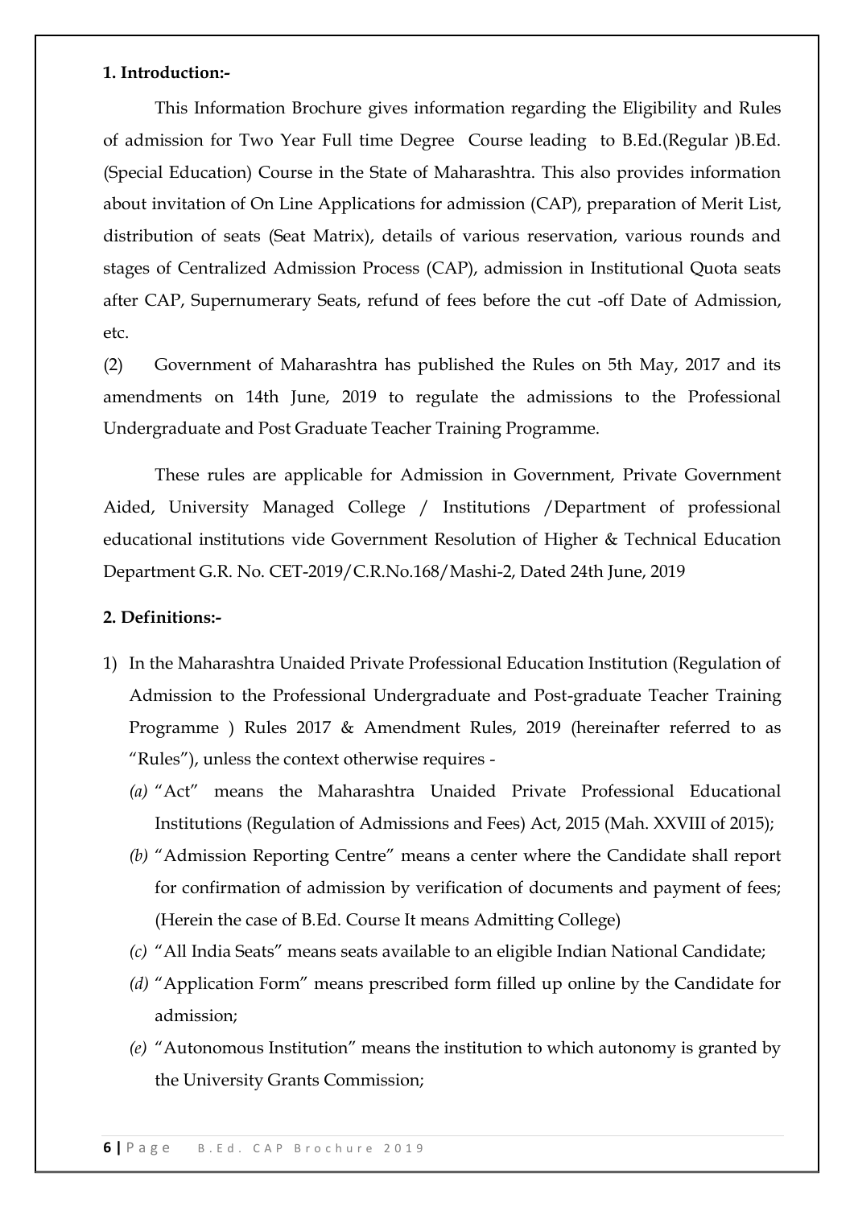**1. Introduction:-**

This Information Brochure gives information regarding the Eligibility and Rules of admission for Two Year Full time Degree Course leading to B.Ed.(Regular )B.Ed.(Special Education) Course in the State of Maharashtra. This also provides information about invitation of On Line Applications for admission (CAP), preparation of Merit List, distribution of seats (Seat Matrix), details of various reservation, various rounds and stages of Centralized Admission Process (CAP), admission in Institutional Quota seats after CAP, Supernumerary Seats, refund of fees before the cut -off Date of Admission, etc.

(2) Government of Maharashtra has published the Rules on 5th May, 2017 and its amendments on 14th June, 2019 to regulate the admissions to the Professional Undergraduate and Post Graduate Teacher Training Programme.

These rules are applicable for Admission in Government, Private Government Aided, University Managed College / Institutions /Department of professional educational institutions vide Government Resolution of Higher & Technical Education Department G.R. No. CET-2019/C.R.No.168/Mashi-2, Dated 24th June, 2019

**2. Definitions:-**

1) In the Maharashtra Unaided Private Professional Education Institution (Regulation of Admission to the Professional Undergraduate and Post-graduate Teacher Training Programme ) Rules 2017 & Amendment Rules, 2019 (hereinafter referred to as "Rules"), unless the context otherwise requires -
   - *(a)* "Act" means the Maharashtra Unaided Private Professional Educational Institutions (Regulation of Admissions and Fees) Act, 2015 (Mah. XXVIII of 2015);
   - *(b)* "Admission Reporting Centre" means a center where the Candidate shall report for confirmation of admission by verification of documents and payment of fees; (Herein the case of B.Ed. Course It means Admitting College)
   - *(c)* "All India Seats" means seats available to an eligible Indian National Candidate;
   - *(d)* "Application Form" means prescribed form filled up online by the Candidate for admission;
   - *(e)* "Autonomous Institution" means the institution to which autonomy is granted by the University Grants Commission;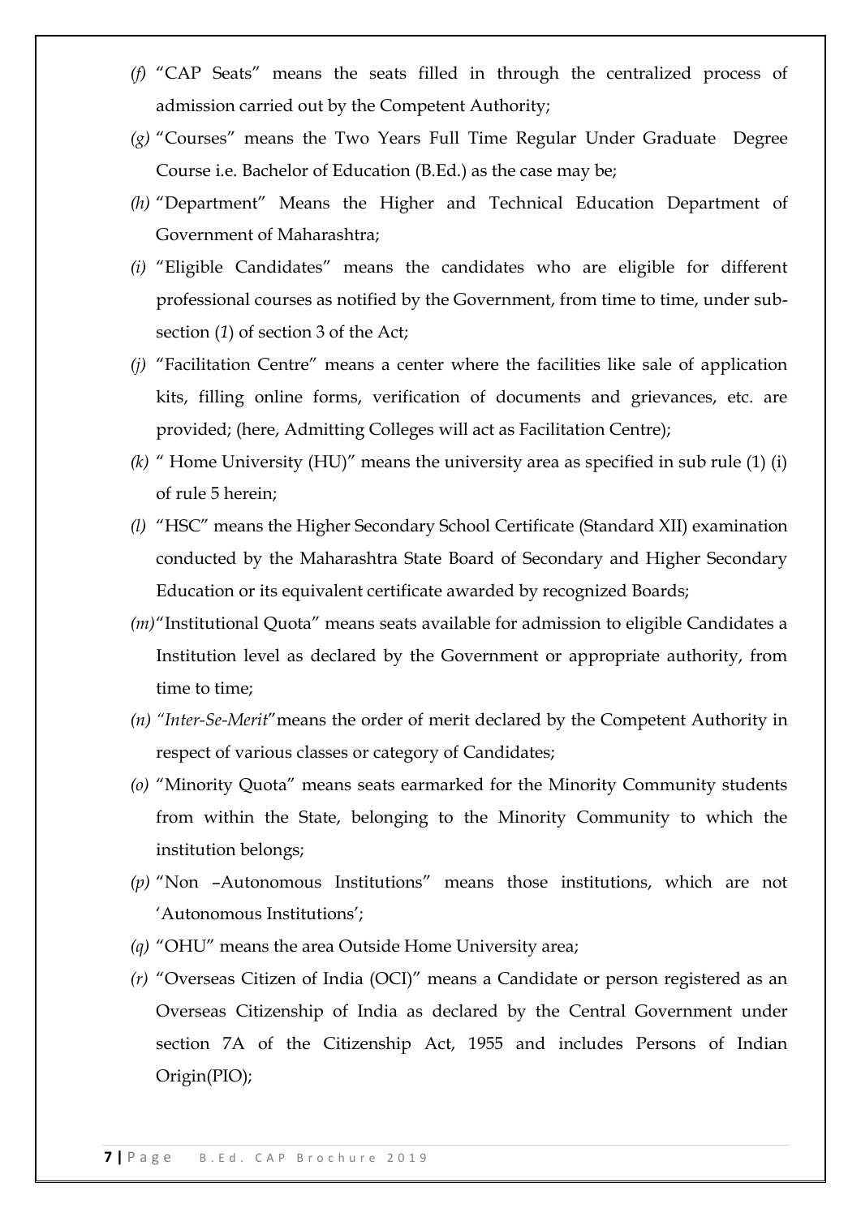*(f)* "CAP Seats" means the seats filled in through the centralized process of admission carried out by the Competent Authority;

*(g)* "Courses" means the Two Years Full Time Regular Under Graduate Degree Course i.e. Bachelor of Education (B.Ed.) as the case may be;

*(h)* "Department" Means the Higher and Technical Education Department of Government of Maharashtra;

*(i)* "Eligible Candidates" means the candidates who are eligible for different professional courses as notified by the Government, from time to time, under sub-section (*1*) of section 3 of the Act;

*(j)* "Facilitation Centre" means a center where the facilities like sale of application kits, filling online forms, verification of documents and grievances, etc. are provided; (here, Admitting Colleges will act as Facilitation Centre);

*(k)* " Home University (HU)" means the university area as specified in sub rule (1) (i) of rule 5 herein;

*(l)* "HSC" means the Higher Secondary School Certificate (Standard XII) examination conducted by the Maharashtra State Board of Secondary and Higher Secondary Education or its equivalent certificate awarded by recognized Boards;

*(m)*"Institutional Quota" means seats available for admission to eligible Candidates a Institution level as declared by the Government or appropriate authority, from time to time;

*(n) "Inter-Se-Merit"*means the order of merit declared by the Competent Authority in respect of various classes or category of Candidates;

*(o)* "Minority Quota" means seats earmarked for the Minority Community students from within the State, belonging to the Minority Community to which the institution belongs;

*(p)* "Non –Autonomous Institutions" means those institutions, which are not 'Autonomous Institutions';

*(q)* "OHU" means the area Outside Home University area;

*(r)* "Overseas Citizen of India (OCI)" means a Candidate or person registered as an Overseas Citizenship of India as declared by the Central Government under section 7A of the Citizenship Act, 1955 and includes Persons of Indian Origin(PIO);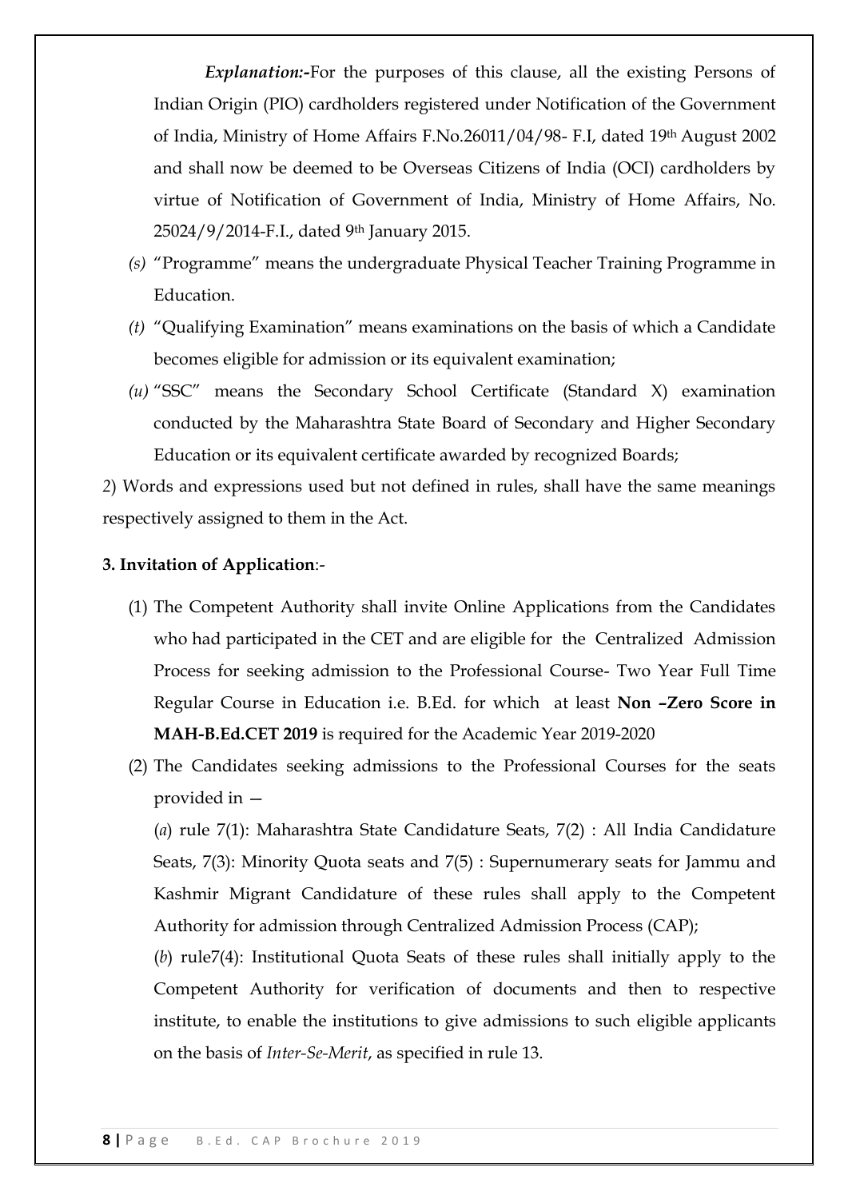*Explanation:-*For the purposes of this clause, all the existing Persons of Indian Origin (PIO) cardholders registered under Notification of the Government of India, Ministry of Home Affairs F.No.26011/04/98- F.I, dated 19th August 2002 and shall now be deemed to be Overseas Citizens of India (OCI) cardholders by virtue of Notification of Government of India, Ministry of Home Affairs, No. 25024/9/2014-F.I., dated 9th January 2015.

*(s)* "Programme" means the undergraduate Physical Teacher Training Programme in Education.

*(t)* "Qualifying Examination" means examinations on the basis of which a Candidate becomes eligible for admission or its equivalent examination;

*(u)* "SSC" means the Secondary School Certificate (Standard X) examination conducted by the Maharashtra State Board of Secondary and Higher Secondary Education or its equivalent certificate awarded by recognized Boards;

*2*) Words and expressions used but not defined in rules, shall have the same meanings respectively assigned to them in the Act.

**3. Invitation of Application**:-

(1) The Competent Authority shall invite Online Applications from the Candidates who had participated in the CET and are eligible for the Centralized Admission Process for seeking admission to the Professional Course- Two Year Full Time Regular Course in Education i.e. B.Ed. for which at least **Non –Zero Score in MAH-B.Ed.CET 2019** is required for the Academic Year 2019-2020

(2) The Candidates seeking admissions to the Professional Courses for the seats provided in —

(*a*) rule 7(1): Maharashtra State Candidature Seats, 7(2) : All India Candidature Seats, 7(3): Minority Quota seats and 7(5) : Supernumerary seats for Jammu and Kashmir Migrant Candidature of these rules shall apply to the Competent Authority for admission through Centralized Admission Process (CAP);

(*b*) rule7(4): Institutional Quota Seats of these rules shall initially apply to the Competent Authority for verification of documents and then to respective institute, to enable the institutions to give admissions to such eligible applicants on the basis of *Inter-Se-Merit*, as specified in rule 13.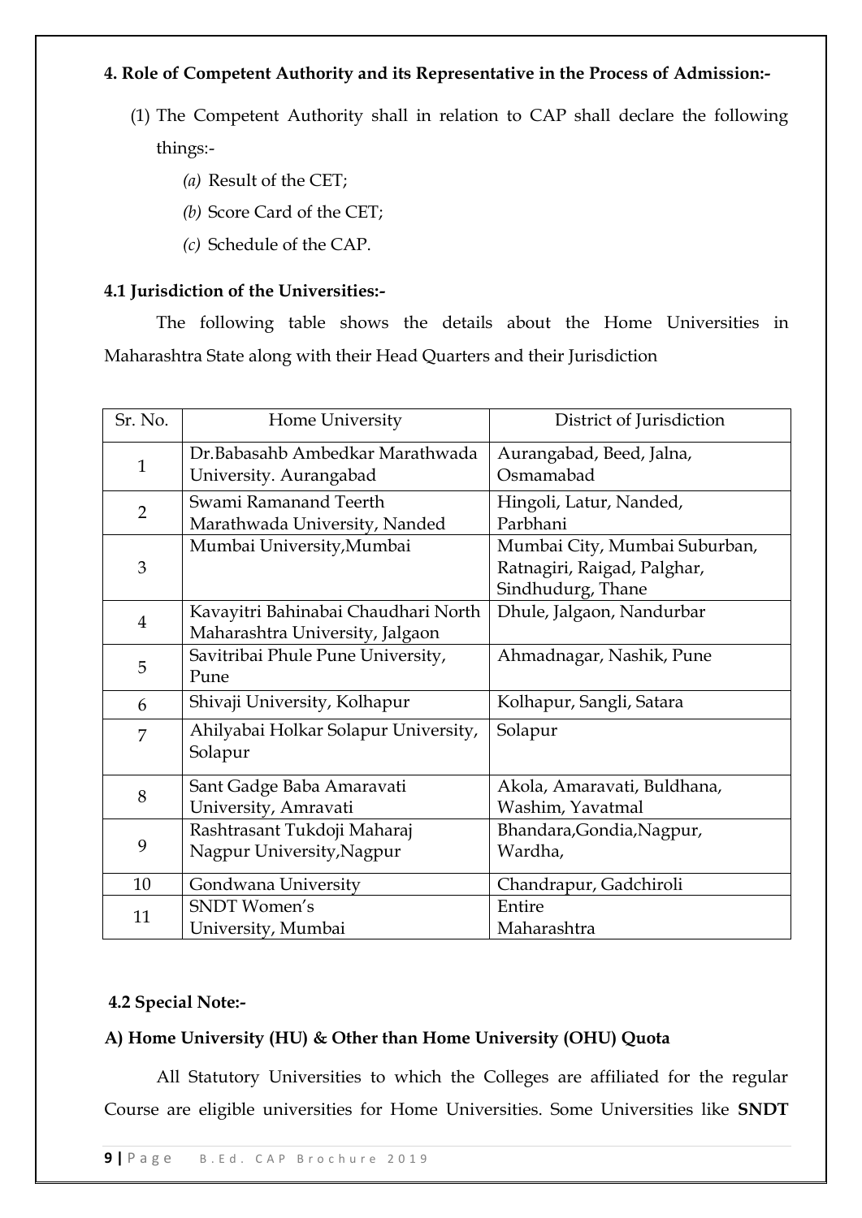**4. Role of Competent Authority and its Representative in the Process of Admission:-**

(1) The Competent Authority shall in relation to CAP shall declare the following things:-

*(a)* Result of the CET;

*(b)* Score Card of the CET;

*(c)* Schedule of the CAP.

**4.1 Jurisdiction of the Universities:-**

The following table shows the details about the Home Universities in Maharashtra State along with their Head Quarters and their Jurisdiction

| Sr. No. | Home University | District of Jurisdiction |
|---|---|---|
| 1 | Dr.Babasahb Ambedkar Marathwada University. Aurangabad | Aurangabad, Beed, Jalna, Osmamabad |
| 2 | Swami Ramanand Teerth Marathwada University, Nanded | Hingoli, Latur, Nanded, Parbhani |
| 3 | Mumbai University,Mumbai | Mumbai City, Mumbai Suburban, Ratnagiri, Raigad, Palghar, Sindhudurg, Thane |
| 4 | Kavayitri Bahinabai Chaudhari North Maharashtra University, Jalgaon | Dhule, Jalgaon, Nandurbar |
| 5 | Savitribai Phule Pune University, Pune | Ahmadnagar, Nashik, Pune |
| 6 | Shivaji University, Kolhapur | Kolhapur, Sangli, Satara |
| 7 | Ahilyabai Holkar Solapur University, Solapur | Solapur |
| 8 | Sant Gadge Baba Amaravati University, Amravati | Akola, Amaravati, Buldhana, Washim, Yavatmal |
| 9 | Rashtrasant Tukdoji Maharaj Nagpur University,Nagpur | Bhandara,Gondia,Nagpur, Wardha, |
| 10 | Gondwana University | Chandrapur, Gadchiroli |
| 11 | SNDT Women's University, Mumbai | Entire Maharashtra |

**4.2 Special Note:-**

**A) Home University (HU) & Other than Home University (OHU) Quota**

All Statutory Universities to which the Colleges are affiliated for the regular Course are eligible universities for Home Universities. Some Universities like **SNDT**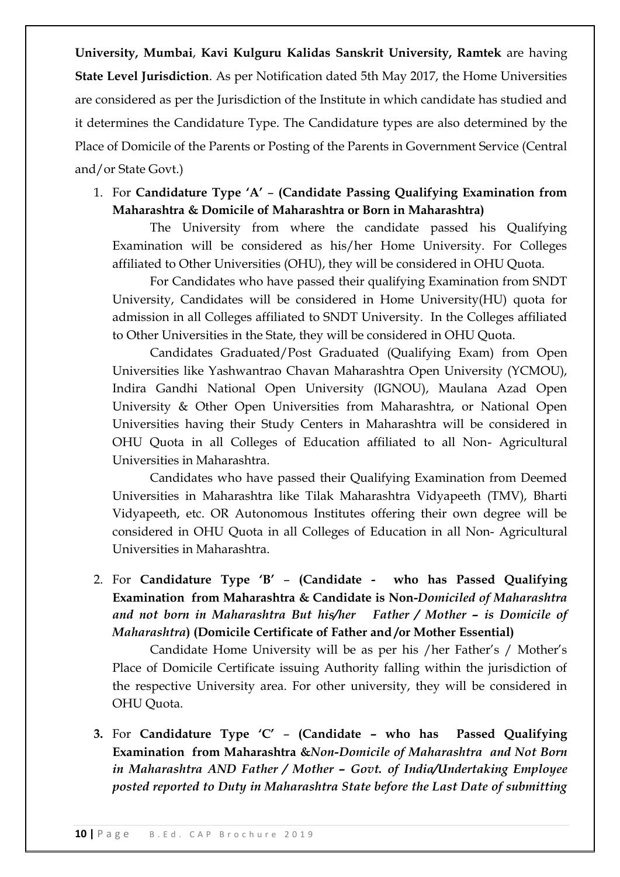**University, Mumbai**, **Kavi Kulguru Kalidas Sanskrit University, Ramtek** are having **State Level Jurisdiction**. As per Notification dated 5th May 2017, the Home Universities are considered as per the Jurisdiction of the Institute in which candidate has studied and it determines the Candidature Type. The Candidature types are also determined by the Place of Domicile of the Parents or Posting of the Parents in Government Service (Central and/or State Govt.)

1. For **Candidature Type 'A'** – **(Candidate Passing Qualifying Examination from Maharashtra & Domicile of Maharashtra or Born in Maharashtra)**

   The University from where the candidate passed his Qualifying Examination will be considered as his/her Home University. For Colleges affiliated to Other Universities (OHU), they will be considered in OHU Quota.

   For Candidates who have passed their qualifying Examination from SNDT University, Candidates will be considered in Home University(HU) quota for admission in all Colleges affiliated to SNDT University. In the Colleges affiliated to Other Universities in the State, they will be considered in OHU Quota.

   Candidates Graduated/Post Graduated (Qualifying Exam) from Open Universities like Yashwantrao Chavan Maharashtra Open University (YCMOU), Indira Gandhi National Open University (IGNOU), Maulana Azad Open University & Other Open Universities from Maharashtra, or National Open Universities having their Study Centers in Maharashtra will be considered in OHU Quota in all Colleges of Education affiliated to all Non- Agricultural Universities in Maharashtra.

   Candidates who have passed their Qualifying Examination from Deemed Universities in Maharashtra like Tilak Maharashtra Vidyapeeth (TMV), Bharti Vidyapeeth, etc. OR Autonomous Institutes offering their own degree will be considered in OHU Quota in all Colleges of Education in all Non- Agricultural Universities in Maharashtra.

2. For **Candidature Type 'B'** – **(Candidate - who has Passed Qualifying Examination from Maharashtra & Candidate is Non-*Domiciled of Maharashtra and not born in Maharashtra But his/her Father / Mother – is Domicile of Maharashtra*) (Domicile Certificate of Father and /or Mother Essential)**

   Candidate Home University will be as per his /her Father's / Mother's Place of Domicile Certificate issuing Authority falling within the jurisdiction of the respective University area. For other university, they will be considered in OHU Quota.

3. For **Candidature Type 'C'** – **(Candidate – who has Passed Qualifying Examination from Maharashtra &*Non-Domicile of Maharashtra and Not Born in Maharashtra AND Father / Mother – Govt. of India/Undertaking Employee posted reported to Duty in Maharashtra State before the Last Date of submitting***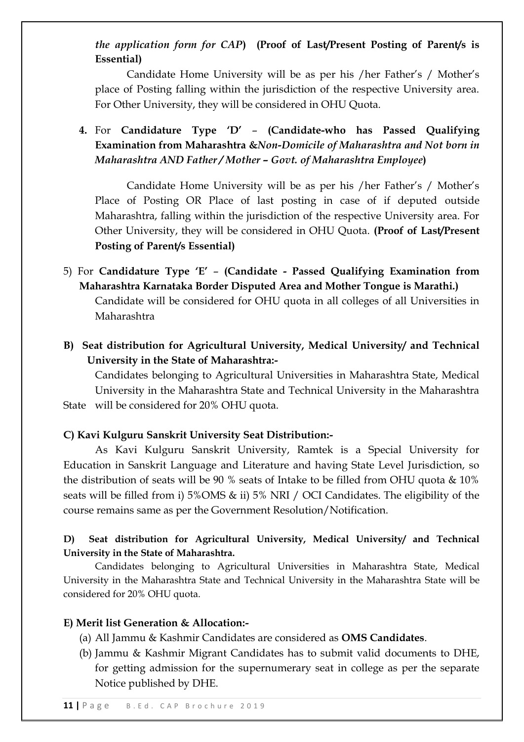*the application form for CAP*) **(Proof of Last/Present Posting of Parent/s is Essential)**

Candidate Home University will be as per his /her Father's / Mother's place of Posting falling within the jurisdiction of the respective University area. For Other University, they will be considered in OHU Quota.

**4.** For **Candidature Type 'D'** – **(Candidate-who has Passed Qualifying Examination from Maharashtra &*Non-Domicile of Maharashtra and Not born in Maharashtra AND Father / Mother – Govt. of Maharashtra Employee*)**

Candidate Home University will be as per his /her Father's / Mother's Place of Posting OR Place of last posting in case of if deputed outside Maharashtra, falling within the jurisdiction of the respective University area. For Other University, they will be considered in OHU Quota. **(Proof of Last/Present Posting of Parent/s Essential)**

5) For **Candidature Type 'E'** – **(Candidate - Passed Qualifying Examination from Maharashtra Karnataka Border Disputed Area and Mother Tongue is Marathi.)**

Candidate will be considered for OHU quota in all colleges of all Universities in Maharashtra

**B) Seat distribution for Agricultural University, Medical University/ and Technical University in the State of Maharashtra:-**

Candidates belonging to Agricultural Universities in Maharashtra State, Medical University in the Maharashtra State and Technical University in the Maharashtra State will be considered for 20% OHU quota.

**C) Kavi Kulguru Sanskrit University Seat Distribution:-**

As Kavi Kulguru Sanskrit University, Ramtek is a Special University for Education in Sanskrit Language and Literature and having State Level Jurisdiction, so the distribution of seats will be 90 % seats of Intake to be filled from OHU quota & 10% seats will be filled from i) 5%OMS & ii) 5% NRI / OCI Candidates. The eligibility of the course remains same as per the Government Resolution/Notification.

**D) Seat distribution for Agricultural University, Medical University/ and Technical University in the State of Maharashtra.**

Candidates belonging to Agricultural Universities in Maharashtra State, Medical University in the Maharashtra State and Technical University in the Maharashtra State will be considered for 20% OHU quota.

**E) Merit list Generation & Allocation:-**

(a) All Jammu & Kashmir Candidates are considered as **OMS Candidates**.

(b) Jammu & Kashmir Migrant Candidates has to submit valid documents to DHE, for getting admission for the supernumerary seat in college as per the separate Notice published by DHE.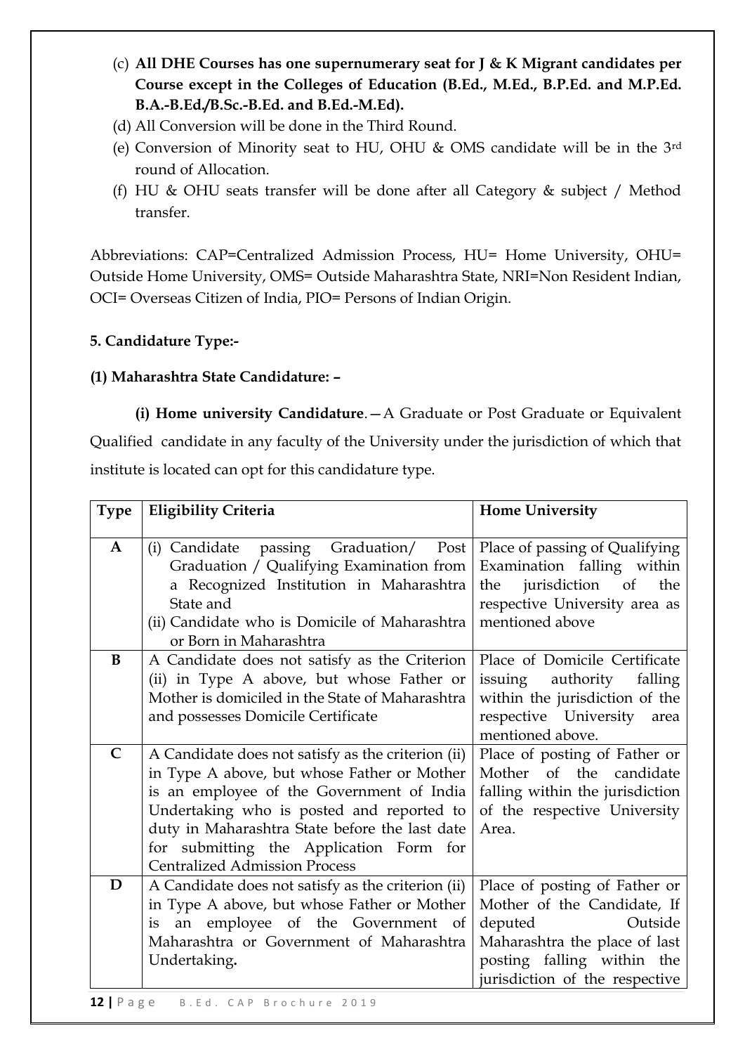(c) **All DHE Courses has one supernumerary seat for J & K Migrant candidates per Course except in the Colleges of Education (B.Ed., M.Ed., B.P.Ed. and M.P.Ed. B.A.-B.Ed./B.Sc.-B.Ed. and B.Ed.-M.Ed).**

(d) All Conversion will be done in the Third Round.

(e) Conversion of Minority seat to HU, OHU & OMS candidate will be in the 3rd round of Allocation.

(f) HU & OHU seats transfer will be done after all Category & subject / Method transfer.

Abbreviations: CAP=Centralized Admission Process, HU= Home University, OHU= Outside Home University, OMS= Outside Maharashtra State, NRI=Non Resident Indian, OCI= Overseas Citizen of India, PIO= Persons of Indian Origin.

**5. Candidature Type:-**

**(1) Maharashtra State Candidature: –**

**(i) Home university Candidature**.—A Graduate or Post Graduate or Equivalent Qualified candidate in any faculty of the University under the jurisdiction of which that institute is located can opt for this candidature type.

| Type | Eligibility Criteria | Home University |
|---|---|---|
| **A** | (i) Candidate passing Graduation/ Post Graduation / Qualifying Examination from a Recognized Institution in Maharashtra State and<br>(ii) Candidate who is Domicile of Maharashtra or Born in Maharashtra | Place of passing of Qualifying Examination falling within the jurisdiction of the respective University area as mentioned above |
| **B** | A Candidate does not satisfy as the Criterion (ii) in Type A above, but whose Father or Mother is domiciled in the State of Maharashtra and possesses Domicile Certificate | Place of Domicile Certificate issuing authority falling within the jurisdiction of the respective University area mentioned above. |
| **C** | A Candidate does not satisfy as the criterion (ii) in Type A above, but whose Father or Mother is an employee of the Government of India Undertaking who is posted and reported to duty in Maharashtra State before the last date for submitting the Application Form for Centralized Admission Process | Place of posting of Father or Mother of the candidate falling within the jurisdiction of the respective University Area. |
| **D** | A Candidate does not satisfy as the criterion (ii) in Type A above, but whose Father or Mother is an employee of the Government of Maharashtra or Government of Maharashtra Undertaking**.** | Place of posting of Father or Mother of the Candidate, If deputed Outside Maharashtra the place of last posting falling within the jurisdiction of the respective |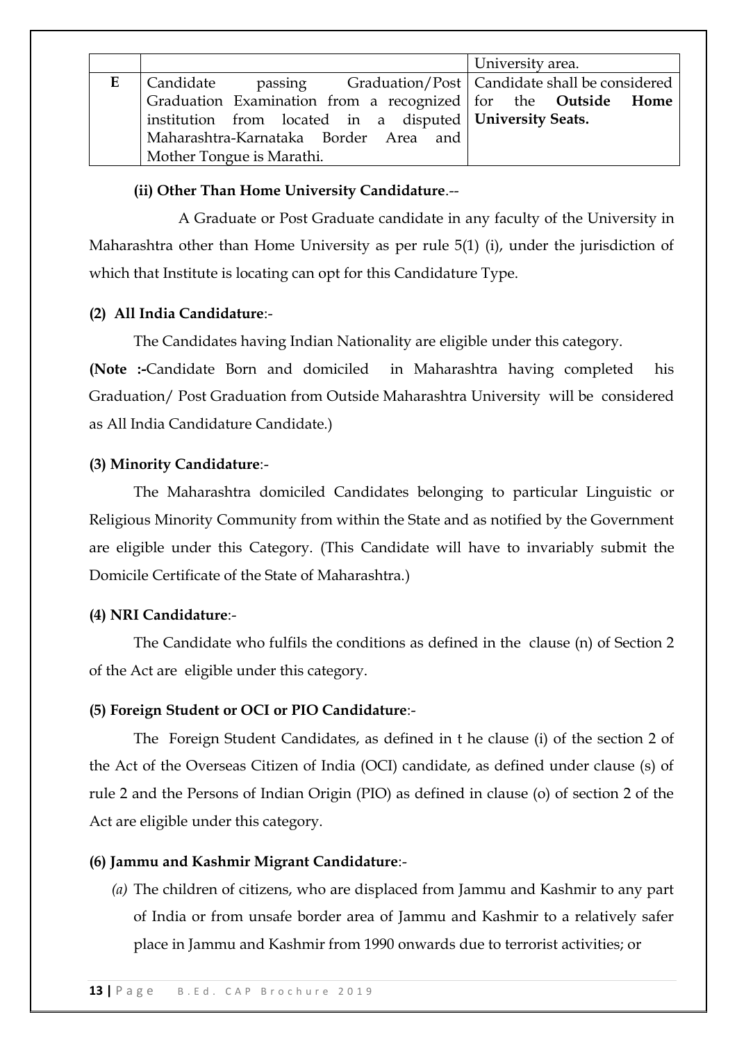| | | |
|---|---|---|
| | | University area. |
| **E** | Candidate passing Graduation/Post Graduation Examination from a recognized institution from located in a disputed Maharashtra-Karnataka Border Area and Mother Tongue is Marathi. | Candidate shall be considered for the **Outside Home University Seats.** |

**(ii) Other Than Home University Candidature**.--

A Graduate or Post Graduate candidate in any faculty of the University in Maharashtra other than Home University as per rule 5(1) (i), under the jurisdiction of which that Institute is locating can opt for this Candidature Type.

**(2) All India Candidature**:-

The Candidates having Indian Nationality are eligible under this category.

**(Note :-**Candidate Born and domiciled in Maharashtra having completed his Graduation/ Post Graduation from Outside Maharashtra University will be considered as All India Candidature Candidate.)

**(3) Minority Candidature**:-

The Maharashtra domiciled Candidates belonging to particular Linguistic or Religious Minority Community from within the State and as notified by the Government are eligible under this Category. (This Candidate will have to invariably submit the Domicile Certificate of the State of Maharashtra.)

**(4) NRI Candidature**:-

The Candidate who fulfils the conditions as defined in the clause (n) of Section 2 of the Act are eligible under this category.

**(5) Foreign Student or OCI or PIO Candidature**:-

The Foreign Student Candidates, as defined in t he clause (i) of the section 2 of the Act of the Overseas Citizen of India (OCI) candidate, as defined under clause (s) of rule 2 and the Persons of Indian Origin (PIO) as defined in clause (o) of section 2 of the Act are eligible under this category.

**(6) Jammu and Kashmir Migrant Candidature**:-

*(a)* The children of citizens, who are displaced from Jammu and Kashmir to any part of India or from unsafe border area of Jammu and Kashmir to a relatively safer place in Jammu and Kashmir from 1990 onwards due to terrorist activities; or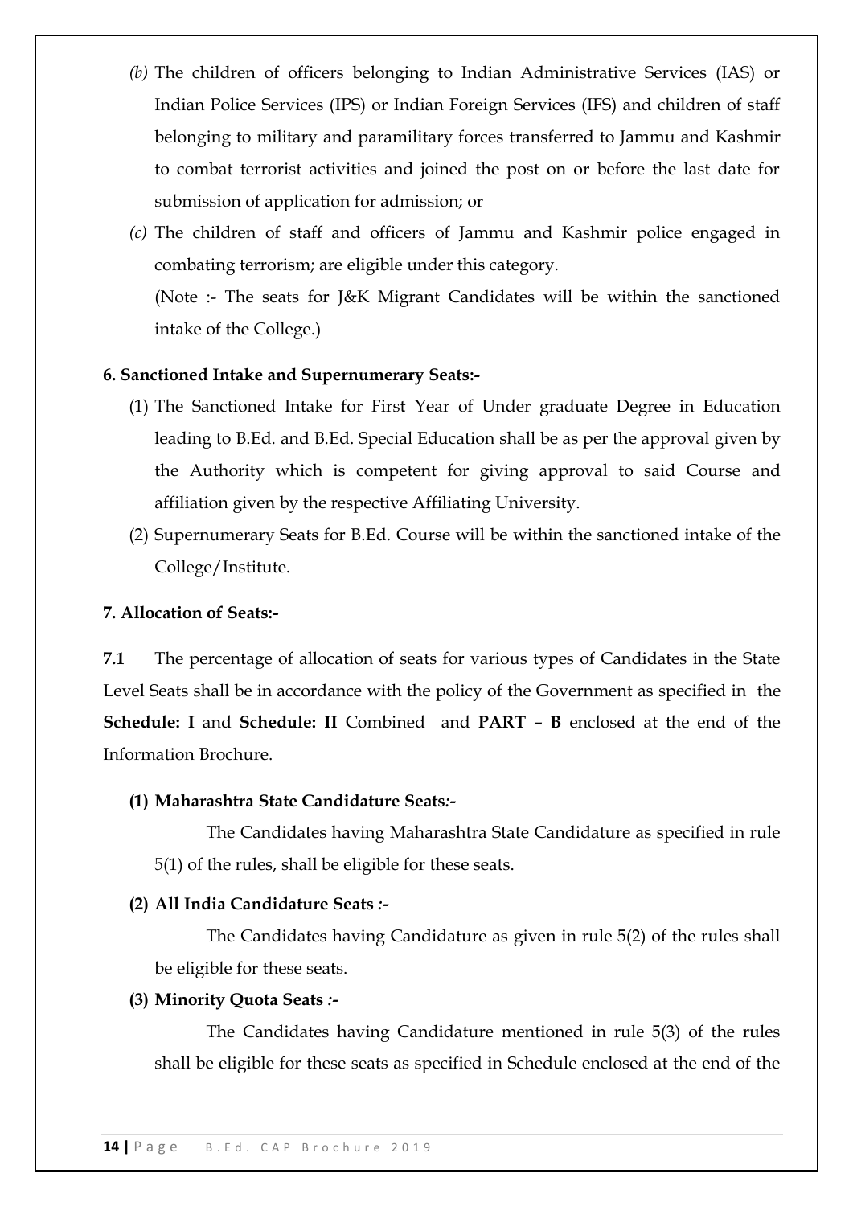*(b)* The children of officers belonging to Indian Administrative Services (IAS) or Indian Police Services (IPS) or Indian Foreign Services (IFS) and children of staff belonging to military and paramilitary forces transferred to Jammu and Kashmir to combat terrorist activities and joined the post on or before the last date for submission of application for admission; or

*(c)* The children of staff and officers of Jammu and Kashmir police engaged in combating terrorism; are eligible under this category.

(Note :- The seats for J&K Migrant Candidates will be within the sanctioned intake of the College.)

**6. Sanctioned Intake and Supernumerary Seats:-**

(1) The Sanctioned Intake for First Year of Under graduate Degree in Education leading to B.Ed. and B.Ed. Special Education shall be as per the approval given by the Authority which is competent for giving approval to said Course and affiliation given by the respective Affiliating University.

(2) Supernumerary Seats for B.Ed. Course will be within the sanctioned intake of the College/Institute.

**7. Allocation of Seats:-**

**7.1** The percentage of allocation of seats for various types of Candidates in the State Level Seats shall be in accordance with the policy of the Government as specified in the **Schedule: I** and **Schedule: II** Combined and **PART – B** enclosed at the end of the Information Brochure.

**(1) Maharashtra State Candidature Seats:-**

The Candidates having Maharashtra State Candidature as specified in rule 5(1) of the rules, shall be eligible for these seats.

**(2) All India Candidature Seats :-**

The Candidates having Candidature as given in rule 5(2) of the rules shall be eligible for these seats.

**(3) Minority Quota Seats :-**

The Candidates having Candidature mentioned in rule 5(3) of the rules shall be eligible for these seats as specified in Schedule enclosed at the end of the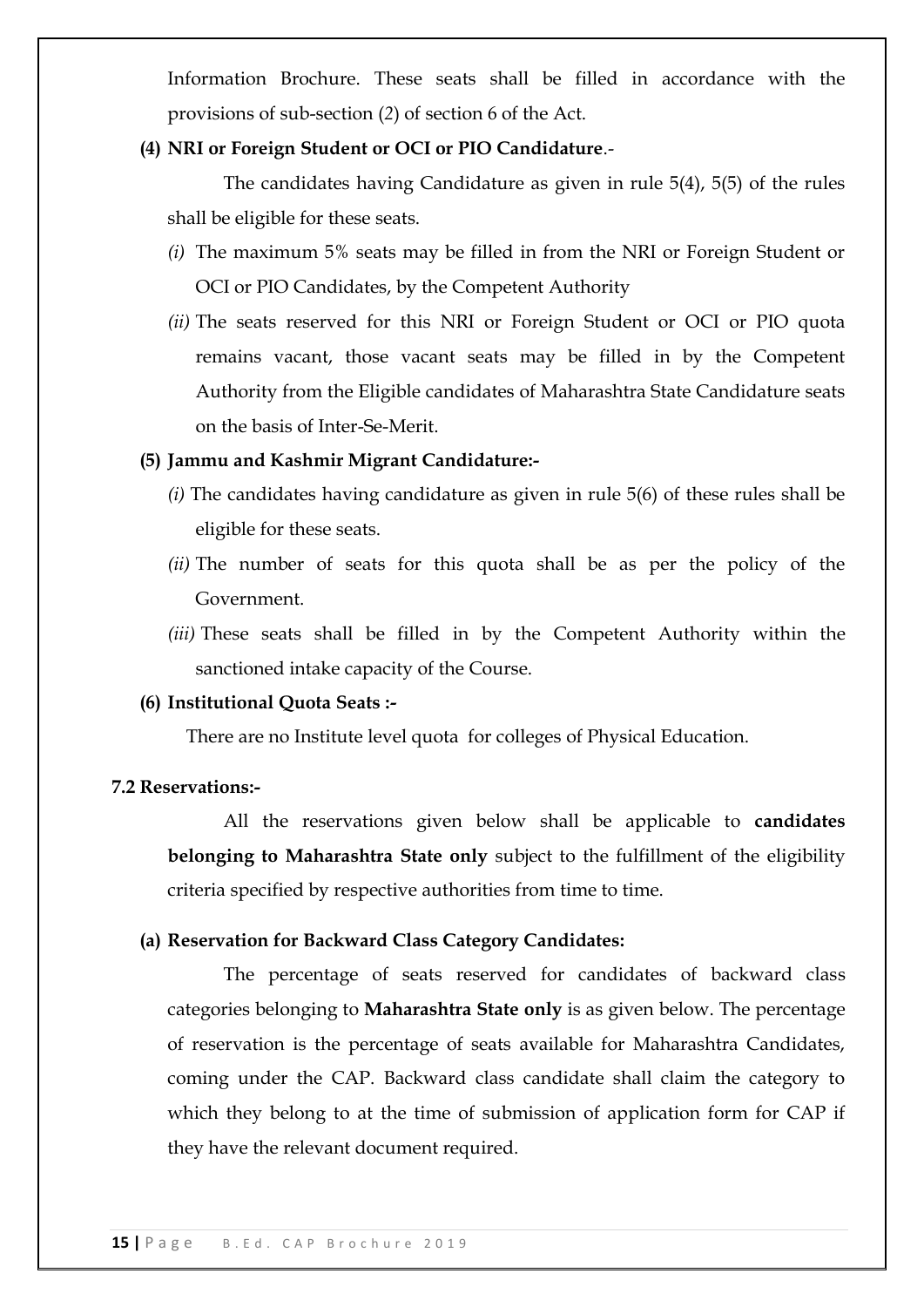Information Brochure. These seats shall be filled in accordance with the provisions of sub-section (2) of section 6 of the Act.

**(4) NRI or Foreign Student or OCI or PIO Candidature**.-

The candidates having Candidature as given in rule 5(4), 5(5) of the rules shall be eligible for these seats.

*(i)* The maximum 5% seats may be filled in from the NRI or Foreign Student or OCI or PIO Candidates, by the Competent Authority

*(ii)* The seats reserved for this NRI or Foreign Student or OCI or PIO quota remains vacant, those vacant seats may be filled in by the Competent Authority from the Eligible candidates of Maharashtra State Candidature seats on the basis of Inter-Se-Merit.

**(5) Jammu and Kashmir Migrant Candidature:-**

*(i)* The candidates having candidature as given in rule 5(6) of these rules shall be eligible for these seats.

*(ii)* The number of seats for this quota shall be as per the policy of the Government.

*(iii)* These seats shall be filled in by the Competent Authority within the sanctioned intake capacity of the Course.

**(6) Institutional Quota Seats :-**

There are no Institute level quota for colleges of Physical Education.

**7.2 Reservations:-**

All the reservations given below shall be applicable to **candidates belonging to Maharashtra State only** subject to the fulfillment of the eligibility criteria specified by respective authorities from time to time.

**(a) Reservation for Backward Class Category Candidates:**

The percentage of seats reserved for candidates of backward class categories belonging to **Maharashtra State only** is as given below. The percentage of reservation is the percentage of seats available for Maharashtra Candidates, coming under the CAP. Backward class candidate shall claim the category to which they belong to at the time of submission of application form for CAP if they have the relevant document required.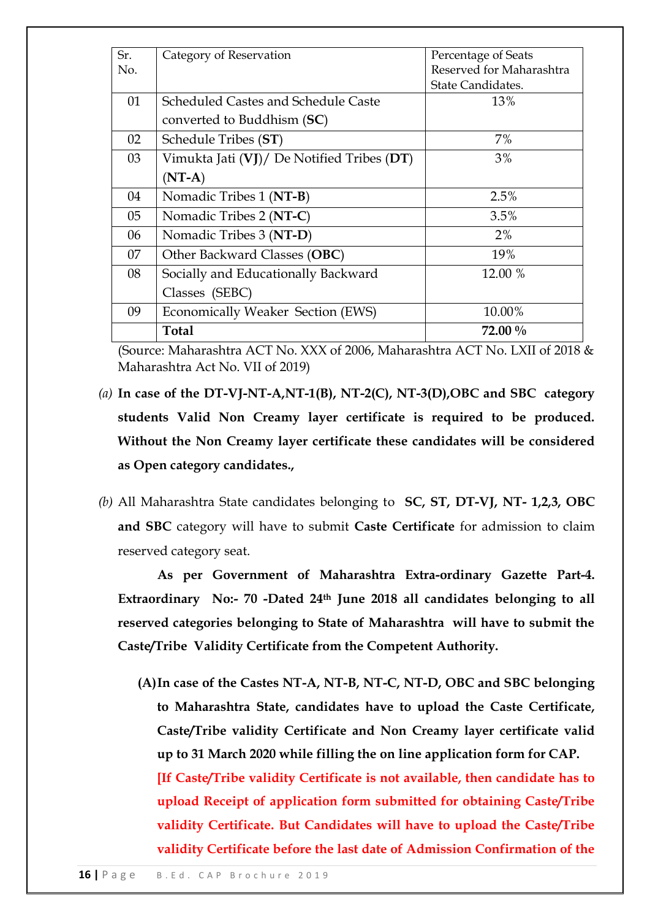| Sr. No. | Category of Reservation | Percentage of Seats Reserved for Maharashtra State Candidates. |
|---|---|---|
| 01 | Scheduled Castes and Schedule Caste converted to Buddhism (**SC**) | 13% |
| 02 | Schedule Tribes (**ST**) | 7% |
| 03 | Vimukta Jati (**VJ**)/ De Notified Tribes (**DT**) (**NT-A**) | 3% |
| 04 | Nomadic Tribes 1 (**NT-B**) | 2.5% |
| 05 | Nomadic Tribes 2 (**NT-C**) | 3.5% |
| 06 | Nomadic Tribes 3 (**NT-D**) | 2% |
| 07 | Other Backward Classes (**OBC**) | 19% |
| 08 | Socially and Educationally Backward Classes (SEBC) | 12.00 % |
| 09 | Economically Weaker Section (EWS) | 10.00% |
| | **Total** | **72.00 %** |

(Source: Maharashtra ACT No. XXX of 2006, Maharashtra ACT No. LXII of 2018 & Maharashtra Act No. VII of 2019)

*(a)* **In case of the DT-VJ-NT-A,NT-1(B), NT-2(C), NT-3(D),OBC and SBC category students Valid Non Creamy layer certificate is required to be produced. Without the Non Creamy layer certificate these candidates will be considered as Open category candidates.,**

*(b)* All Maharashtra State candidates belonging to **SC, ST, DT-VJ, NT- 1,2,3, OBC and SBC** category will have to submit **Caste Certificate** for admission to claim reserved category seat.

**As per Government of Maharashtra Extra-ordinary Gazette Part-4. Extraordinary No:- 70 -Dated 24th June 2018 all candidates belonging to all reserved categories belonging to State of Maharashtra will have to submit the Caste/Tribe Validity Certificate from the Competent Authority.**

**(A) In case of the Castes NT-A, NT-B, NT-C, NT-D, OBC and SBC belonging to Maharashtra State, candidates have to upload the Caste Certificate, Caste/Tribe validity Certificate and Non Creamy layer certificate valid up to 31 March 2020 while filling the on line application form for CAP.**

**[If Caste/Tribe validity Certificate is not available, then candidate has to upload Receipt of application form submitted for obtaining Caste/Tribe validity Certificate. But Candidates will have to upload the Caste/Tribe validity Certificate before the last date of Admission Confirmation of the**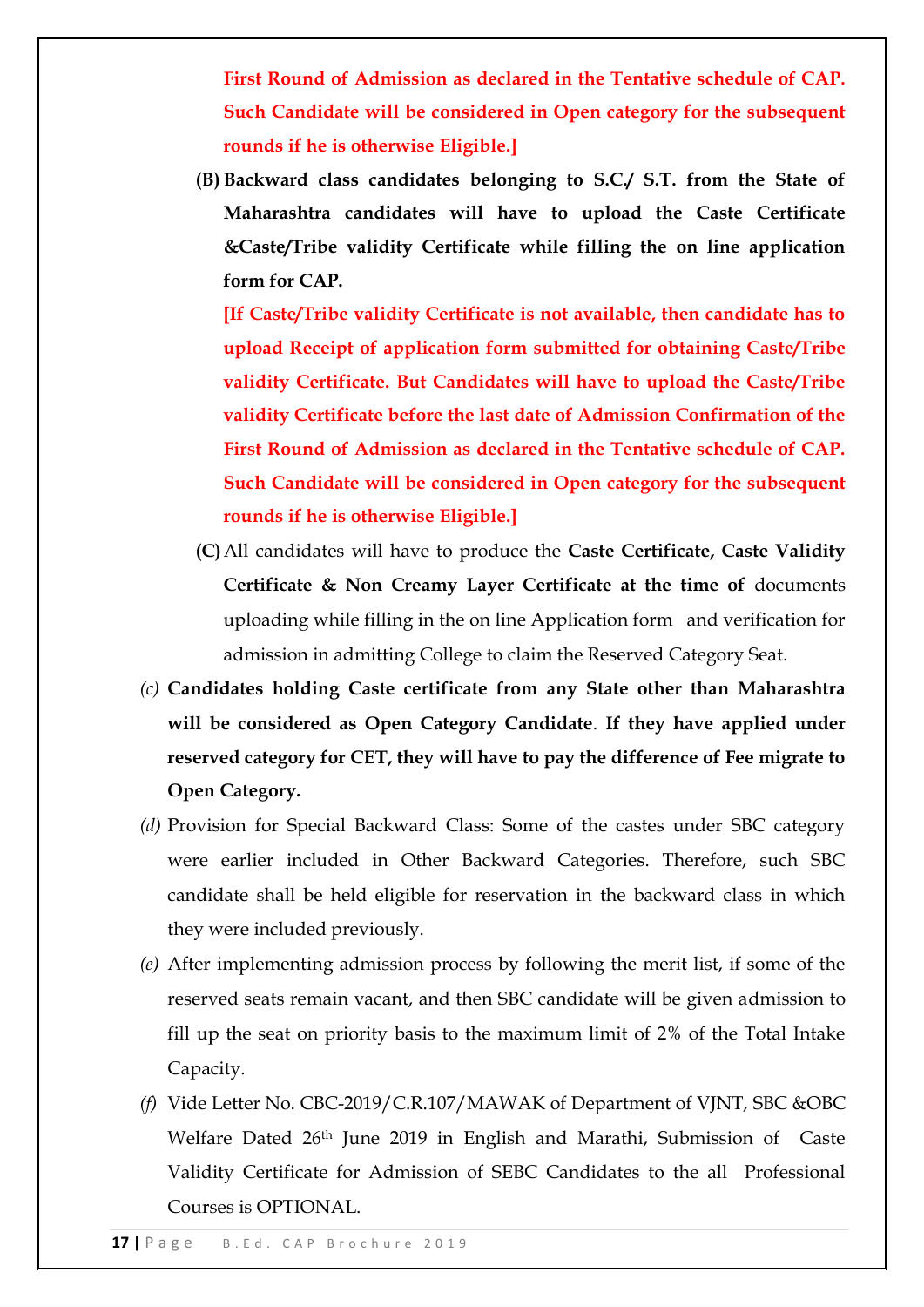**First Round of Admission as declared in the Tentative schedule of CAP. Such Candidate will be considered in Open category for the subsequent rounds if he is otherwise Eligible.]**

**(B) Backward class candidates belonging to S.C./ S.T. from the State of Maharashtra candidates will have to upload the Caste Certificate &Caste/Tribe validity Certificate while filling the on line application form for CAP.**

**[If Caste/Tribe validity Certificate is not available, then candidate has to upload Receipt of application form submitted for obtaining Caste/Tribe validity Certificate. But Candidates will have to upload the Caste/Tribe validity Certificate before the last date of Admission Confirmation of the First Round of Admission as declared in the Tentative schedule of CAP. Such Candidate will be considered in Open category for the subsequent rounds if he is otherwise Eligible.]**

**(C)** All candidates will have to produce the **Caste Certificate, Caste Validity Certificate & Non Creamy Layer Certificate at the time of** documents uploading while filling in the on line Application form and verification for admission in admitting College to claim the Reserved Category Seat.

*(c)* **Candidates holding Caste certificate from any State other than Maharashtra will be considered as Open Category Candidate**. **If they have applied under reserved category for CET, they will have to pay the difference of Fee migrate to Open Category.**

*(d)* Provision for Special Backward Class: Some of the castes under SBC category were earlier included in Other Backward Categories. Therefore, such SBC candidate shall be held eligible for reservation in the backward class in which they were included previously.

*(e)* After implementing admission process by following the merit list, if some of the reserved seats remain vacant, and then SBC candidate will be given admission to fill up the seat on priority basis to the maximum limit of 2% of the Total Intake Capacity.

*(f)* Vide Letter No. CBC-2019/C.R.107/MAWAK of Department of VJNT, SBC &OBC Welfare Dated 26th June 2019 in English and Marathi, Submission of Caste Validity Certificate for Admission of SEBC Candidates to the all Professional Courses is OPTIONAL.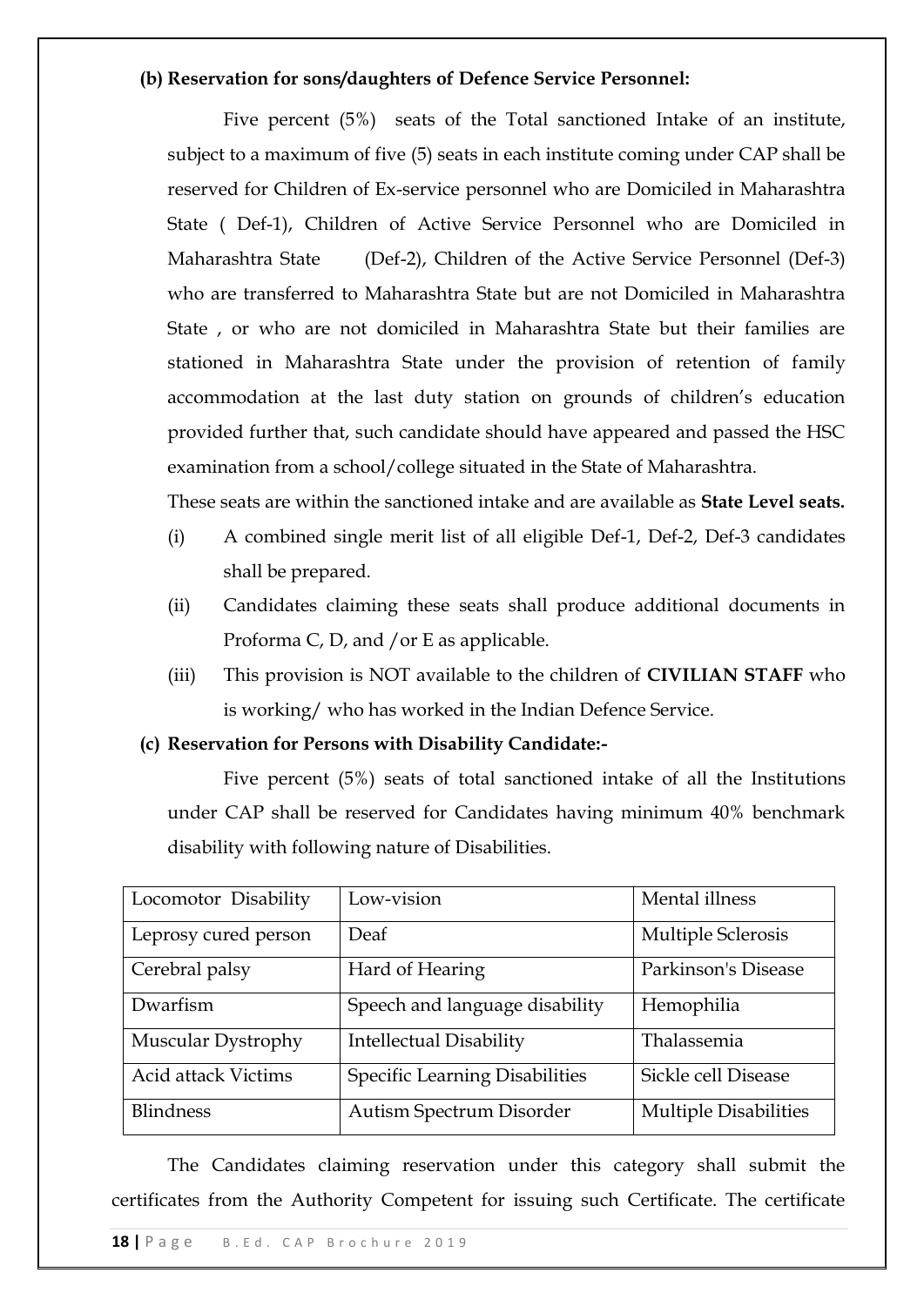**(b) Reservation for sons/daughters of Defence Service Personnel:**

Five percent (5%) seats of the Total sanctioned Intake of an institute, subject to a maximum of five (5) seats in each institute coming under CAP shall be reserved for Children of Ex-service personnel who are Domiciled in Maharashtra State ( Def-1), Children of Active Service Personnel who are Domiciled in Maharashtra State (Def-2), Children of the Active Service Personnel (Def-3) who are transferred to Maharashtra State but are not Domiciled in Maharashtra State , or who are not domiciled in Maharashtra State but their families are stationed in Maharashtra State under the provision of retention of family accommodation at the last duty station on grounds of children's education provided further that, such candidate should have appeared and passed the HSC examination from a school/college situated in the State of Maharashtra.

These seats are within the sanctioned intake and are available as **State Level seats.**

(i) A combined single merit list of all eligible Def-1, Def-2, Def-3 candidates shall be prepared.

(ii) Candidates claiming these seats shall produce additional documents in Proforma C, D, and /or E as applicable.

(iii) This provision is NOT available to the children of **CIVILIAN STAFF** who is working/ who has worked in the Indian Defence Service.

**(c) Reservation for Persons with Disability Candidate:-**

Five percent (5%) seats of total sanctioned intake of all the Institutions under CAP shall be reserved for Candidates having minimum 40% benchmark disability with following nature of Disabilities.

| Locomotor Disability | Low-vision | Mental illness |
|---|---|---|
| Leprosy cured person | Deaf | Multiple Sclerosis |
| Cerebral palsy | Hard of Hearing | Parkinson's Disease |
| Dwarfism | Speech and language disability | Hemophilia |
| Muscular Dystrophy | Intellectual Disability | Thalassemia |
| Acid attack Victims | Specific Learning Disabilities | Sickle cell Disease |
| Blindness | Autism Spectrum Disorder | Multiple Disabilities |

The Candidates claiming reservation under this category shall submit the certificates from the Authority Competent for issuing such Certificate. The certificate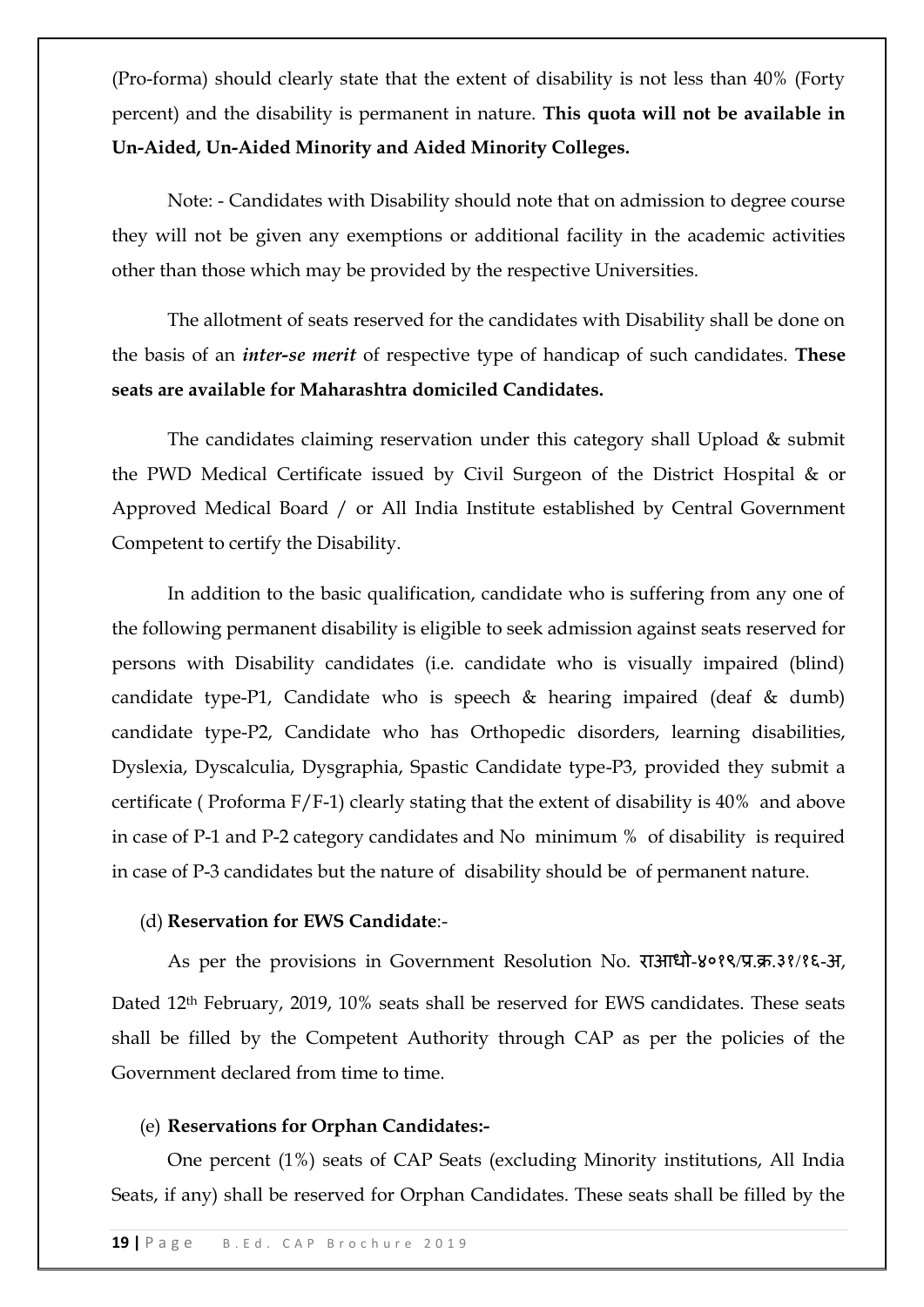(Pro-forma) should clearly state that the extent of disability is not less than 40% (Forty percent) and the disability is permanent in nature. **This quota will not be available in Un-Aided, Un-Aided Minority and Aided Minority Colleges.**

Note: - Candidates with Disability should note that on admission to degree course they will not be given any exemptions or additional facility in the academic activities other than those which may be provided by the respective Universities.

The allotment of seats reserved for the candidates with Disability shall be done on the basis of an ***inter-se merit*** of respective type of handicap of such candidates. **These seats are available for Maharashtra domiciled Candidates.**

The candidates claiming reservation under this category shall Upload & submit the PWD Medical Certificate issued by Civil Surgeon of the District Hospital & or Approved Medical Board / or All India Institute established by Central Government Competent to certify the Disability.

In addition to the basic qualification, candidate who is suffering from any one of the following permanent disability is eligible to seek admission against seats reserved for persons with Disability candidates (i.e. candidate who is visually impaired (blind) candidate type-P1, Candidate who is speech & hearing impaired (deaf & dumb) candidate type-P2, Candidate who has Orthopedic disorders, learning disabilities, Dyslexia, Dyscalculia, Dysgraphia, Spastic Candidate type-P3, provided they submit a certificate ( Proforma F/F-1) clearly stating that the extent of disability is 40% and above in case of P-1 and P-2 category candidates and No minimum % of disability is required in case of P-3 candidates but the nature of disability should be of permanent nature.

(d) **Reservation for EWS Candidate**:-

As per the provisions in Government Resolution No. राआधो-४०१९/प्र.क्र.३१/१६-अ, Dated 12th February, 2019, 10% seats shall be reserved for EWS candidates. These seats shall be filled by the Competent Authority through CAP as per the policies of the Government declared from time to time.

(e) **Reservations for Orphan Candidates:-**

One percent (1%) seats of CAP Seats (excluding Minority institutions, All India Seats, if any) shall be reserved for Orphan Candidates. These seats shall be filled by the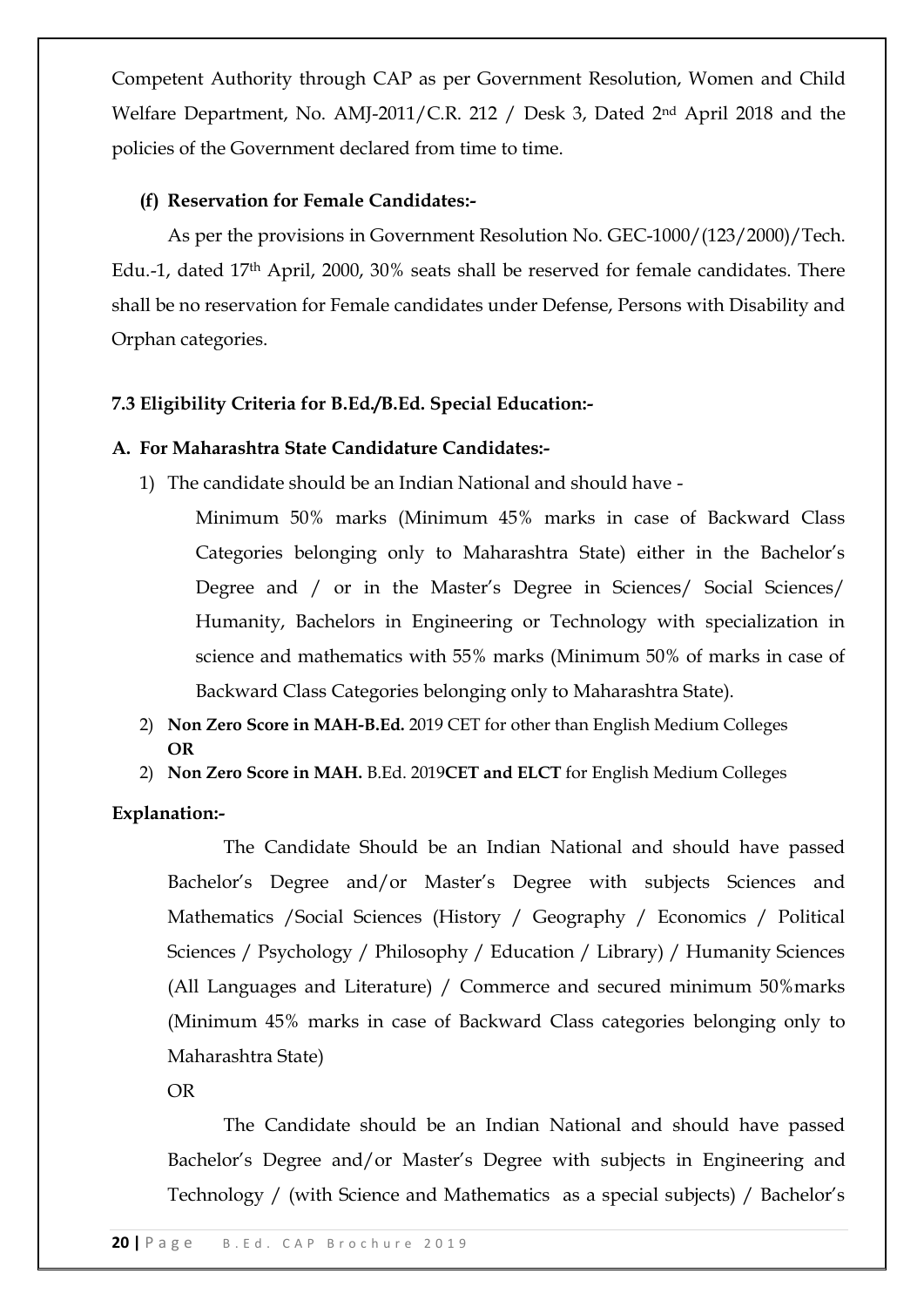Competent Authority through CAP as per Government Resolution, Women and Child Welfare Department, No. AMJ-2011/C.R. 212 / Desk 3, Dated 2nd April 2018 and the policies of the Government declared from time to time.

**(f) Reservation for Female Candidates:-**

As per the provisions in Government Resolution No. GEC-1000/(123/2000)/Tech. Edu.-1, dated 17th April, 2000, 30% seats shall be reserved for female candidates. There shall be no reservation for Female candidates under Defense, Persons with Disability and Orphan categories.

**7.3 Eligibility Criteria for B.Ed./B.Ed. Special Education:-**

**A. For Maharashtra State Candidature Candidates:-**

1) The candidate should be an Indian National and should have -

   Minimum 50% marks (Minimum 45% marks in case of Backward Class Categories belonging only to Maharashtra State) either in the Bachelor's Degree and / or in the Master's Degree in Sciences/ Social Sciences/ Humanity, Bachelors in Engineering or Technology with specialization in science and mathematics with 55% marks (Minimum 50% of marks in case of Backward Class Categories belonging only to Maharashtra State).

2) **Non Zero Score in MAH-B.Ed.** 2019 CET for other than English Medium Colleges
   **OR**

2) **Non Zero Score in MAH.** B.Ed. 2019**CET and ELCT** for English Medium Colleges

**Explanation:-**

The Candidate Should be an Indian National and should have passed Bachelor's Degree and/or Master's Degree with subjects Sciences and Mathematics /Social Sciences (History / Geography / Economics / Political Sciences / Psychology / Philosophy / Education / Library) / Humanity Sciences (All Languages and Literature) / Commerce and secured minimum 50%marks (Minimum 45% marks in case of Backward Class categories belonging only to Maharashtra State)

OR

The Candidate should be an Indian National and should have passed Bachelor's Degree and/or Master's Degree with subjects in Engineering and Technology / (with Science and Mathematics as a special subjects) / Bachelor's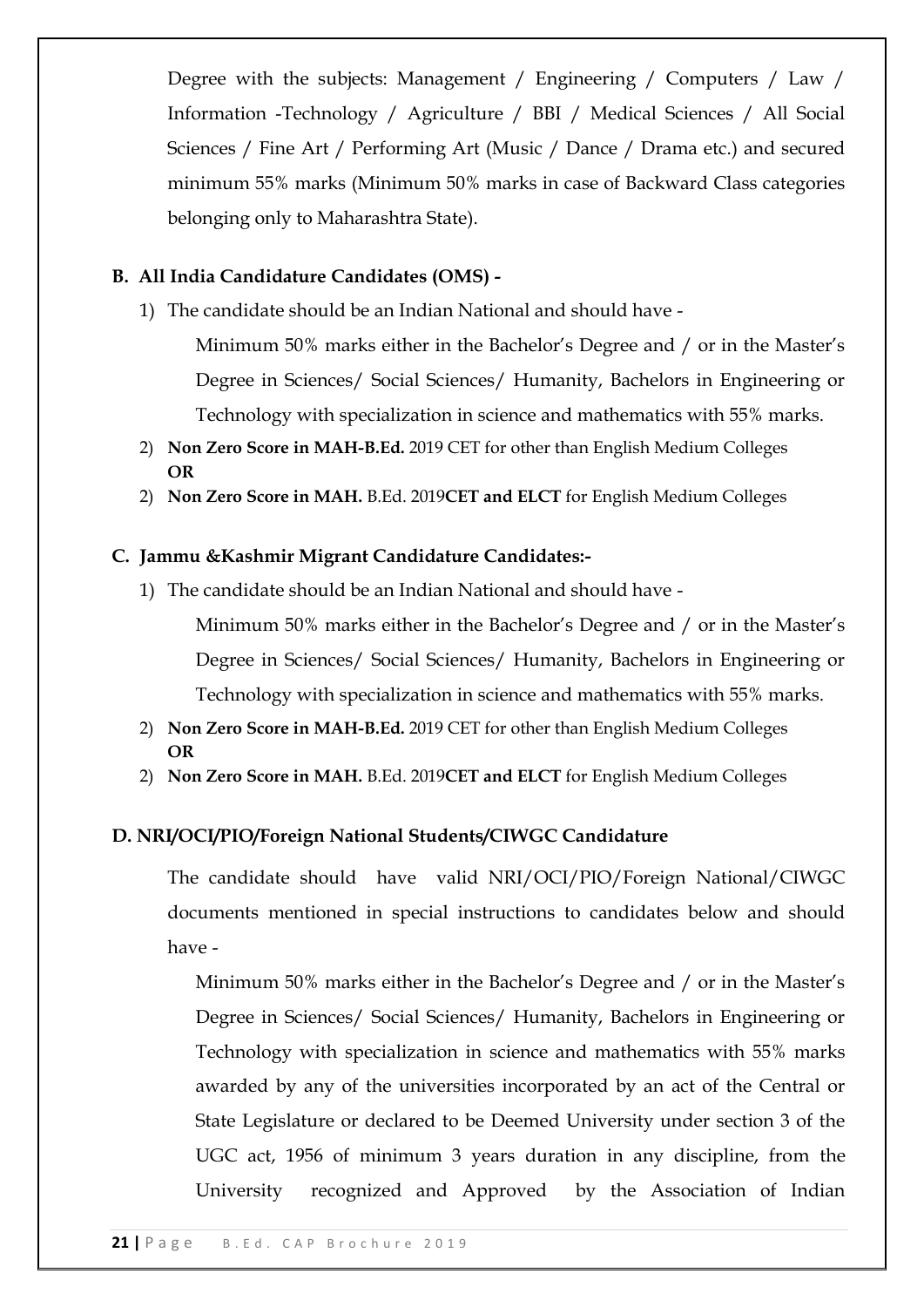Degree with the subjects: Management / Engineering / Computers / Law / Information -Technology / Agriculture / BBI / Medical Sciences / All Social Sciences / Fine Art / Performing Art (Music / Dance / Drama etc.) and secured minimum 55% marks (Minimum 50% marks in case of Backward Class categories belonging only to Maharashtra State).

**B. All India Candidature Candidates (OMS) -**

1) The candidate should be an Indian National and should have -

   Minimum 50% marks either in the Bachelor's Degree and / or in the Master's Degree in Sciences/ Social Sciences/ Humanity, Bachelors in Engineering or Technology with specialization in science and mathematics with 55% marks.

2) **Non Zero Score in MAH-B.Ed.** 2019 CET for other than English Medium Colleges
   **OR**
2) **Non Zero Score in MAH.** B.Ed. 2019**CET and ELCT** for English Medium Colleges

**C. Jammu &Kashmir Migrant Candidature Candidates:-**

1) The candidate should be an Indian National and should have -

   Minimum 50% marks either in the Bachelor's Degree and / or in the Master's Degree in Sciences/ Social Sciences/ Humanity, Bachelors in Engineering or Technology with specialization in science and mathematics with 55% marks.

2) **Non Zero Score in MAH-B.Ed.** 2019 CET for other than English Medium Colleges
   **OR**
2) **Non Zero Score in MAH.** B.Ed. 2019**CET and ELCT** for English Medium Colleges

**D. NRI/OCI/PIO/Foreign National Students/CIWGC Candidature**

The candidate should have valid NRI/OCI/PIO/Foreign National/CIWGC documents mentioned in special instructions to candidates below and should have -

Minimum 50% marks either in the Bachelor's Degree and / or in the Master's Degree in Sciences/ Social Sciences/ Humanity, Bachelors in Engineering or Technology with specialization in science and mathematics with 55% marks awarded by any of the universities incorporated by an act of the Central or State Legislature or declared to be Deemed University under section 3 of the UGC act, 1956 of minimum 3 years duration in any discipline, from the University recognized and Approved by the Association of Indian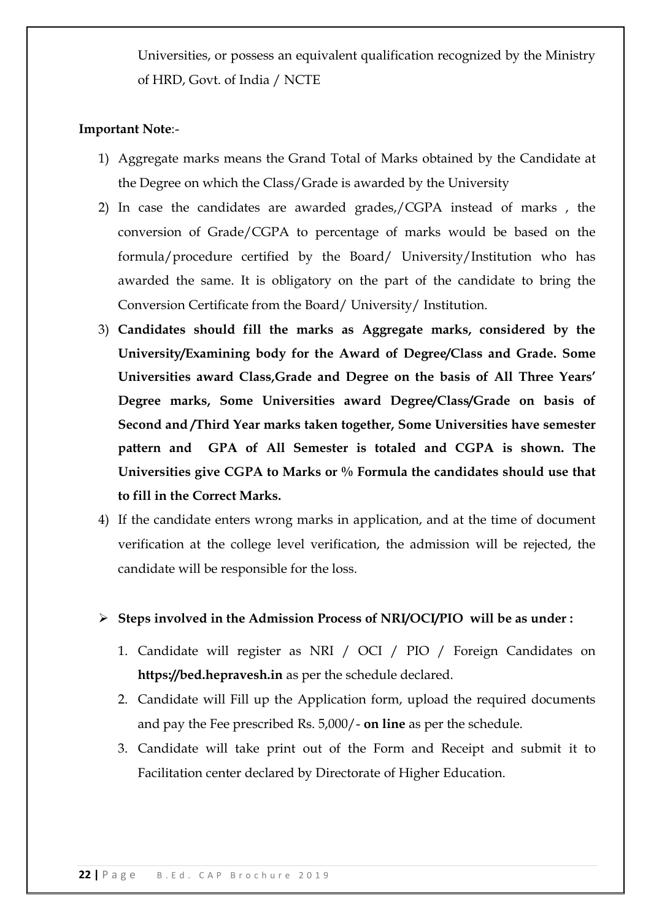Universities, or possess an equivalent qualification recognized by the Ministry of HRD, Govt. of India / NCTE

**Important Note**:-

1) Aggregate marks means the Grand Total of Marks obtained by the Candidate at the Degree on which the Class/Grade is awarded by the University
2) In case the candidates are awarded grades,/CGPA instead of marks , the conversion of Grade/CGPA to percentage of marks would be based on the formula/procedure certified by the Board/ University/Institution who has awarded the same. It is obligatory on the part of the candidate to bring the Conversion Certificate from the Board/ University/ Institution.
3) **Candidates should fill the marks as Aggregate marks, considered by the University/Examining body for the Award of Degree/Class and Grade. Some Universities award Class,Grade and Degree on the basis of All Three Years' Degree marks, Some Universities award Degree/Class/Grade on basis of Second and /Third Year marks taken together, Some Universities have semester pattern and GPA of All Semester is totaled and CGPA is shown. The Universities give CGPA to Marks or % Formula the candidates should use that to fill in the Correct Marks.**
4) If the candidate enters wrong marks in application, and at the time of document verification at the college level verification, the admission will be rejected, the candidate will be responsible for the loss.

- **Steps involved in the Admission Process of NRI/OCI/PIO will be as under :**
  1. Candidate will register as NRI / OCI / PIO / Foreign Candidates on **https://bed.hepravesh.in** as per the schedule declared.
  2. Candidate will Fill up the Application form, upload the required documents and pay the Fee prescribed Rs. 5,000/- **on line** as per the schedule.
  3. Candidate will take print out of the Form and Receipt and submit it to Facilitation center declared by Directorate of Higher Education.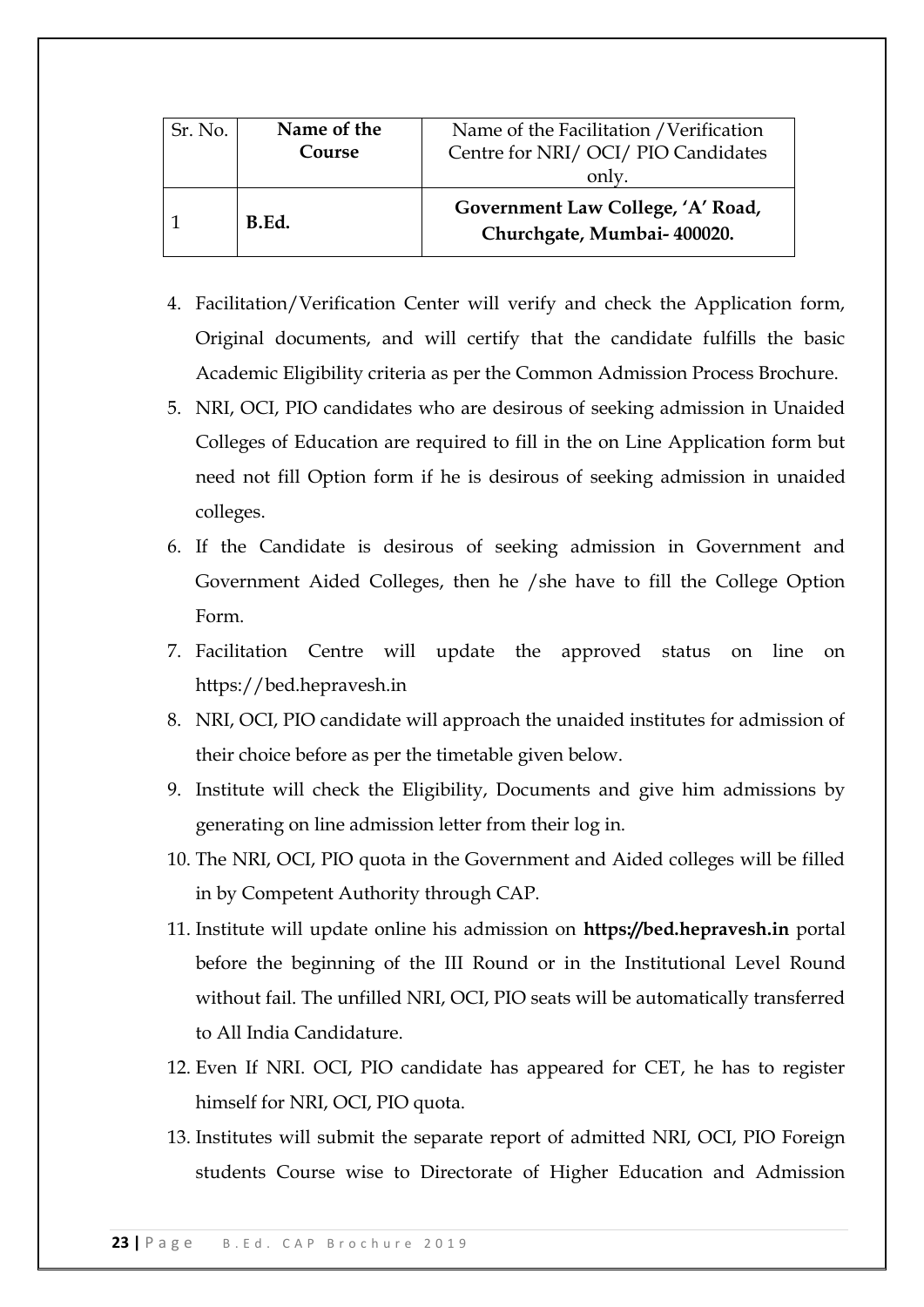| Sr. No. | **Name of the Course** | Name of the Facilitation /Verification Centre for NRI/ OCI/ PIO Candidates only. |
|---|---|---|
| 1 | **B.Ed.** | **Government Law College, 'A' Road, Churchgate, Mumbai- 400020.** |

4. Facilitation/Verification Center will verify and check the Application form, Original documents, and will certify that the candidate fulfills the basic Academic Eligibility criteria as per the Common Admission Process Brochure.
5. NRI, OCI, PIO candidates who are desirous of seeking admission in Unaided Colleges of Education are required to fill in the on Line Application form but need not fill Option form if he is desirous of seeking admission in unaided colleges.
6. If the Candidate is desirous of seeking admission in Government and Government Aided Colleges, then he /she have to fill the College Option Form.
7. Facilitation Centre will update the approved status on line on https://bed.hepravesh.in
8. NRI, OCI, PIO candidate will approach the unaided institutes for admission of their choice before as per the timetable given below.
9. Institute will check the Eligibility, Documents and give him admissions by generating on line admission letter from their log in.
10. The NRI, OCI, PIO quota in the Government and Aided colleges will be filled in by Competent Authority through CAP.
11. Institute will update online his admission on **https://bed.hepravesh.in** portal before the beginning of the III Round or in the Institutional Level Round without fail. The unfilled NRI, OCI, PIO seats will be automatically transferred to All India Candidature.
12. Even If NRI. OCI, PIO candidate has appeared for CET, he has to register himself for NRI, OCI, PIO quota.
13. Institutes will submit the separate report of admitted NRI, OCI, PIO Foreign students Course wise to Directorate of Higher Education and Admission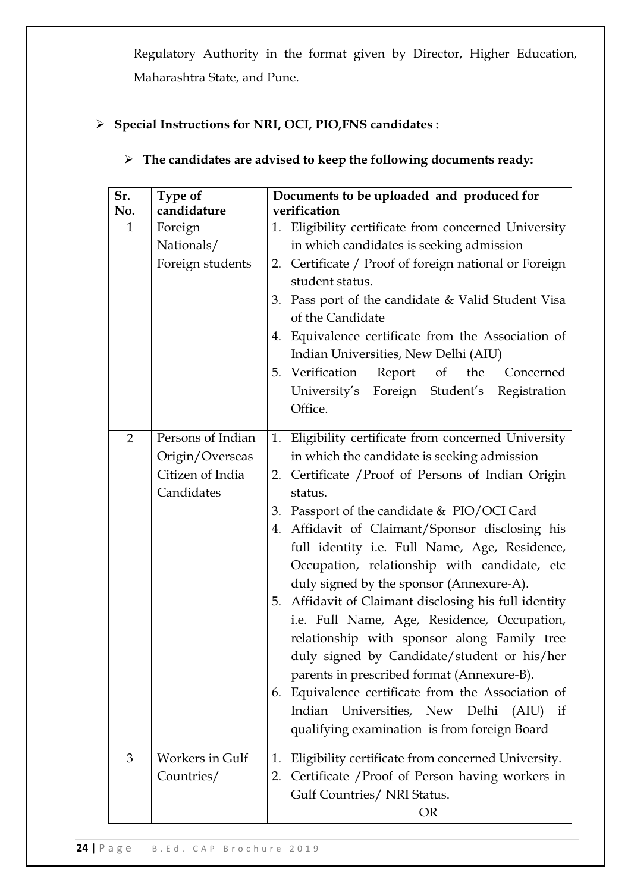Regulatory Authority in the format given by Director, Higher Education, Maharashtra State, and Pune.

- **Special Instructions for NRI, OCI, PIO,FNS candidates :**

  - **The candidates are advised to keep the following documents ready:**

| Sr. No. | Type of candidature | Documents to be uploaded and produced for verification |
|---|---|---|
| 1 | Foreign Nationals/ Foreign students | 1. Eligibility certificate from concerned University in which candidates is seeking admission<br>2. Certificate / Proof of foreign national or Foreign student status.<br>3. Pass port of the candidate & Valid Student Visa of the Candidate<br>4. Equivalence certificate from the Association of Indian Universities, New Delhi (AIU)<br>5. Verification Report of the Concerned University's Foreign Student's Registration Office. |
| 2 | Persons of Indian Origin/Overseas Citizen of India Candidates | 1. Eligibility certificate from concerned University in which the candidate is seeking admission<br>2. Certificate /Proof of Persons of Indian Origin status.<br>3. Passport of the candidate & PIO/OCI Card<br>4. Affidavit of Claimant/Sponsor disclosing his full identity i.e. Full Name, Age, Residence, Occupation, relationship with candidate, etc duly signed by the sponsor (Annexure-A).<br>5. Affidavit of Claimant disclosing his full identity i.e. Full Name, Age, Residence, Occupation, relationship with sponsor along Family tree duly signed by Candidate/student or his/her parents in prescribed format (Annexure-B).<br>6. Equivalence certificate from the Association of Indian Universities, New Delhi (AIU) if qualifying examination is from foreign Board |
| 3 | Workers in Gulf Countries/ | 1. Eligibility certificate from concerned University.<br>2. Certificate /Proof of Person having workers in Gulf Countries/ NRI Status.<br>OR |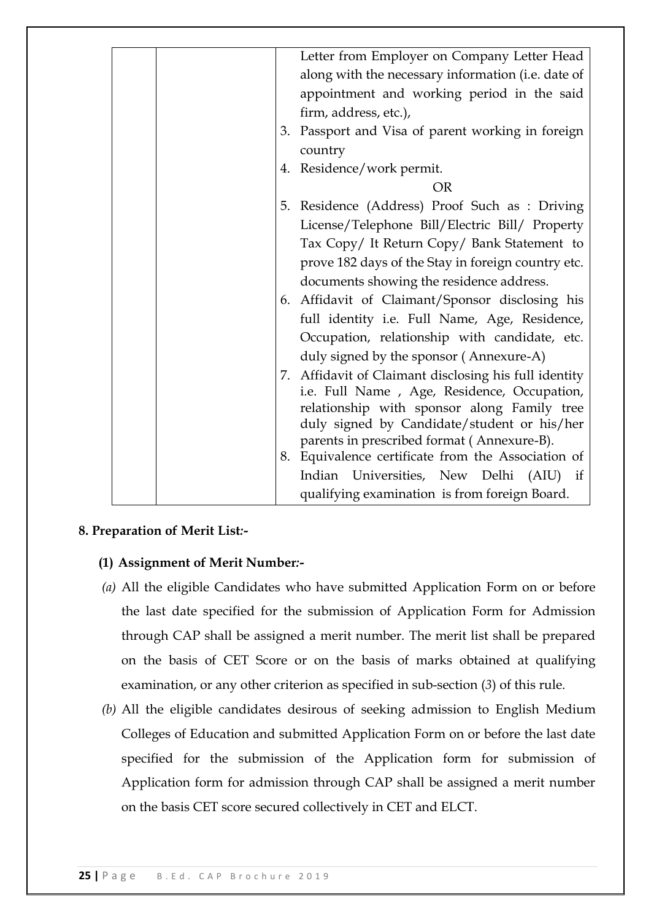| | | Letter from Employer on Company Letter Head along with the necessary information (i.e. date of appointment and working period in the said firm, address, etc.),<br>3. Passport and Visa of parent working in foreign country<br>4. Residence/work permit.<br>OR<br>5. Residence (Address) Proof Such as : Driving License/Telephone Bill/Electric Bill/ Property Tax Copy/ It Return Copy/ Bank Statement to prove 182 days of the Stay in foreign country etc. documents showing the residence address.<br>6. Affidavit of Claimant/Sponsor disclosing his full identity i.e. Full Name, Age, Residence, Occupation, relationship with candidate, etc. duly signed by the sponsor ( Annexure-A)<br>7. Affidavit of Claimant disclosing his full identity i.e. Full Name , Age, Residence, Occupation, relationship with sponsor along Family tree duly signed by Candidate/student or his/her parents in prescribed format ( Annexure-B).<br>8. Equivalence certificate from the Association of Indian Universities, New Delhi (AIU) if qualifying examination is from foreign Board. |
|---|---|---|

**8. Preparation of Merit List:-**

**(1) Assignment of Merit Number:-**

*(a)* All the eligible Candidates who have submitted Application Form on or before the last date specified for the submission of Application Form for Admission through CAP shall be assigned a merit number. The merit list shall be prepared on the basis of CET Score or on the basis of marks obtained at qualifying examination, or any other criterion as specified in sub-section (*3*) of this rule.

*(b)* All the eligible candidates desirous of seeking admission to English Medium Colleges of Education and submitted Application Form on or before the last date specified for the submission of the Application form for submission of Application form for admission through CAP shall be assigned a merit number on the basis CET score secured collectively in CET and ELCT.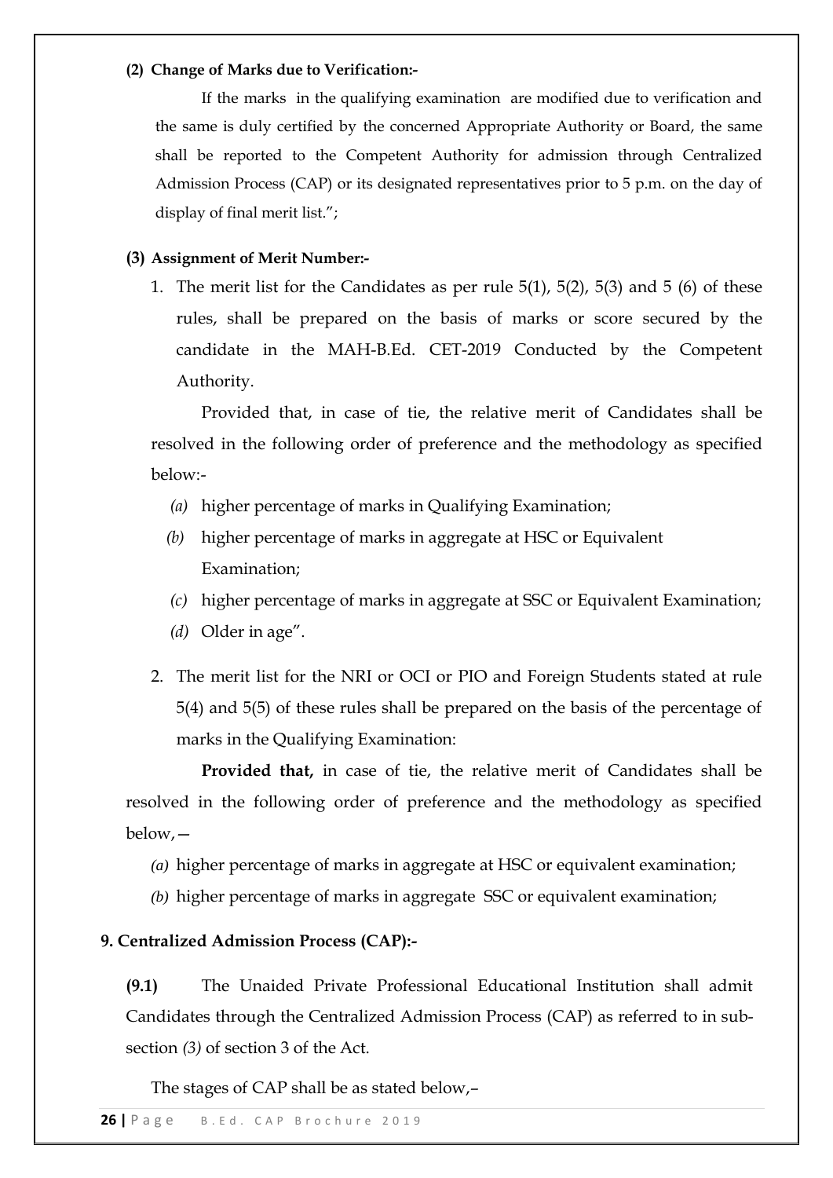**(2) Change of Marks due to Verification:-**

If the marks in the qualifying examination are modified due to verification and the same is duly certified by the concerned Appropriate Authority or Board, the same shall be reported to the Competent Authority for admission through Centralized Admission Process (CAP) or its designated representatives prior to 5 p.m. on the day of display of final merit list.";

**(3) Assignment of Merit Number:-**

1. The merit list for the Candidates as per rule 5(1), 5(2), 5(3) and 5 (6) of these rules, shall be prepared on the basis of marks or score secured by the candidate in the MAH-B.Ed. CET-2019 Conducted by the Competent Authority.

Provided that, in case of tie, the relative merit of Candidates shall be resolved in the following order of preference and the methodology as specified below:-

*(a)* higher percentage of marks in Qualifying Examination;

*(b)* higher percentage of marks in aggregate at HSC or Equivalent Examination;

*(c)* higher percentage of marks in aggregate at SSC or Equivalent Examination;

*(d)* Older in age".

2. The merit list for the NRI or OCI or PIO and Foreign Students stated at rule 5(4) and 5(5) of these rules shall be prepared on the basis of the percentage of marks in the Qualifying Examination:

**Provided that,** in case of tie, the relative merit of Candidates shall be resolved in the following order of preference and the methodology as specified below,—

*(a)* higher percentage of marks in aggregate at HSC or equivalent examination;

*(b)* higher percentage of marks in aggregate SSC or equivalent examination;

**9. Centralized Admission Process (CAP):-**

**(9.1)** The Unaided Private Professional Educational Institution shall admit Candidates through the Centralized Admission Process (CAP) as referred to in sub-section *(3)* of section 3 of the Act.

The stages of CAP shall be as stated below,–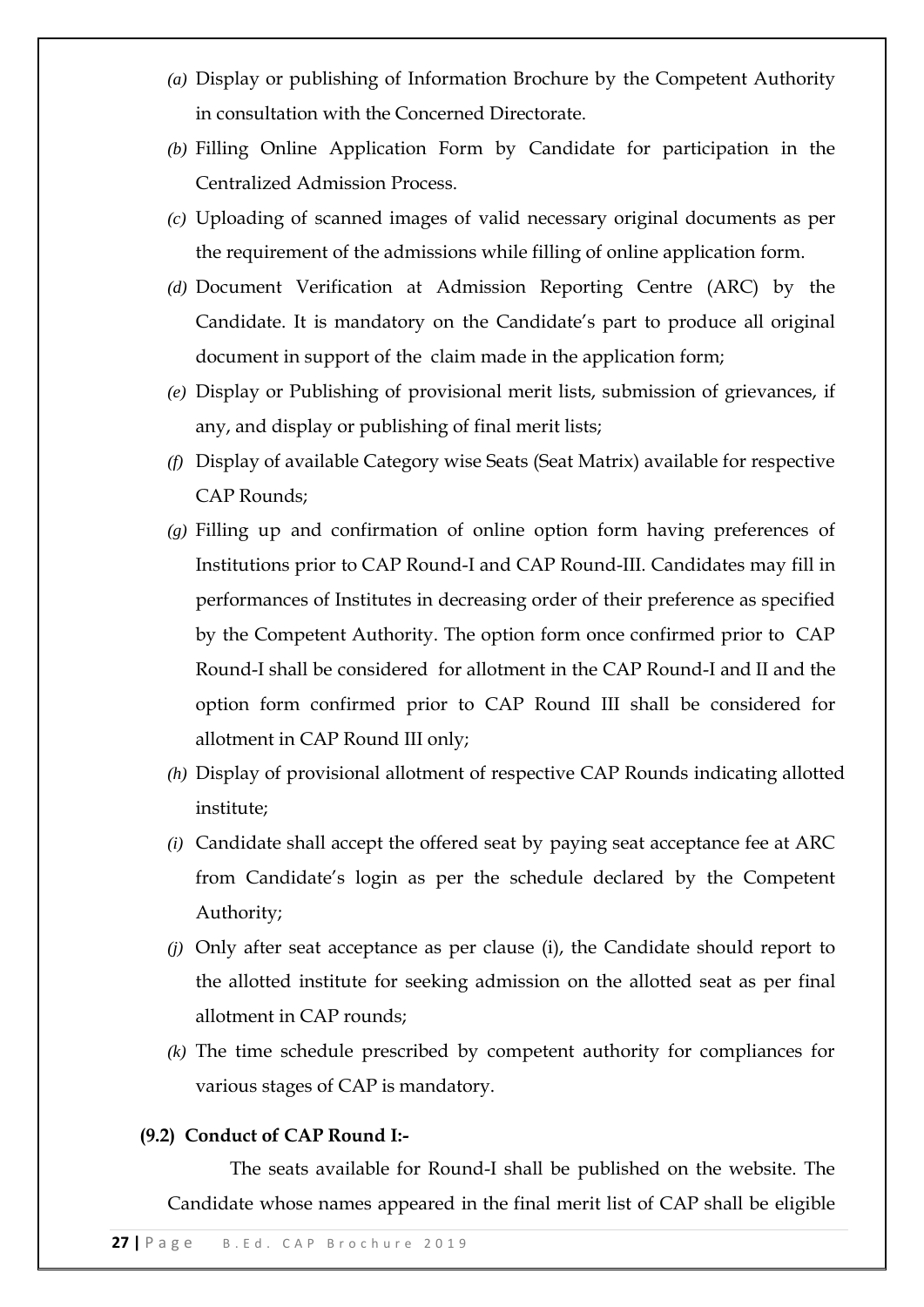*(a)* Display or publishing of Information Brochure by the Competent Authority in consultation with the Concerned Directorate.

*(b)* Filling Online Application Form by Candidate for participation in the Centralized Admission Process.

*(c)* Uploading of scanned images of valid necessary original documents as per the requirement of the admissions while filling of online application form.

*(d)* Document Verification at Admission Reporting Centre (ARC) by the Candidate. It is mandatory on the Candidate's part to produce all original document in support of the claim made in the application form;

*(e)* Display or Publishing of provisional merit lists, submission of grievances, if any, and display or publishing of final merit lists;

*(f)* Display of available Category wise Seats (Seat Matrix) available for respective CAP Rounds;

*(g)* Filling up and confirmation of online option form having preferences of Institutions prior to CAP Round-I and CAP Round-III. Candidates may fill in performances of Institutes in decreasing order of their preference as specified by the Competent Authority. The option form once confirmed prior to CAP Round-I shall be considered for allotment in the CAP Round-I and II and the option form confirmed prior to CAP Round III shall be considered for allotment in CAP Round III only;

*(h)* Display of provisional allotment of respective CAP Rounds indicating allotted institute;

*(i)* Candidate shall accept the offered seat by paying seat acceptance fee at ARC from Candidate's login as per the schedule declared by the Competent Authority;

*(j)* Only after seat acceptance as per clause (i), the Candidate should report to the allotted institute for seeking admission on the allotted seat as per final allotment in CAP rounds;

*(k)* The time schedule prescribed by competent authority for compliances for various stages of CAP is mandatory.

**(9.2) Conduct of CAP Round I:-**

The seats available for Round-I shall be published on the website. The Candidate whose names appeared in the final merit list of CAP shall be eligible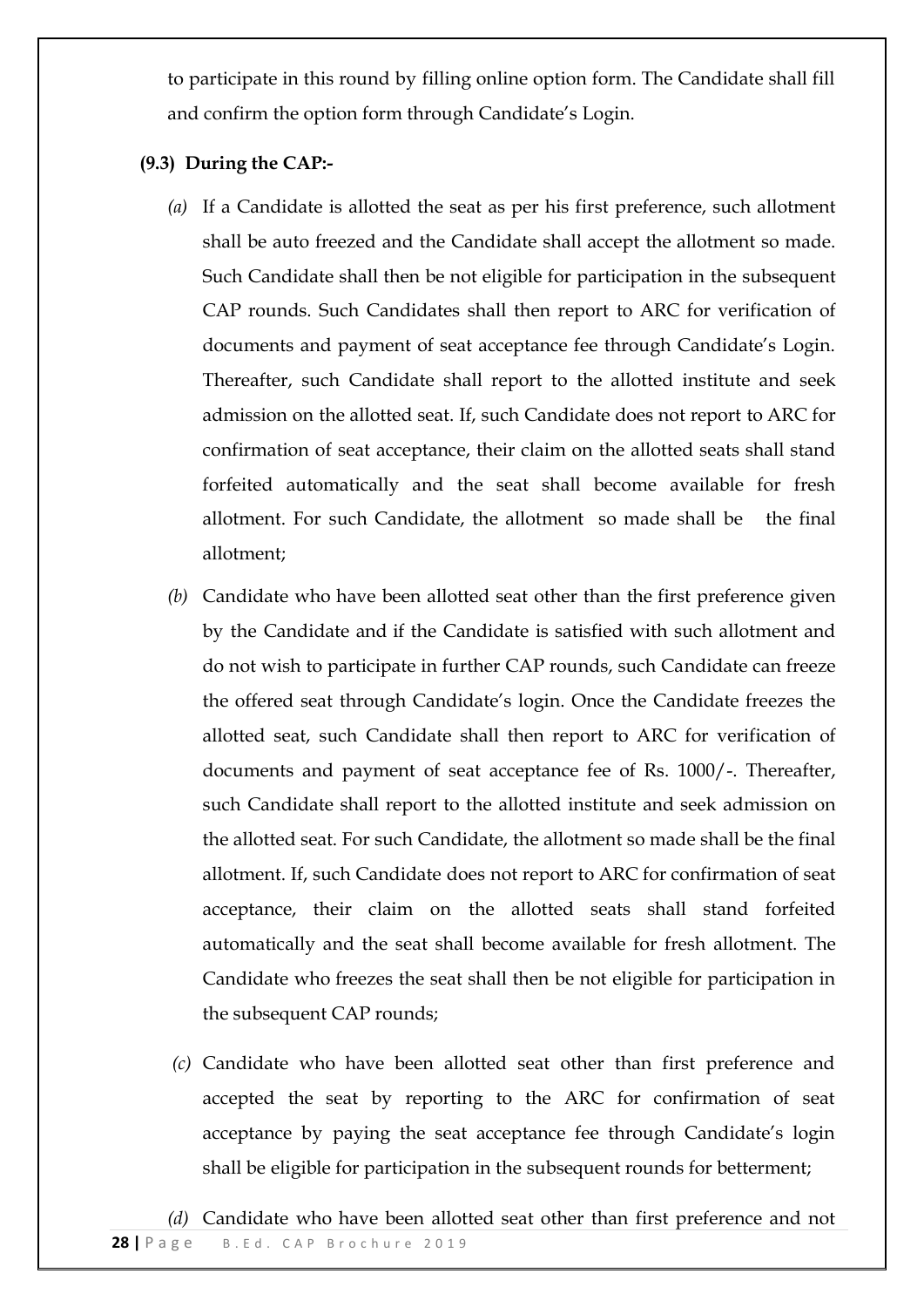to participate in this round by filling online option form. The Candidate shall fill and confirm the option form through Candidate's Login.

**(9.3) During the CAP:-**

*(a)* If a Candidate is allotted the seat as per his first preference, such allotment shall be auto freezed and the Candidate shall accept the allotment so made. Such Candidate shall then be not eligible for participation in the subsequent CAP rounds. Such Candidates shall then report to ARC for verification of documents and payment of seat acceptance fee through Candidate's Login. Thereafter, such Candidate shall report to the allotted institute and seek admission on the allotted seat. If, such Candidate does not report to ARC for confirmation of seat acceptance, their claim on the allotted seats shall stand forfeited automatically and the seat shall become available for fresh allotment. For such Candidate, the allotment so made shall be the final allotment;

*(b)* Candidate who have been allotted seat other than the first preference given by the Candidate and if the Candidate is satisfied with such allotment and do not wish to participate in further CAP rounds, such Candidate can freeze the offered seat through Candidate's login. Once the Candidate freezes the allotted seat, such Candidate shall then report to ARC for verification of documents and payment of seat acceptance fee of Rs. 1000/-. Thereafter, such Candidate shall report to the allotted institute and seek admission on the allotted seat. For such Candidate, the allotment so made shall be the final allotment. If, such Candidate does not report to ARC for confirmation of seat acceptance, their claim on the allotted seats shall stand forfeited automatically and the seat shall become available for fresh allotment. The Candidate who freezes the seat shall then be not eligible for participation in the subsequent CAP rounds;

*(c)* Candidate who have been allotted seat other than first preference and accepted the seat by reporting to the ARC for confirmation of seat acceptance by paying the seat acceptance fee through Candidate's login shall be eligible for participation in the subsequent rounds for betterment;

*(d)* Candidate who have been allotted seat other than first preference and not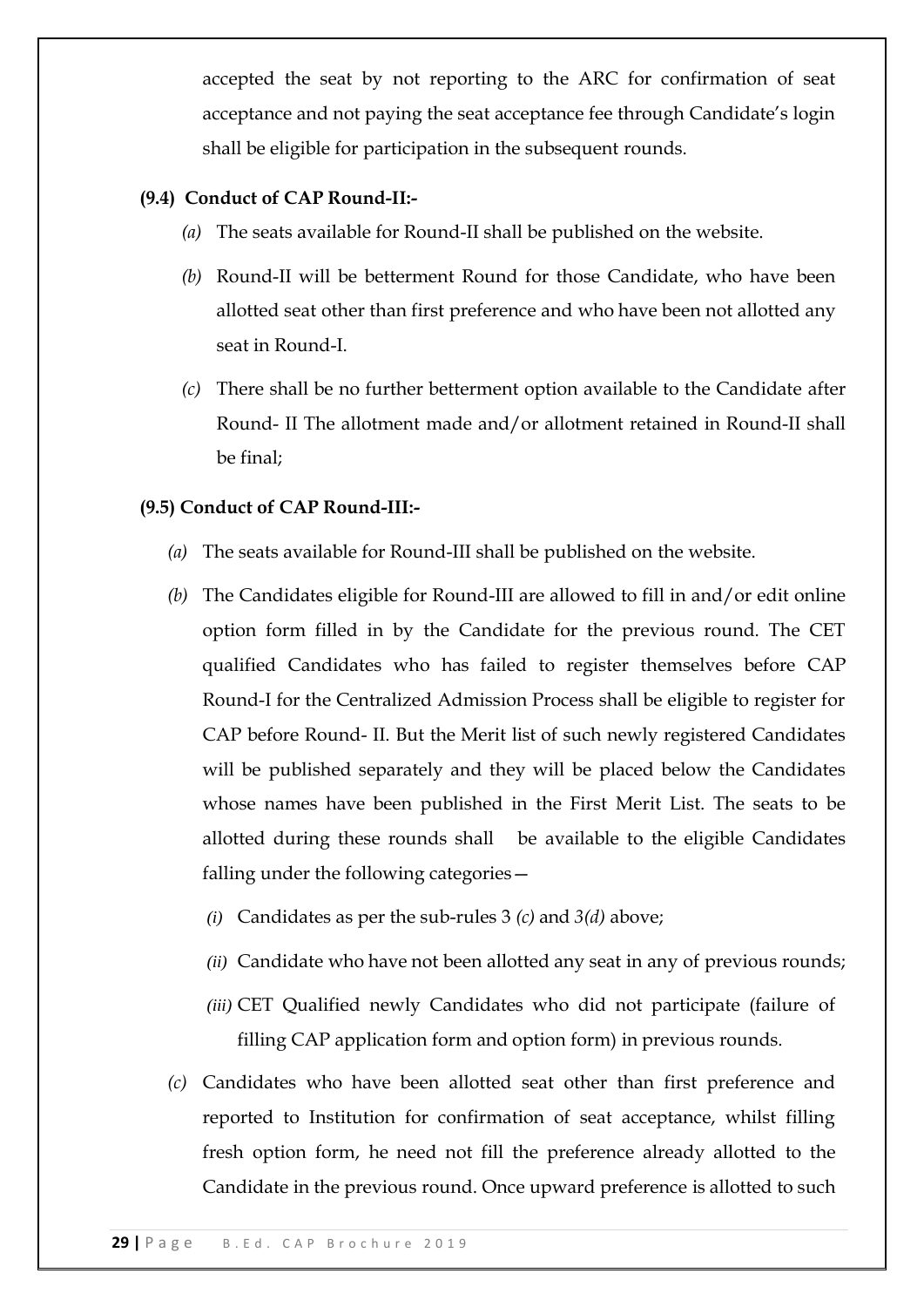accepted the seat by not reporting to the ARC for confirmation of seat acceptance and not paying the seat acceptance fee through Candidate's login shall be eligible for participation in the subsequent rounds.

**(9.4) Conduct of CAP Round-II:-**

*(a)* The seats available for Round-II shall be published on the website.

*(b)* Round-II will be betterment Round for those Candidate, who have been allotted seat other than first preference and who have been not allotted any seat in Round-I.

*(c)* There shall be no further betterment option available to the Candidate after Round- II The allotment made and/or allotment retained in Round-II shall be final;

**(9.5) Conduct of CAP Round-III:-**

*(a)* The seats available for Round-III shall be published on the website.

*(b)* The Candidates eligible for Round-III are allowed to fill in and/or edit online option form filled in by the Candidate for the previous round. The CET qualified Candidates who has failed to register themselves before CAP Round-I for the Centralized Admission Process shall be eligible to register for CAP before Round- II. But the Merit list of such newly registered Candidates will be published separately and they will be placed below the Candidates whose names have been published in the First Merit List. The seats to be allotted during these rounds shall be available to the eligible Candidates falling under the following categories—

*(i)* Candidates as per the sub-rules 3 *(c)* and *3(d)* above;

*(ii)* Candidate who have not been allotted any seat in any of previous rounds;

*(iii)* CET Qualified newly Candidates who did not participate (failure of filling CAP application form and option form) in previous rounds.

*(c)* Candidates who have been allotted seat other than first preference and reported to Institution for confirmation of seat acceptance, whilst filling fresh option form, he need not fill the preference already allotted to the Candidate in the previous round. Once upward preference is allotted to such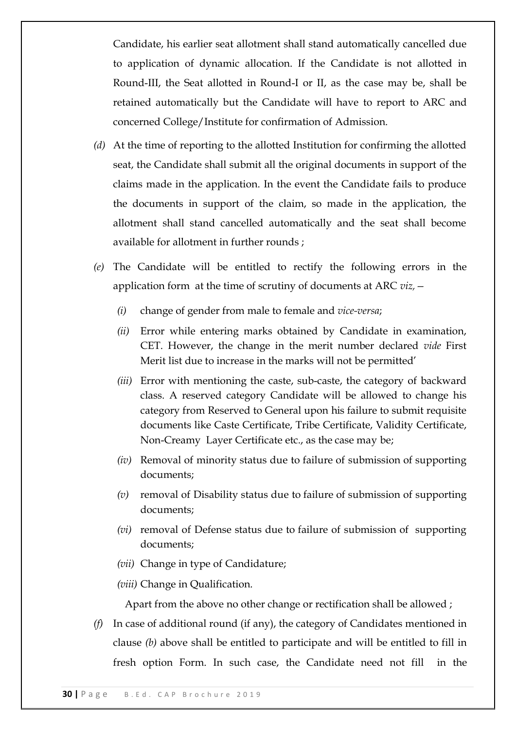Candidate, his earlier seat allotment shall stand automatically cancelled due to application of dynamic allocation. If the Candidate is not allotted in Round-III, the Seat allotted in Round-I or II, as the case may be, shall be retained automatically but the Candidate will have to report to ARC and concerned College/Institute for confirmation of Admission.

*(d)* At the time of reporting to the allotted Institution for confirming the allotted seat, the Candidate shall submit all the original documents in support of the claims made in the application. In the event the Candidate fails to produce the documents in support of the claim, so made in the application, the allotment shall stand cancelled automatically and the seat shall become available for allotment in further rounds ;

*(e)* The Candidate will be entitled to rectify the following errors in the application form at the time of scrutiny of documents at ARC *viz,* –

- *(i)* change of gender from male to female and *vice-versa*;
- *(ii)* Error while entering marks obtained by Candidate in examination, CET. However, the change in the merit number declared *vide* First Merit list due to increase in the marks will not be permitted'
- *(iii)* Error with mentioning the caste, sub-caste, the category of backward class. A reserved category Candidate will be allowed to change his category from Reserved to General upon his failure to submit requisite documents like Caste Certificate, Tribe Certificate, Validity Certificate, Non-Creamy Layer Certificate etc., as the case may be;
- *(iv)* Removal of minority status due to failure of submission of supporting documents;
- *(v)* removal of Disability status due to failure of submission of supporting documents;
- *(vi)* removal of Defense status due to failure of submission of supporting documents;
- *(vii)* Change in type of Candidature;
- *(viii)* Change in Qualification.

Apart from the above no other change or rectification shall be allowed ;

*(f)* In case of additional round (if any), the category of Candidates mentioned in clause *(b)* above shall be entitled to participate and will be entitled to fill in fresh option Form. In such case, the Candidate need not fill in the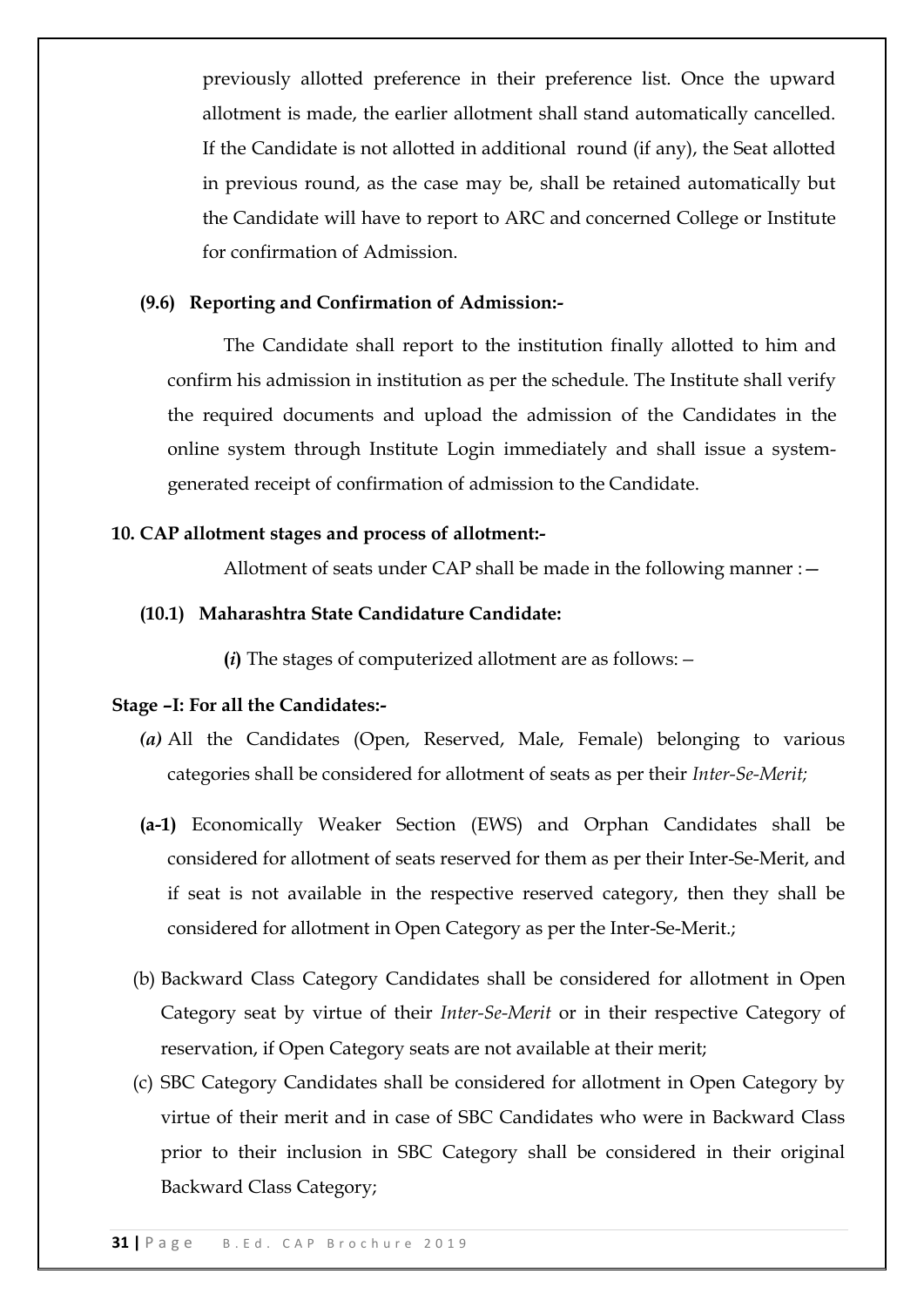previously allotted preference in their preference list. Once the upward allotment is made, the earlier allotment shall stand automatically cancelled. If the Candidate is not allotted in additional round (if any), the Seat allotted in previous round, as the case may be, shall be retained automatically but the Candidate will have to report to ARC and concerned College or Institute for confirmation of Admission.

**(9.6) Reporting and Confirmation of Admission:-**

The Candidate shall report to the institution finally allotted to him and confirm his admission in institution as per the schedule. The Institute shall verify the required documents and upload the admission of the Candidates in the online system through Institute Login immediately and shall issue a system-generated receipt of confirmation of admission to the Candidate.

**10. CAP allotment stages and process of allotment:-**

Allotment of seats under CAP shall be made in the following manner :—

**(10.1) Maharashtra State Candidature Candidate:**

**(*i*)** The stages of computerized allotment are as follows: –

**Stage –I: For all the Candidates:-**

***(a)*** All the Candidates (Open, Reserved, Male, Female) belonging to various categories shall be considered for allotment of seats as per their *Inter-Se-Merit;*

**(a-1)** Economically Weaker Section (EWS) and Orphan Candidates shall be considered for allotment of seats reserved for them as per their Inter-Se-Merit, and if seat is not available in the respective reserved category, then they shall be considered for allotment in Open Category as per the Inter-Se-Merit.;

(b) Backward Class Category Candidates shall be considered for allotment in Open Category seat by virtue of their *Inter-Se-Merit* or in their respective Category of reservation, if Open Category seats are not available at their merit;

(c) SBC Category Candidates shall be considered for allotment in Open Category by virtue of their merit and in case of SBC Candidates who were in Backward Class prior to their inclusion in SBC Category shall be considered in their original Backward Class Category;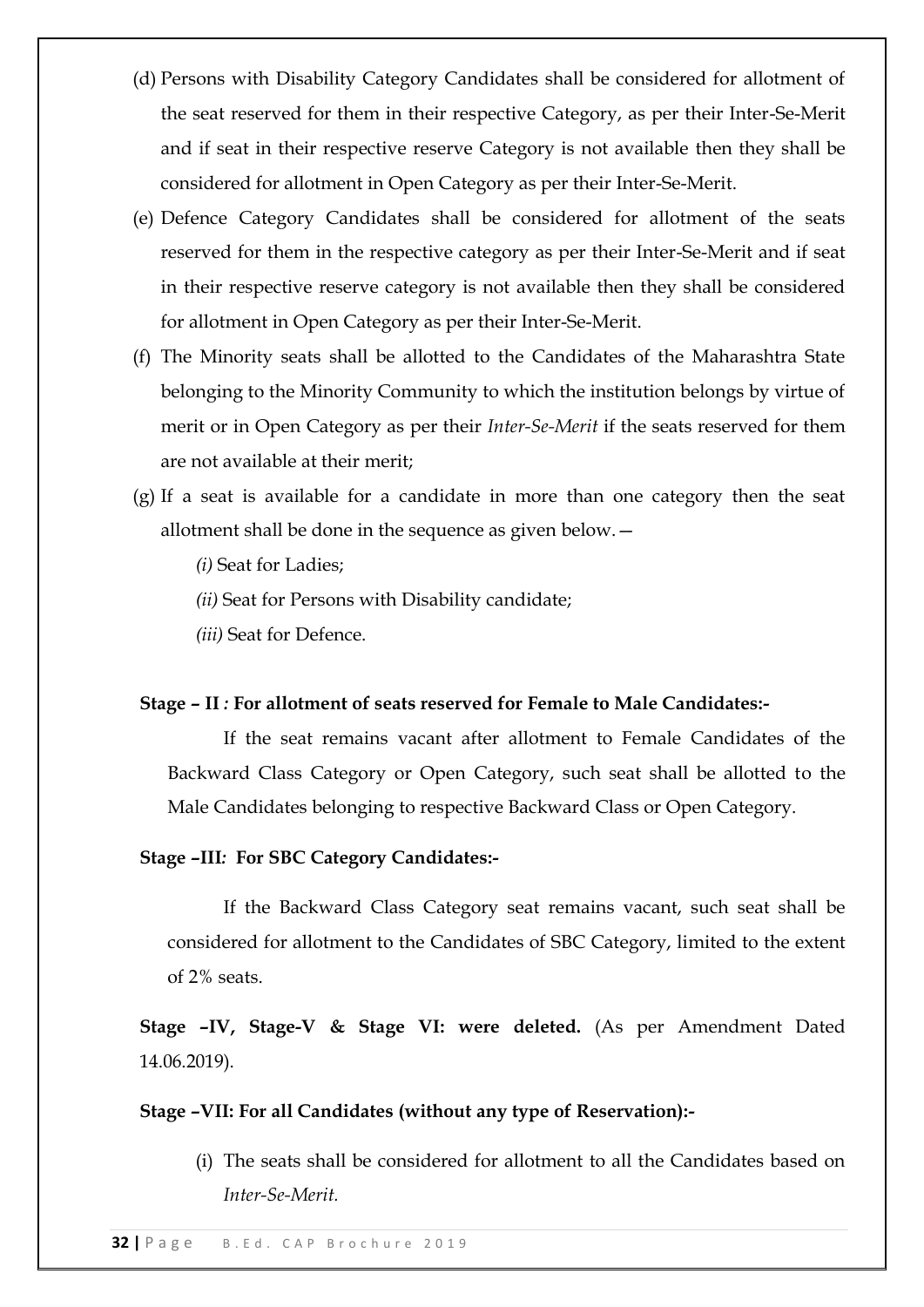(d) Persons with Disability Category Candidates shall be considered for allotment of the seat reserved for them in their respective Category, as per their Inter-Se-Merit and if seat in their respective reserve Category is not available then they shall be considered for allotment in Open Category as per their Inter-Se-Merit.

(e) Defence Category Candidates shall be considered for allotment of the seats reserved for them in the respective category as per their Inter-Se-Merit and if seat in their respective reserve category is not available then they shall be considered for allotment in Open Category as per their Inter-Se-Merit.

(f) The Minority seats shall be allotted to the Candidates of the Maharashtra State belonging to the Minority Community to which the institution belongs by virtue of merit or in Open Category as per their *Inter-Se-Merit* if the seats reserved for them are not available at their merit;

(g) If a seat is available for a candidate in more than one category then the seat allotment shall be done in the sequence as given below. —

*(i)* Seat for Ladies;

*(ii)* Seat for Persons with Disability candidate;

*(iii)* Seat for Defence.

**Stage – II : For allotment of seats reserved for Female to Male Candidates:-**

If the seat remains vacant after allotment to Female Candidates of the Backward Class Category or Open Category, such seat shall be allotted to the Male Candidates belonging to respective Backward Class or Open Category.

**Stage –III: For SBC Category Candidates:-**

If the Backward Class Category seat remains vacant, such seat shall be considered for allotment to the Candidates of SBC Category, limited to the extent of 2% seats.

**Stage –IV, Stage-V & Stage VI: were deleted.** (As per Amendment Dated 14.06.2019).

**Stage –VII: For all Candidates (without any type of Reservation):-**

(i) The seats shall be considered for allotment to all the Candidates based on *Inter-Se-Merit.*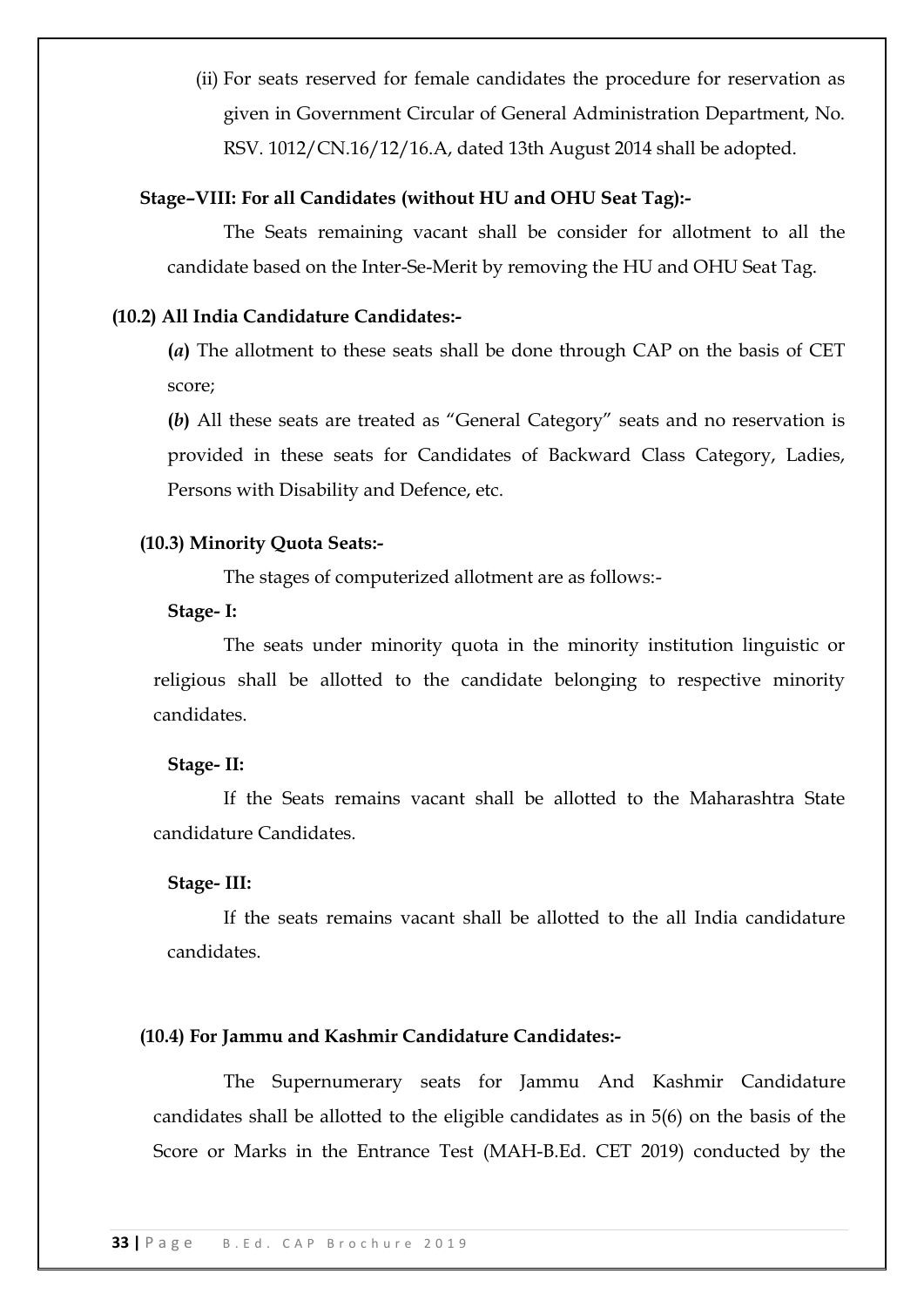(ii) For seats reserved for female candidates the procedure for reservation as given in Government Circular of General Administration Department, No. RSV. 1012/CN.16/12/16.A, dated 13th August 2014 shall be adopted.

**Stage–VIII: For all Candidates (without HU and OHU Seat Tag):-**

The Seats remaining vacant shall be consider for allotment to all the candidate based on the Inter-Se-Merit by removing the HU and OHU Seat Tag.

**(10.2) All India Candidature Candidates:-**

**(*a*)** The allotment to these seats shall be done through CAP on the basis of CET score;

**(*b*)** All these seats are treated as "General Category" seats and no reservation is provided in these seats for Candidates of Backward Class Category, Ladies, Persons with Disability and Defence, etc.

**(10.3) Minority Quota Seats:-**

The stages of computerized allotment are as follows:-

**Stage- I:**

The seats under minority quota in the minority institution linguistic or religious shall be allotted to the candidate belonging to respective minority candidates.

**Stage- II:**

If the Seats remains vacant shall be allotted to the Maharashtra State candidature Candidates.

**Stage- III:**

If the seats remains vacant shall be allotted to the all India candidature candidates.

**(10.4) For Jammu and Kashmir Candidature Candidates:-**

The Supernumerary seats for Jammu And Kashmir Candidature candidates shall be allotted to the eligible candidates as in 5(6) on the basis of the Score or Marks in the Entrance Test (MAH-B.Ed. CET 2019) conducted by the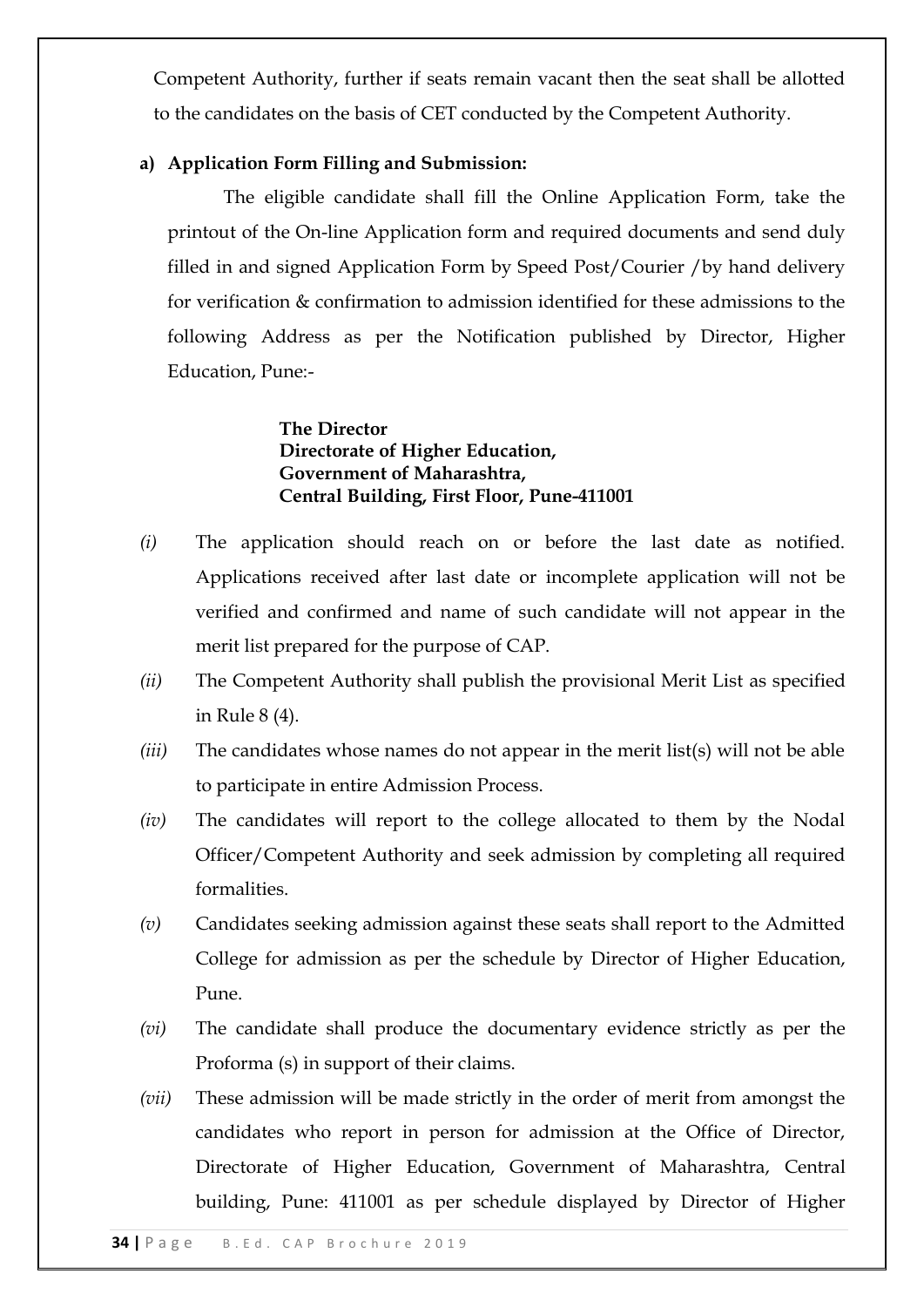Competent Authority, further if seats remain vacant then the seat shall be allotted to the candidates on the basis of CET conducted by the Competent Authority.

**a) Application Form Filling and Submission:**

The eligible candidate shall fill the Online Application Form, take the printout of the On-line Application form and required documents and send duly filled in and signed Application Form by Speed Post/Courier /by hand delivery for verification & confirmation to admission identified for these admissions to the following Address as per the Notification published by Director, Higher Education, Pune:-

**The Director**
**Directorate of Higher Education,**
**Government of Maharashtra,**
**Central Building, First Floor, Pune-411001**

*(i)* The application should reach on or before the last date as notified. Applications received after last date or incomplete application will not be verified and confirmed and name of such candidate will not appear in the merit list prepared for the purpose of CAP.

*(ii)* The Competent Authority shall publish the provisional Merit List as specified in Rule 8 (4).

*(iii)* The candidates whose names do not appear in the merit list(s) will not be able to participate in entire Admission Process.

*(iv)* The candidates will report to the college allocated to them by the Nodal Officer/Competent Authority and seek admission by completing all required formalities.

*(v)* Candidates seeking admission against these seats shall report to the Admitted College for admission as per the schedule by Director of Higher Education, Pune.

*(vi)* The candidate shall produce the documentary evidence strictly as per the Proforma (s) in support of their claims.

*(vii)* These admission will be made strictly in the order of merit from amongst the candidates who report in person for admission at the Office of Director, Directorate of Higher Education, Government of Maharashtra, Central building, Pune: 411001 as per schedule displayed by Director of Higher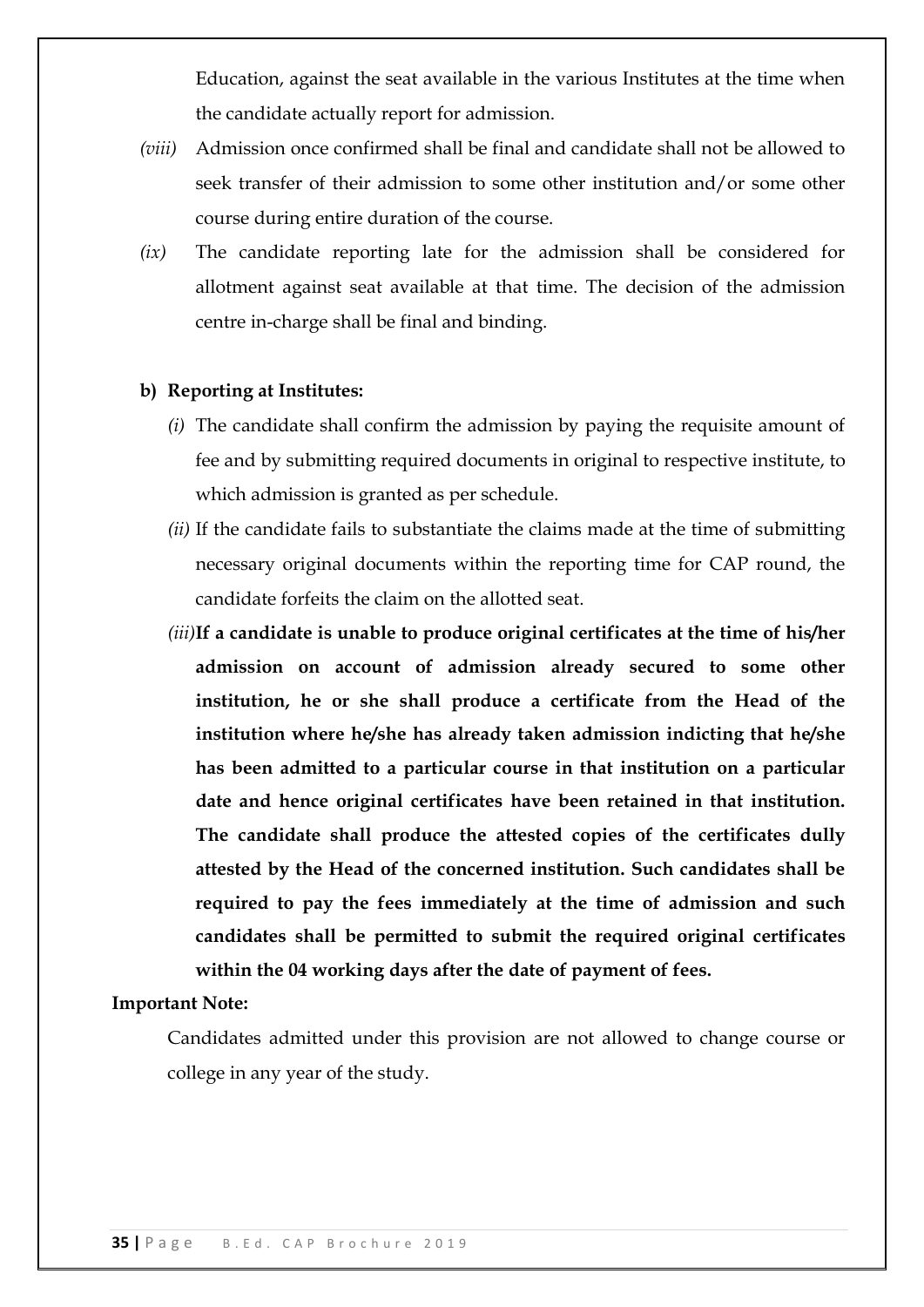Education, against the seat available in the various Institutes at the time when the candidate actually report for admission.

*(viii)* Admission once confirmed shall be final and candidate shall not be allowed to seek transfer of their admission to some other institution and/or some other course during entire duration of the course.

*(ix)* The candidate reporting late for the admission shall be considered for allotment against seat available at that time. The decision of the admission centre in-charge shall be final and binding.

**b) Reporting at Institutes:**

*(i)* The candidate shall confirm the admission by paying the requisite amount of fee and by submitting required documents in original to respective institute, to which admission is granted as per schedule.

*(ii)* If the candidate fails to substantiate the claims made at the time of submitting necessary original documents within the reporting time for CAP round, the candidate forfeits the claim on the allotted seat.

*(iii)* **If a candidate is unable to produce original certificates at the time of his/her admission on account of admission already secured to some other institution, he or she shall produce a certificate from the Head of the institution where he/she has already taken admission indicting that he/she has been admitted to a particular course in that institution on a particular date and hence original certificates have been retained in that institution. The candidate shall produce the attested copies of the certificates dully attested by the Head of the concerned institution. Such candidates shall be required to pay the fees immediately at the time of admission and such candidates shall be permitted to submit the required original certificates within the 04 working days after the date of payment of fees.**

**Important Note:**

Candidates admitted under this provision are not allowed to change course or college in any year of the study.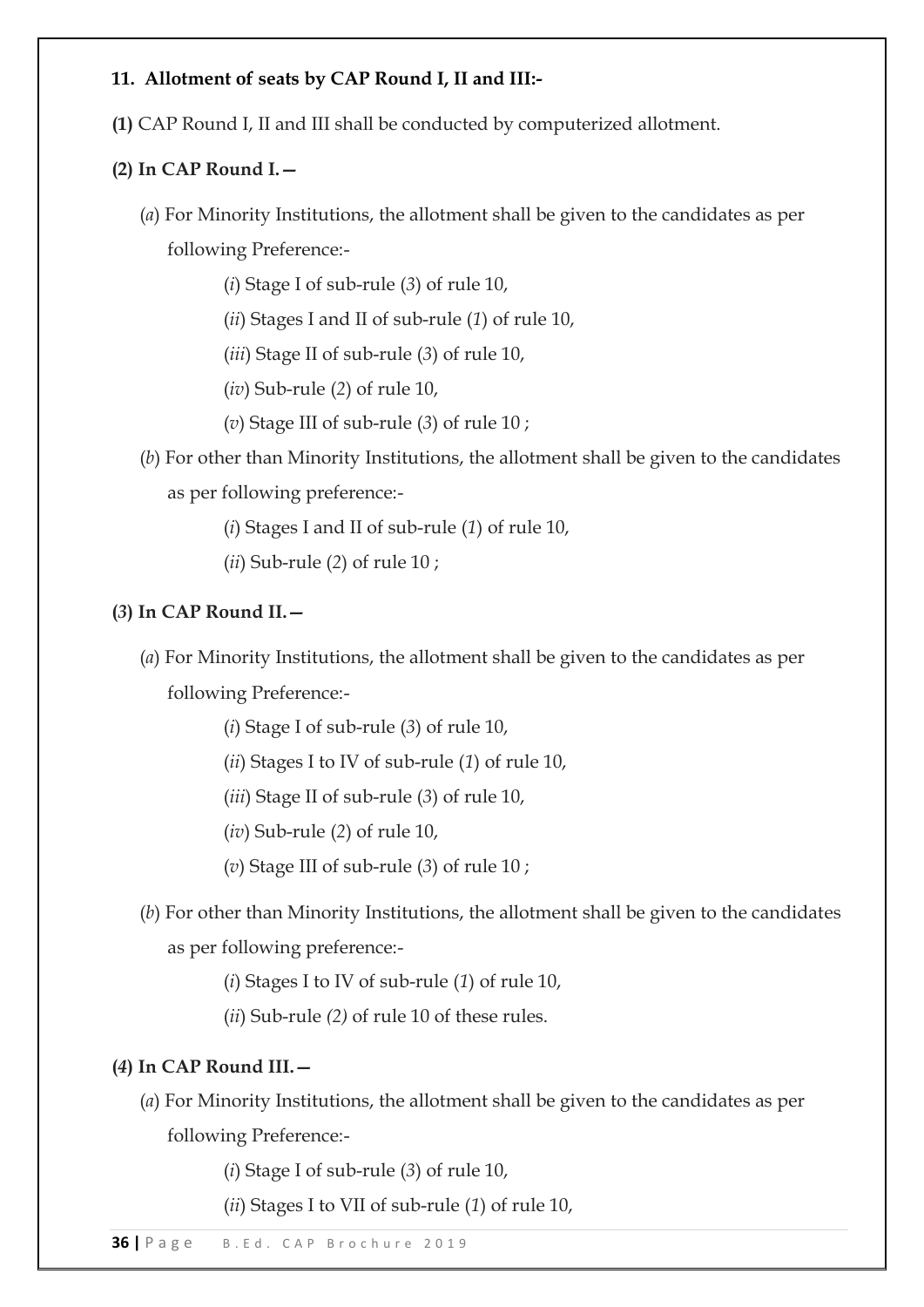**11. Allotment of seats by CAP Round I, II and III:-**

**(1)** CAP Round I, II and III shall be conducted by computerized allotment.

**(2) In CAP Round I.—**

(*a*) For Minority Institutions, the allotment shall be given to the candidates as per following Preference:-

(*i*) Stage I of sub-rule (*3*) of rule 10,

(*ii*) Stages I and II of sub-rule (*1*) of rule 10,

(*iii*) Stage II of sub-rule (*3*) of rule 10,

(*iv*) Sub-rule (*2*) of rule 10,

(*v*) Stage III of sub-rule (*3*) of rule 10 ;

(*b*) For other than Minority Institutions, the allotment shall be given to the candidates as per following preference:-

(*i*) Stages I and II of sub-rule (*1*) of rule 10,

(*ii*) Sub-rule (*2*) of rule 10 ;

**(*3*) In CAP Round II.—**

(*a*) For Minority Institutions, the allotment shall be given to the candidates as per following Preference:-

(*i*) Stage I of sub-rule (*3*) of rule 10,

(*ii*) Stages I to IV of sub-rule (*1*) of rule 10,

(*iii*) Stage II of sub-rule (*3*) of rule 10,

(*iv*) Sub-rule (*2*) of rule 10,

(*v*) Stage III of sub-rule (*3*) of rule 10 ;

(*b*) For other than Minority Institutions, the allotment shall be given to the candidates as per following preference:-

(*i*) Stages I to IV of sub-rule (*1*) of rule 10,

(*ii*) Sub-rule *(2)* of rule 10 of these rules.

**(*4*) In CAP Round III.—**

(*a*) For Minority Institutions, the allotment shall be given to the candidates as per following Preference:-

(*i*) Stage I of sub-rule (*3*) of rule 10,

(*ii*) Stages I to VII of sub-rule (*1*) of rule 10,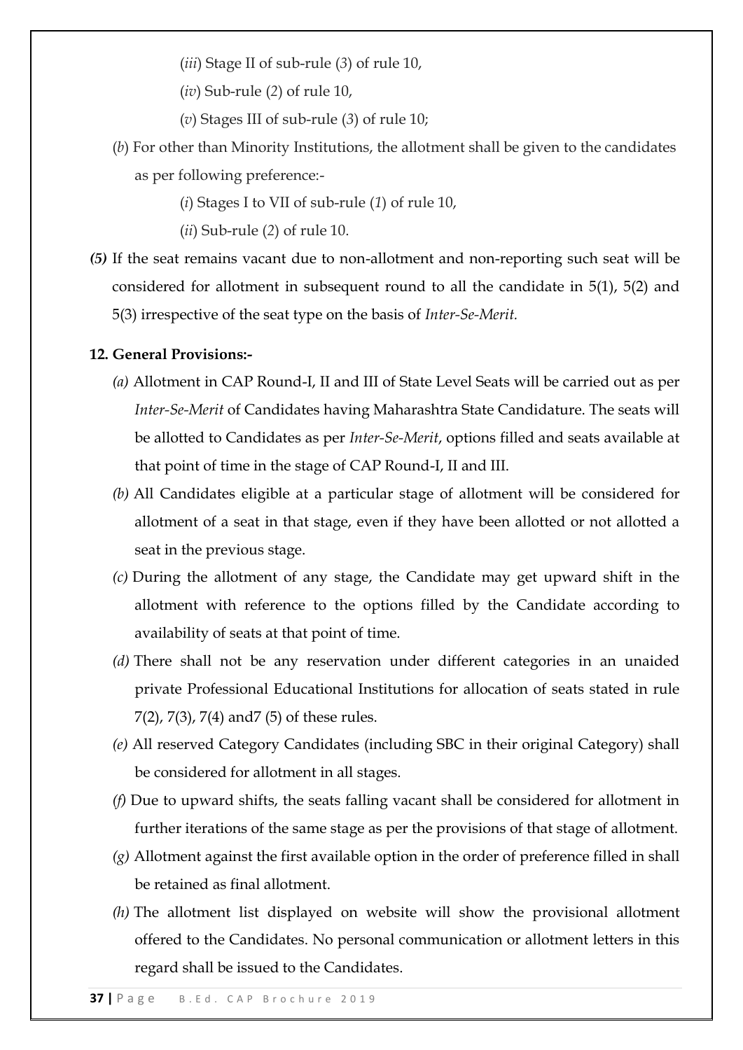(*iii*) Stage II of sub-rule (*3*) of rule 10,

(*iv*) Sub-rule (*2*) of rule 10,

(*v*) Stages III of sub-rule (*3*) of rule 10;

(*b*) For other than Minority Institutions, the allotment shall be given to the candidates as per following preference:-

(*i*) Stages I to VII of sub-rule (*1*) of rule 10,

(*ii*) Sub-rule (*2*) of rule 10.

***(5)*** If the seat remains vacant due to non-allotment and non-reporting such seat will be considered for allotment in subsequent round to all the candidate in 5(1), 5(2) and 5(3) irrespective of the seat type on the basis of *Inter-Se-Merit.*

**12. General Provisions:-**

*(a)* Allotment in CAP Round-I, II and III of State Level Seats will be carried out as per *Inter-Se-Merit* of Candidates having Maharashtra State Candidature. The seats will be allotted to Candidates as per *Inter-Se-Merit*, options filled and seats available at that point of time in the stage of CAP Round-I, II and III.

*(b)* All Candidates eligible at a particular stage of allotment will be considered for allotment of a seat in that stage, even if they have been allotted or not allotted a seat in the previous stage.

*(c)* During the allotment of any stage, the Candidate may get upward shift in the allotment with reference to the options filled by the Candidate according to availability of seats at that point of time.

*(d)* There shall not be any reservation under different categories in an unaided private Professional Educational Institutions for allocation of seats stated in rule 7(2), 7(3), 7(4) and7 (5) of these rules.

*(e)* All reserved Category Candidates (including SBC in their original Category) shall be considered for allotment in all stages.

*(f)* Due to upward shifts, the seats falling vacant shall be considered for allotment in further iterations of the same stage as per the provisions of that stage of allotment.

*(g)* Allotment against the first available option in the order of preference filled in shall be retained as final allotment.

*(h)* The allotment list displayed on website will show the provisional allotment offered to the Candidates. No personal communication or allotment letters in this regard shall be issued to the Candidates.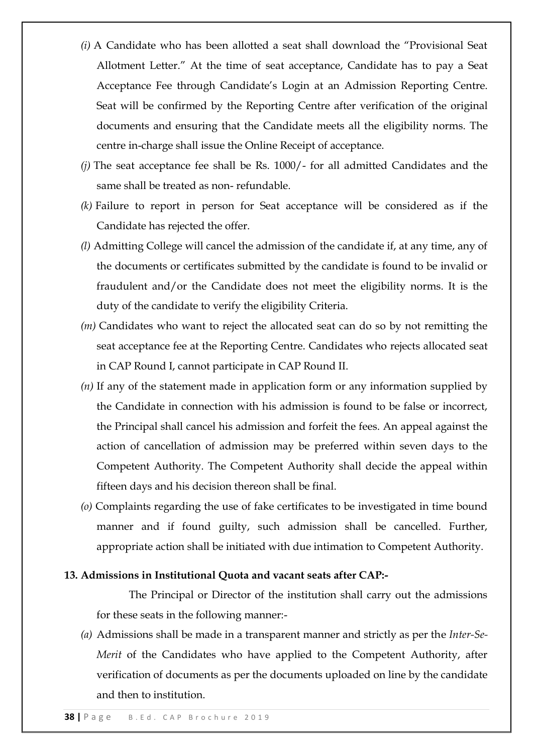*(i)* A Candidate who has been allotted a seat shall download the "Provisional Seat Allotment Letter." At the time of seat acceptance, Candidate has to pay a Seat Acceptance Fee through Candidate's Login at an Admission Reporting Centre. Seat will be confirmed by the Reporting Centre after verification of the original documents and ensuring that the Candidate meets all the eligibility norms. The centre in-charge shall issue the Online Receipt of acceptance.

*(j)* The seat acceptance fee shall be Rs. 1000/- for all admitted Candidates and the same shall be treated as non- refundable.

*(k)* Failure to report in person for Seat acceptance will be considered as if the Candidate has rejected the offer.

*(l)* Admitting College will cancel the admission of the candidate if, at any time, any of the documents or certificates submitted by the candidate is found to be invalid or fraudulent and/or the Candidate does not meet the eligibility norms. It is the duty of the candidate to verify the eligibility Criteria.

*(m)* Candidates who want to reject the allocated seat can do so by not remitting the seat acceptance fee at the Reporting Centre. Candidates who rejects allocated seat in CAP Round I, cannot participate in CAP Round II.

*(n)* If any of the statement made in application form or any information supplied by the Candidate in connection with his admission is found to be false or incorrect, the Principal shall cancel his admission and forfeit the fees. An appeal against the action of cancellation of admission may be preferred within seven days to the Competent Authority. The Competent Authority shall decide the appeal within fifteen days and his decision thereon shall be final.

*(o)* Complaints regarding the use of fake certificates to be investigated in time bound manner and if found guilty, such admission shall be cancelled. Further, appropriate action shall be initiated with due intimation to Competent Authority.

**13. Admissions in Institutional Quota and vacant seats after CAP:-**

The Principal or Director of the institution shall carry out the admissions for these seats in the following manner:-

*(a)* Admissions shall be made in a transparent manner and strictly as per the *Inter-Se-Merit* of the Candidates who have applied to the Competent Authority, after verification of documents as per the documents uploaded on line by the candidate and then to institution.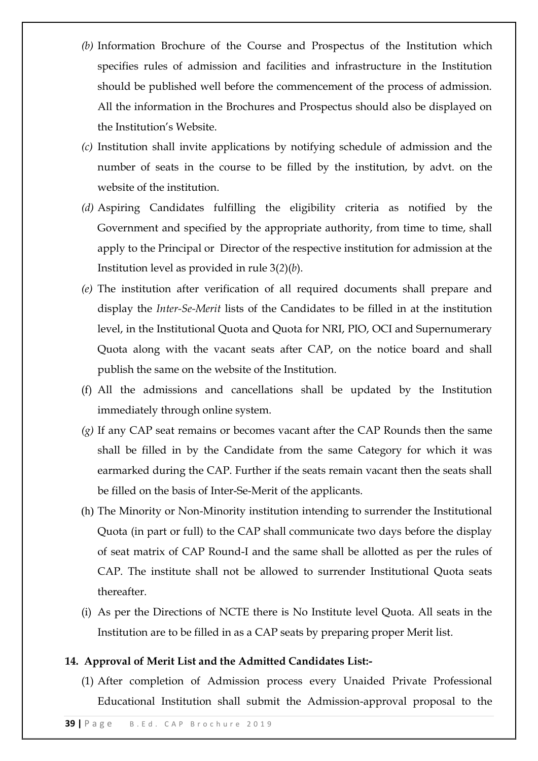*(b)* Information Brochure of the Course and Prospectus of the Institution which specifies rules of admission and facilities and infrastructure in the Institution should be published well before the commencement of the process of admission. All the information in the Brochures and Prospectus should also be displayed on the Institution's Website.

*(c)* Institution shall invite applications by notifying schedule of admission and the number of seats in the course to be filled by the institution, by advt. on the website of the institution.

*(d)* Aspiring Candidates fulfilling the eligibility criteria as notified by the Government and specified by the appropriate authority, from time to time, shall apply to the Principal or Director of the respective institution for admission at the Institution level as provided in rule 3(*2*)(*b*).

*(e)* The institution after verification of all required documents shall prepare and display the *Inter-Se-Merit* lists of the Candidates to be filled in at the institution level, in the Institutional Quota and Quota for NRI, PIO, OCI and Supernumerary Quota along with the vacant seats after CAP, on the notice board and shall publish the same on the website of the Institution.

(f) All the admissions and cancellations shall be updated by the Institution immediately through online system.

*(g)* If any CAP seat remains or becomes vacant after the CAP Rounds then the same shall be filled in by the Candidate from the same Category for which it was earmarked during the CAP. Further if the seats remain vacant then the seats shall be filled on the basis of Inter-Se-Merit of the applicants.

(h) The Minority or Non-Minority institution intending to surrender the Institutional Quota (in part or full) to the CAP shall communicate two days before the display of seat matrix of CAP Round-I and the same shall be allotted as per the rules of CAP. The institute shall not be allowed to surrender Institutional Quota seats thereafter.

(i) As per the Directions of NCTE there is No Institute level Quota. All seats in the Institution are to be filled in as a CAP seats by preparing proper Merit list.

**14. Approval of Merit List and the Admitted Candidates List:-**

(1) After completion of Admission process every Unaided Private Professional Educational Institution shall submit the Admission-approval proposal to the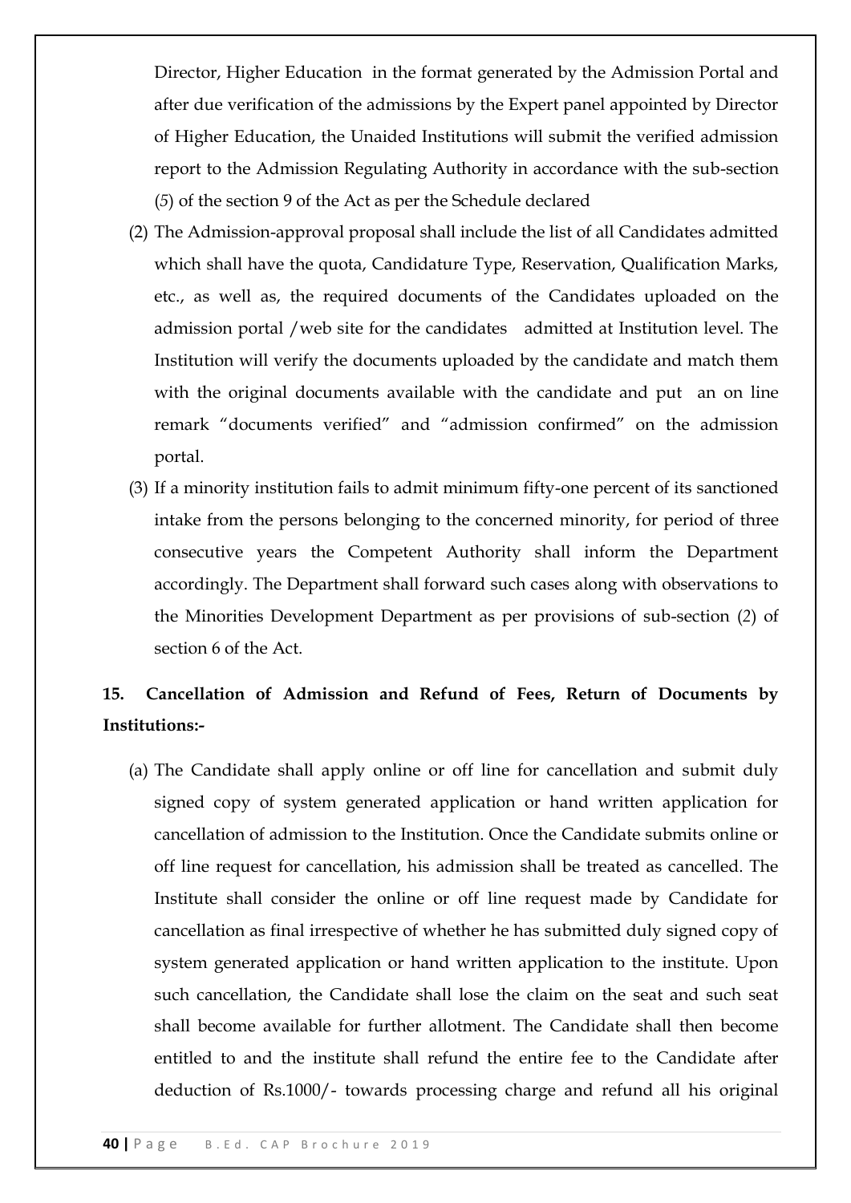Director, Higher Education in the format generated by the Admission Portal and after due verification of the admissions by the Expert panel appointed by Director of Higher Education, the Unaided Institutions will submit the verified admission report to the Admission Regulating Authority in accordance with the sub-section (*5*) of the section 9 of the Act as per the Schedule declared

(2) The Admission-approval proposal shall include the list of all Candidates admitted which shall have the quota, Candidature Type, Reservation, Qualification Marks, etc., as well as, the required documents of the Candidates uploaded on the admission portal /web site for the candidates admitted at Institution level. The Institution will verify the documents uploaded by the candidate and match them with the original documents available with the candidate and put an on line remark "documents verified" and "admission confirmed" on the admission portal.

(3) If a minority institution fails to admit minimum fifty-one percent of its sanctioned intake from the persons belonging to the concerned minority, for period of three consecutive years the Competent Authority shall inform the Department accordingly. The Department shall forward such cases along with observations to the Minorities Development Department as per provisions of sub-section (*2*) of section 6 of the Act.

**15. Cancellation of Admission and Refund of Fees, Return of Documents by Institutions:-**

(a) The Candidate shall apply online or off line for cancellation and submit duly signed copy of system generated application or hand written application for cancellation of admission to the Institution. Once the Candidate submits online or off line request for cancellation, his admission shall be treated as cancelled. The Institute shall consider the online or off line request made by Candidate for cancellation as final irrespective of whether he has submitted duly signed copy of system generated application or hand written application to the institute. Upon such cancellation, the Candidate shall lose the claim on the seat and such seat shall become available for further allotment. The Candidate shall then become entitled to and the institute shall refund the entire fee to the Candidate after deduction of Rs.1000/- towards processing charge and refund all his original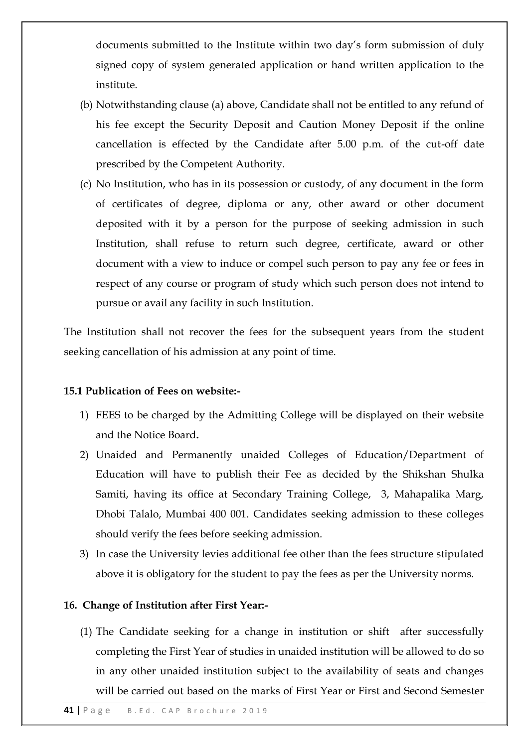documents submitted to the Institute within two day's form submission of duly signed copy of system generated application or hand written application to the institute.

(b) Notwithstanding clause (a) above, Candidate shall not be entitled to any refund of his fee except the Security Deposit and Caution Money Deposit if the online cancellation is effected by the Candidate after 5.00 p.m. of the cut-off date prescribed by the Competent Authority.

(c) No Institution, who has in its possession or custody, of any document in the form of certificates of degree, diploma or any, other award or other document deposited with it by a person for the purpose of seeking admission in such Institution, shall refuse to return such degree, certificate, award or other document with a view to induce or compel such person to pay any fee or fees in respect of any course or program of study which such person does not intend to pursue or avail any facility in such Institution.

The Institution shall not recover the fees for the subsequent years from the student seeking cancellation of his admission at any point of time.

**15.1 Publication of Fees on website:-**

1) FEES to be charged by the Admitting College will be displayed on their website and the Notice Board**.**
2) Unaided and Permanently unaided Colleges of Education/Department of Education will have to publish their Fee as decided by the Shikshan Shulka Samiti, having its office at Secondary Training College, 3, Mahapalika Marg, Dhobi Talalo, Mumbai 400 001. Candidates seeking admission to these colleges should verify the fees before seeking admission.
3) In case the University levies additional fee other than the fees structure stipulated above it is obligatory for the student to pay the fees as per the University norms.

**16. Change of Institution after First Year:-**

(1) The Candidate seeking for a change in institution or shift after successfully completing the First Year of studies in unaided institution will be allowed to do so in any other unaided institution subject to the availability of seats and changes will be carried out based on the marks of First Year or First and Second Semester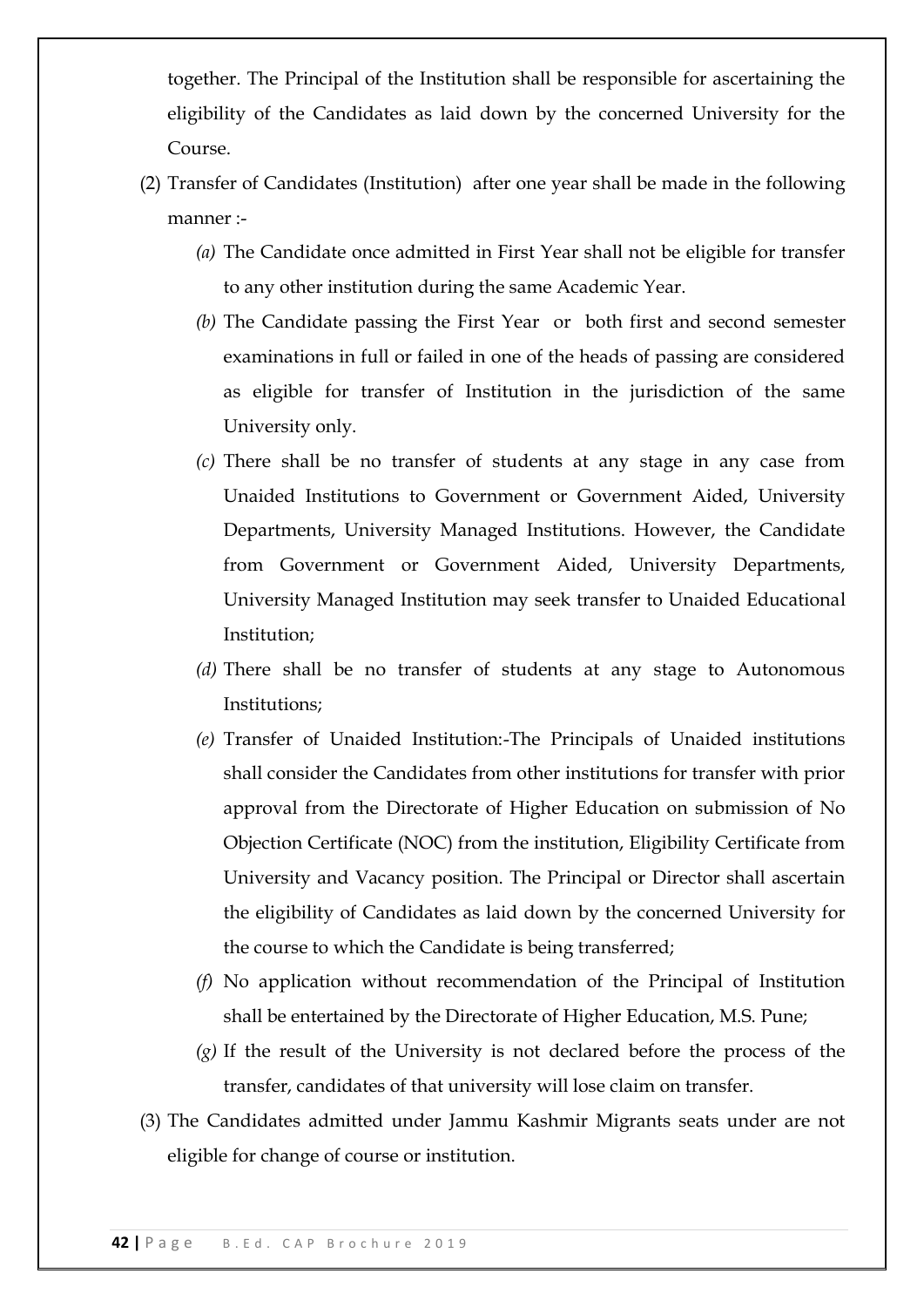together. The Principal of the Institution shall be responsible for ascertaining the eligibility of the Candidates as laid down by the concerned University for the Course.

(2) Transfer of Candidates (Institution) after one year shall be made in the following manner :-

*(a)* The Candidate once admitted in First Year shall not be eligible for transfer to any other institution during the same Academic Year.

*(b)* The Candidate passing the First Year or both first and second semester examinations in full or failed in one of the heads of passing are considered as eligible for transfer of Institution in the jurisdiction of the same University only.

*(c)* There shall be no transfer of students at any stage in any case from Unaided Institutions to Government or Government Aided, University Departments, University Managed Institutions. However, the Candidate from Government or Government Aided, University Departments, University Managed Institution may seek transfer to Unaided Educational Institution;

*(d)* There shall be no transfer of students at any stage to Autonomous Institutions;

*(e)* Transfer of Unaided Institution:-The Principals of Unaided institutions shall consider the Candidates from other institutions for transfer with prior approval from the Directorate of Higher Education on submission of No Objection Certificate (NOC) from the institution, Eligibility Certificate from University and Vacancy position. The Principal or Director shall ascertain the eligibility of Candidates as laid down by the concerned University for the course to which the Candidate is being transferred;

*(f)* No application without recommendation of the Principal of Institution shall be entertained by the Directorate of Higher Education, M.S. Pune;

*(g)* If the result of the University is not declared before the process of the transfer, candidates of that university will lose claim on transfer.

(3) The Candidates admitted under Jammu Kashmir Migrants seats under are not eligible for change of course or institution.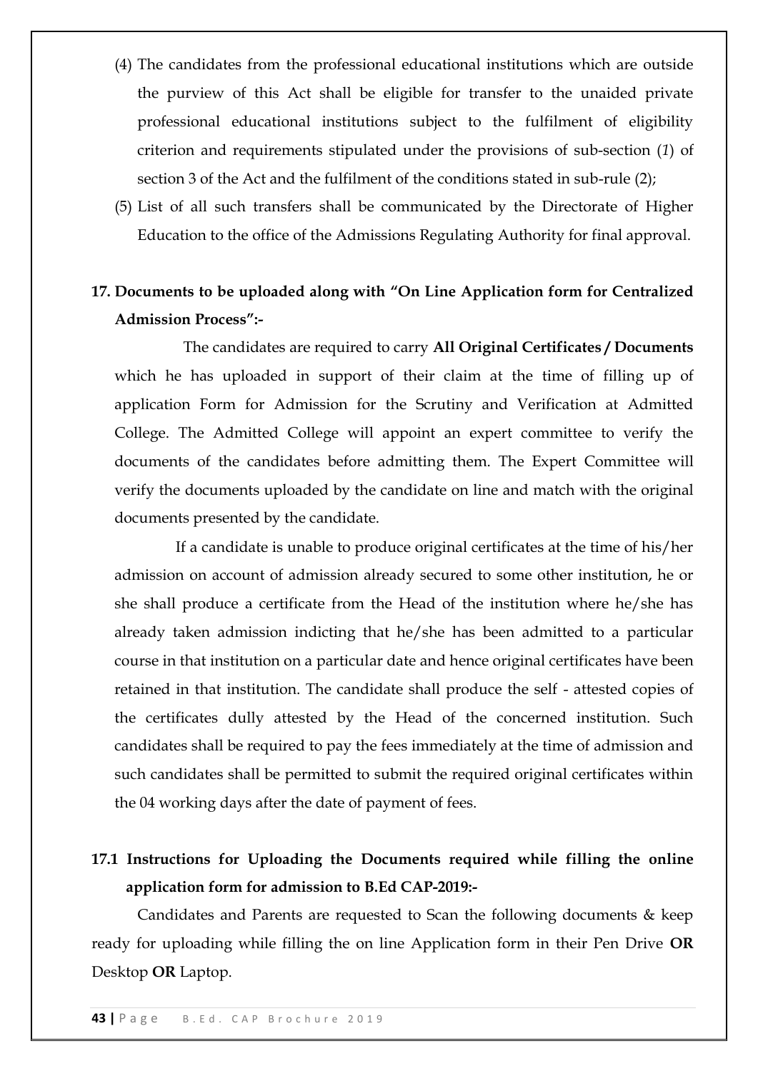(4) The candidates from the professional educational institutions which are outside the purview of this Act shall be eligible for transfer to the unaided private professional educational institutions subject to the fulfilment of eligibility criterion and requirements stipulated under the provisions of sub-section (*1*) of section 3 of the Act and the fulfilment of the conditions stated in sub-rule (2);

(5) List of all such transfers shall be communicated by the Directorate of Higher Education to the office of the Admissions Regulating Authority for final approval.

## 17. Documents to be uploaded along with "On Line Application form for Centralized Admission Process":-

The candidates are required to carry **All Original Certificates / Documents** which he has uploaded in support of their claim at the time of filling up of application Form for Admission for the Scrutiny and Verification at Admitted College. The Admitted College will appoint an expert committee to verify the documents of the candidates before admitting them. The Expert Committee will verify the documents uploaded by the candidate on line and match with the original documents presented by the candidate.

If a candidate is unable to produce original certificates at the time of his/her admission on account of admission already secured to some other institution, he or she shall produce a certificate from the Head of the institution where he/she has already taken admission indicting that he/she has been admitted to a particular course in that institution on a particular date and hence original certificates have been retained in that institution. The candidate shall produce the self - attested copies of the certificates dully attested by the Head of the concerned institution. Such candidates shall be required to pay the fees immediately at the time of admission and such candidates shall be permitted to submit the required original certificates within the 04 working days after the date of payment of fees.

## 17.1 Instructions for Uploading the Documents required while filling the online application form for admission to B.Ed CAP-2019:-

Candidates and Parents are requested to Scan the following documents & keep ready for uploading while filling the on line Application form in their Pen Drive **OR** Desktop **OR** Laptop.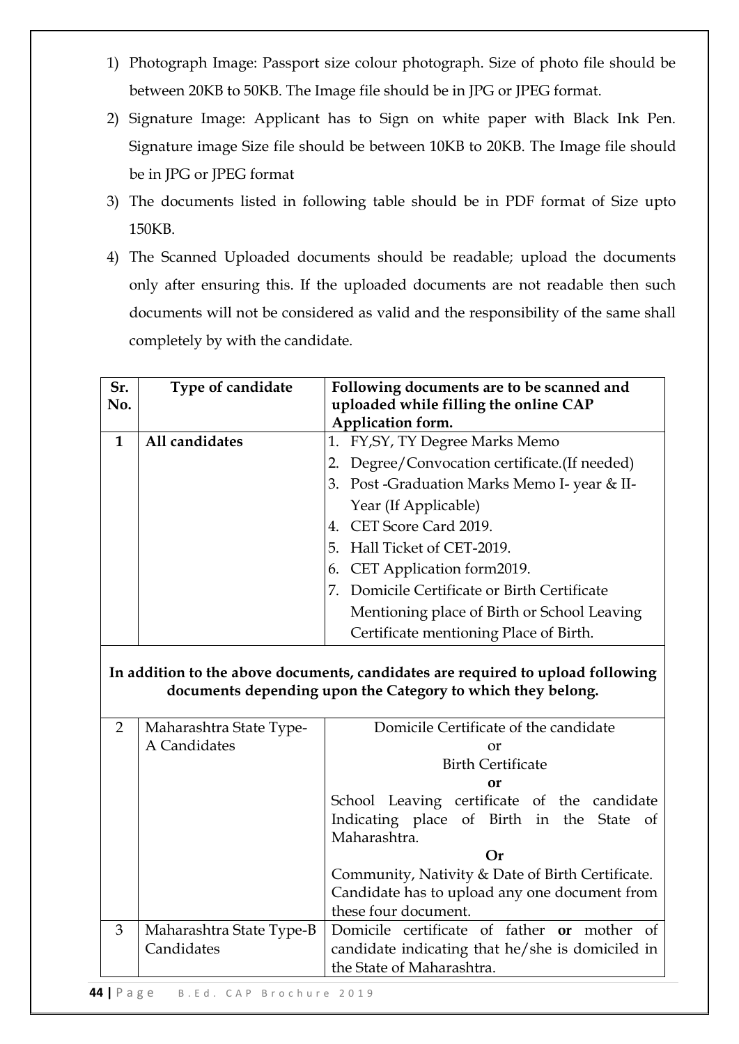1) Photograph Image: Passport size colour photograph. Size of photo file should be between 20KB to 50KB. The Image file should be in JPG or JPEG format.
2) Signature Image: Applicant has to Sign on white paper with Black Ink Pen. Signature image Size file should be between 10KB to 20KB. The Image file should be in JPG or JPEG format
3) The documents listed in following table should be in PDF format of Size upto 150KB.
4) The Scanned Uploaded documents should be readable; upload the documents only after ensuring this. If the uploaded documents are not readable then such documents will not be considered as valid and the responsibility of the same shall completely by with the candidate.

| Sr. No. | Type of candidate | Following documents are to be scanned and uploaded while filling the online CAP Application form. |
|---|---|---|
| **1** | **All candidates** | 1. FY,SY, TY Degree Marks Memo<br>2. Degree/Convocation certificate.(If needed)<br>3. Post -Graduation Marks Memo I- year & II-Year (If Applicable)<br>4. CET Score Card 2019.<br>5. Hall Ticket of CET-2019.<br>6. CET Application form2019.<br>7. Domicile Certificate or Birth Certificate Mentioning place of Birth or School Leaving Certificate mentioning Place of Birth. |
| **In addition to the above documents, candidates are required to upload following documents depending upon the Category to which they belong.** | | |
| 2 | Maharashtra State Type-A Candidates | Domicile Certificate of the candidate<br>or<br>Birth Certificate<br>**or**<br>School Leaving certificate of the candidate Indicating place of Birth in the State of Maharashtra.<br>**Or**<br>Community, Nativity & Date of Birth Certificate. Candidate has to upload any one document from these four document. |
| 3 | Maharashtra State Type-B Candidates | Domicile certificate of father **or** mother of candidate indicating that he/she is domiciled in the State of Maharashtra. |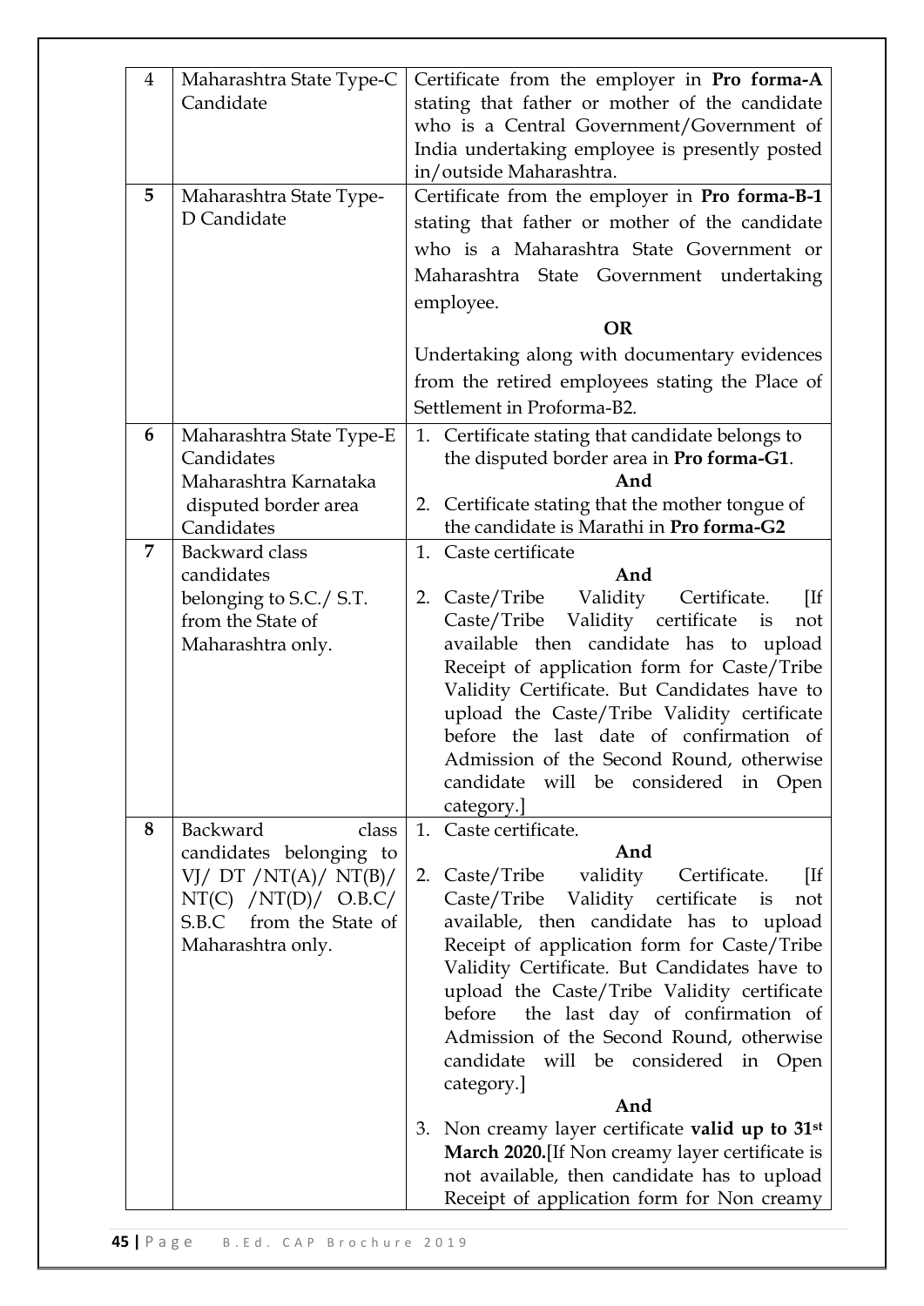| | | |
|---|---|---|
| 4 | Maharashtra State Type-C Candidate | Certificate from the employer in **Pro forma-A** stating that father or mother of the candidate who is a Central Government/Government of India undertaking employee is presently posted in/outside Maharashtra. |
| **5** | Maharashtra State Type-D Candidate | Certificate from the employer in **Pro forma-B-1** stating that father or mother of the candidate who is a Maharashtra State Government or Maharashtra State Government undertaking employee.<br>**OR**<br>Undertaking along with documentary evidences from the retired employees stating the Place of Settlement in Proforma-B2. |
| **6** | Maharashtra State Type-E Candidates Maharashtra Karnataka disputed border area Candidates | 1. Certificate stating that candidate belongs to the disputed border area in **Pro forma-G1**.<br>**And**<br>2. Certificate stating that the mother tongue of the candidate is Marathi in **Pro forma-G2** |
| **7** | Backward class candidates belonging to S.C./ S.T. from the State of Maharashtra only. | 1. Caste certificate<br>**And**<br>2. Caste/Tribe Validity Certificate. [If Caste/Tribe Validity certificate is not available then candidate has to upload Receipt of application form for Caste/Tribe Validity Certificate. But Candidates have to upload the Caste/Tribe Validity certificate before the last date of confirmation of Admission of the Second Round, otherwise candidate will be considered in Open category.] |
| **8** | Backward class candidates belonging to VJ/ DT /NT(A)/ NT(B)/ NT(C) /NT(D)/ O.B.C/ S.B.C from the State of Maharashtra only. | 1. Caste certificate.<br>**And**<br>2. Caste/Tribe validity Certificate. [If Caste/Tribe Validity certificate is not available, then candidate has to upload Receipt of application form for Caste/Tribe Validity Certificate. But Candidates have to upload the Caste/Tribe Validity certificate before the last day of confirmation of Admission of the Second Round, otherwise candidate will be considered in Open category.]<br>**And**<br>3. Non creamy layer certificate **valid up to 31st March 2020.**[If Non creamy layer certificate is not available, then candidate has to upload Receipt of application form for Non creamy |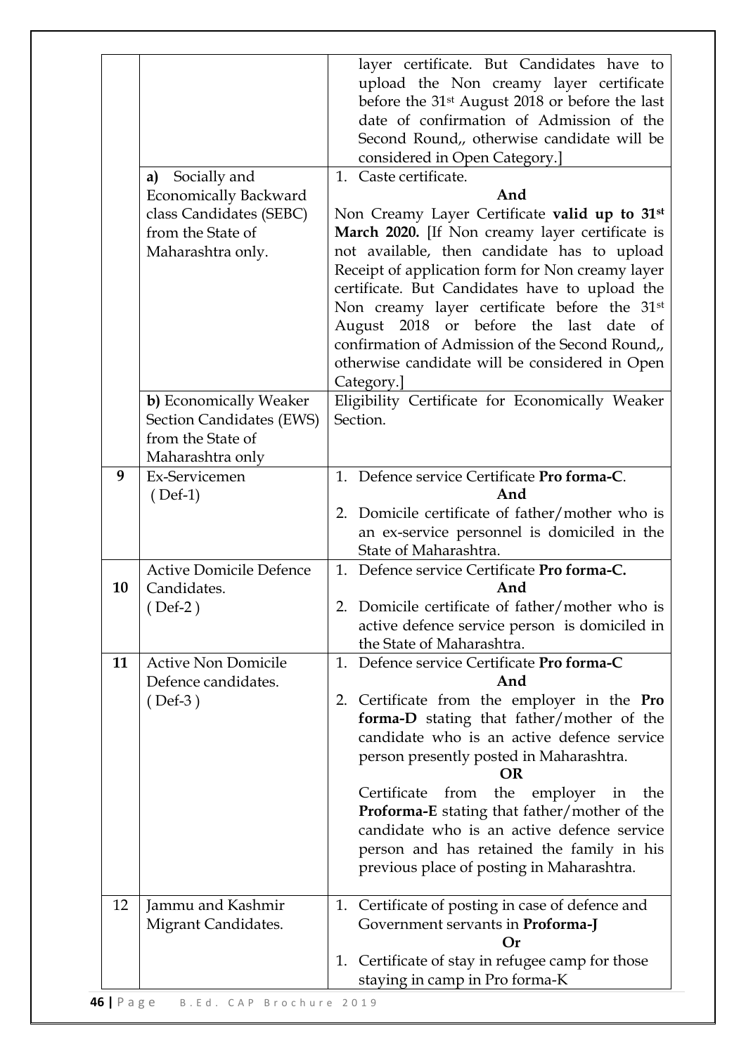| | | |
|---|---|---|
| | | layer certificate. But Candidates have to upload the Non creamy layer certificate before the 31st August 2018 or before the last date of confirmation of Admission of the Second Round,, otherwise candidate will be considered in Open Category.] |
| | **a)** Socially and Economically Backward class Candidates (SEBC) from the State of Maharashtra only. | 1. Caste certificate.<br>**And**<br>Non Creamy Layer Certificate **valid up to 31st March 2020.** [If Non creamy layer certificate is not available, then candidate has to upload Receipt of application form for Non creamy layer certificate. But Candidates have to upload the Non creamy layer certificate before the 31st August 2018 or before the last date of confirmation of Admission of the Second Round,, otherwise candidate will be considered in Open Category.] |
| | **b)** Economically Weaker Section Candidates (EWS) from the State of Maharashtra only | Eligibility Certificate for Economically Weaker Section. |
| **9** | Ex-Servicemen<br>( Def-1) | 1. Defence service Certificate **Pro forma-C**.<br>**And**<br>2. Domicile certificate of father/mother who is an ex-service personnel is domiciled in the State of Maharashtra. |
| **10** | Active Domicile Defence Candidates.<br>( Def-2 ) | 1. Defence service Certificate **Pro forma-C.**<br>**And**<br>2. Domicile certificate of father/mother who is active defence service person is domiciled in the State of Maharashtra. |
| **11** | Active Non Domicile Defence candidates.<br>( Def-3 ) | 1. Defence service Certificate **Pro forma-C**<br>**And**<br>2. Certificate from the employer in the **Pro forma-D** stating that father/mother of the candidate who is an active defence service person presently posted in Maharashtra.<br>**OR**<br>Certificate from the employer in the **Proforma-E** stating that father/mother of the candidate who is an active defence service person and has retained the family in his previous place of posting in Maharashtra. |
| 12 | Jammu and Kashmir Migrant Candidates. | 1. Certificate of posting in case of defence and Government servants in **Proforma-J**<br>**Or**<br>1. Certificate of stay in refugee camp for those staying in camp in Pro forma-K |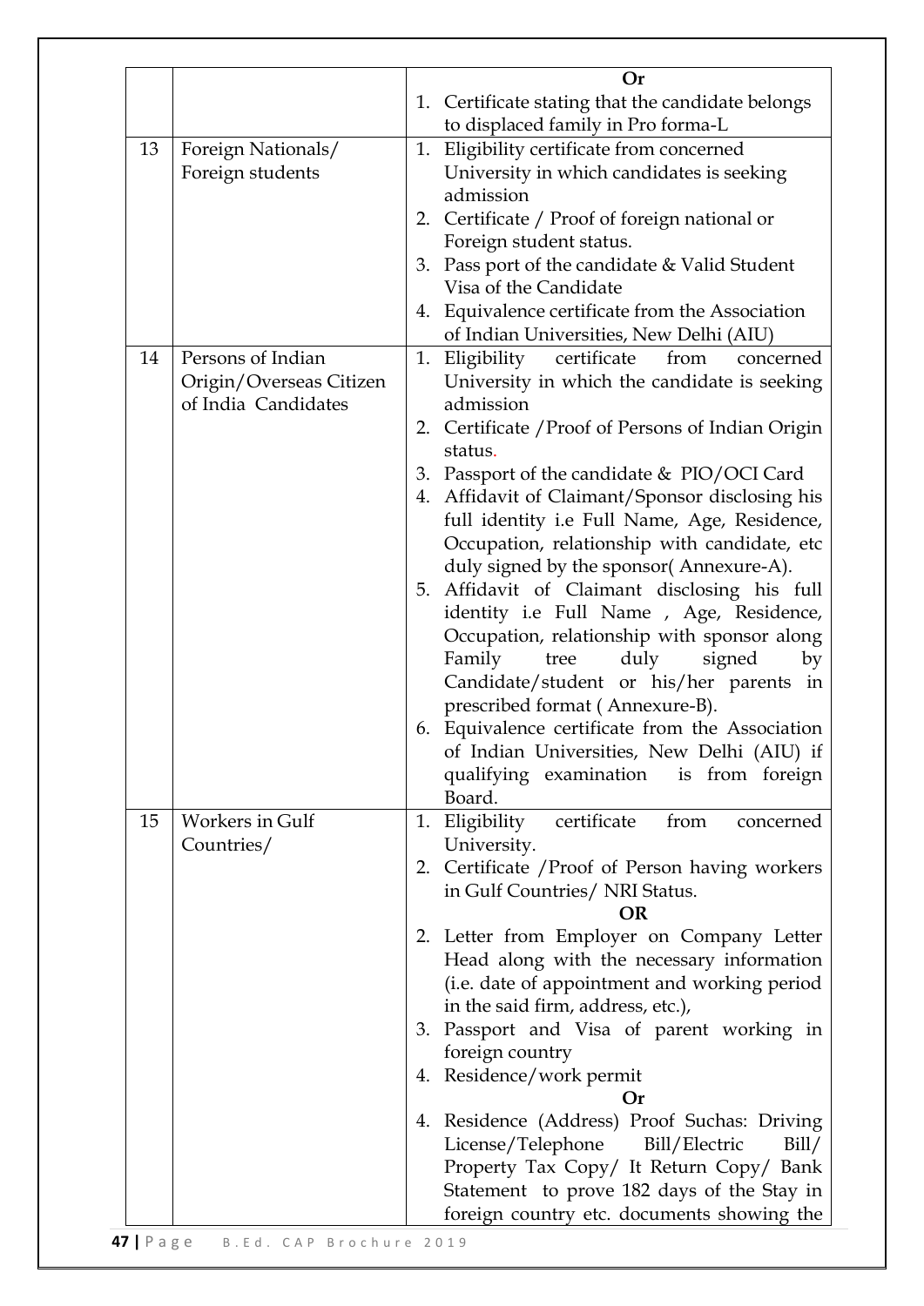| | | |
|---|---|---|
| | | **Or**<br>1. Certificate stating that the candidate belongs to displaced family in Pro forma-L |
| 13 | Foreign Nationals/ Foreign students | 1. Eligibility certificate from concerned University in which candidates is seeking admission<br>2. Certificate / Proof of foreign national or Foreign student status.<br>3. Pass port of the candidate & Valid Student Visa of the Candidate<br>4. Equivalence certificate from the Association of Indian Universities, New Delhi (AIU) |
| 14 | Persons of Indian Origin/Overseas Citizen of India Candidates | 1. Eligibility certificate from concerned University in which the candidate is seeking admission<br>2. Certificate /Proof of Persons of Indian Origin status.<br>3. Passport of the candidate & PIO/OCI Card<br>4. Affidavit of Claimant/Sponsor disclosing his full identity i.e Full Name, Age, Residence, Occupation, relationship with candidate, etc duly signed by the sponsor( Annexure-A).<br>5. Affidavit of Claimant disclosing his full identity i.e Full Name , Age, Residence, Occupation, relationship with sponsor along Family tree duly signed by Candidate/student or his/her parents in prescribed format ( Annexure-B).<br>6. Equivalence certificate from the Association of Indian Universities, New Delhi (AIU) if qualifying examination is from foreign Board. |
| 15 | Workers in Gulf Countries/ | 1. Eligibility certificate from concerned University.<br>2. Certificate /Proof of Person having workers in Gulf Countries/ NRI Status.<br>**OR**<br>2. Letter from Employer on Company Letter Head along with the necessary information (i.e. date of appointment and working period in the said firm, address, etc.),<br>3. Passport and Visa of parent working in foreign country<br>4. Residence/work permit<br>**Or**<br>4. Residence (Address) Proof Suchas: Driving License/Telephone Bill/Electric Bill/ Property Tax Copy/ It Return Copy/ Bank Statement to prove 182 days of the Stay in foreign country etc. documents showing the |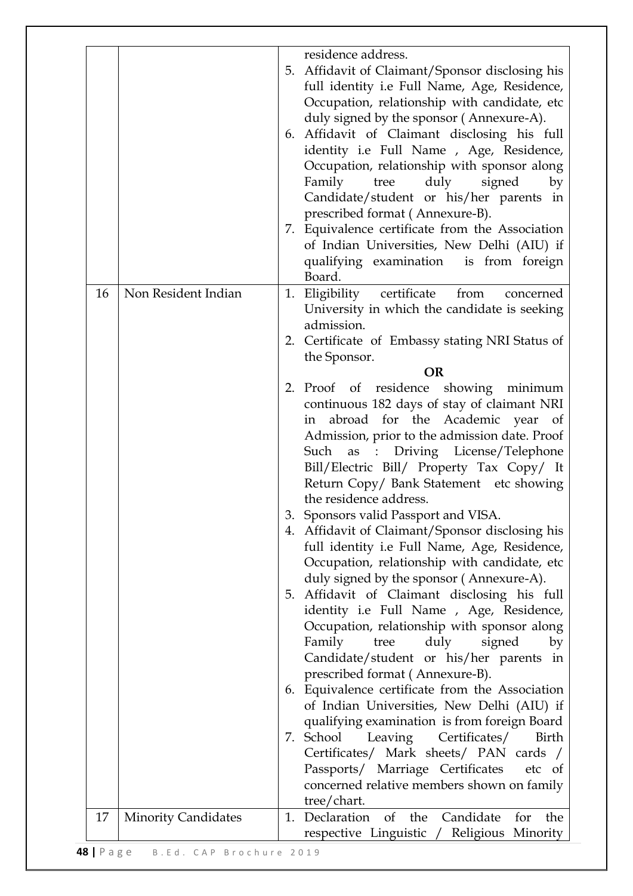| | | |
|---|---|---|
| | | residence address.<br>5. Affidavit of Claimant/Sponsor disclosing his full identity i.e Full Name, Age, Residence, Occupation, relationship with candidate, etc duly signed by the sponsor ( Annexure-A).<br>6. Affidavit of Claimant disclosing his full identity i.e Full Name , Age, Residence, Occupation, relationship with sponsor along Family tree duly signed by Candidate/student or his/her parents in prescribed format ( Annexure-B).<br>7. Equivalence certificate from the Association of Indian Universities, New Delhi (AIU) if qualifying examination is from foreign Board. |
| 16 | Non Resident Indian | 1. Eligibility certificate from concerned University in which the candidate is seeking admission.<br>2. Certificate of Embassy stating NRI Status of the Sponsor.<br>**OR**<br>2. Proof of residence showing minimum continuous 182 days of stay of claimant NRI in abroad for the Academic year of Admission, prior to the admission date. Proof Such as : Driving License/Telephone Bill/Electric Bill/ Property Tax Copy/ It Return Copy/ Bank Statement etc showing the residence address.<br>3. Sponsors valid Passport and VISA.<br>4. Affidavit of Claimant/Sponsor disclosing his full identity i.e Full Name, Age, Residence, Occupation, relationship with candidate, etc duly signed by the sponsor ( Annexure-A).<br>5. Affidavit of Claimant disclosing his full identity i.e Full Name , Age, Residence, Occupation, relationship with sponsor along Family tree duly signed by Candidate/student or his/her parents in prescribed format ( Annexure-B).<br>6. Equivalence certificate from the Association of Indian Universities, New Delhi (AIU) if qualifying examination is from foreign Board<br>7. School Leaving Certificates/ Birth Certificates/ Mark sheets/ PAN cards / Passports/ Marriage Certificates etc of concerned relative members shown on family tree/chart. |
| 17 | Minority Candidates | 1. Declaration of the Candidate for the respective Linguistic / Religious Minority |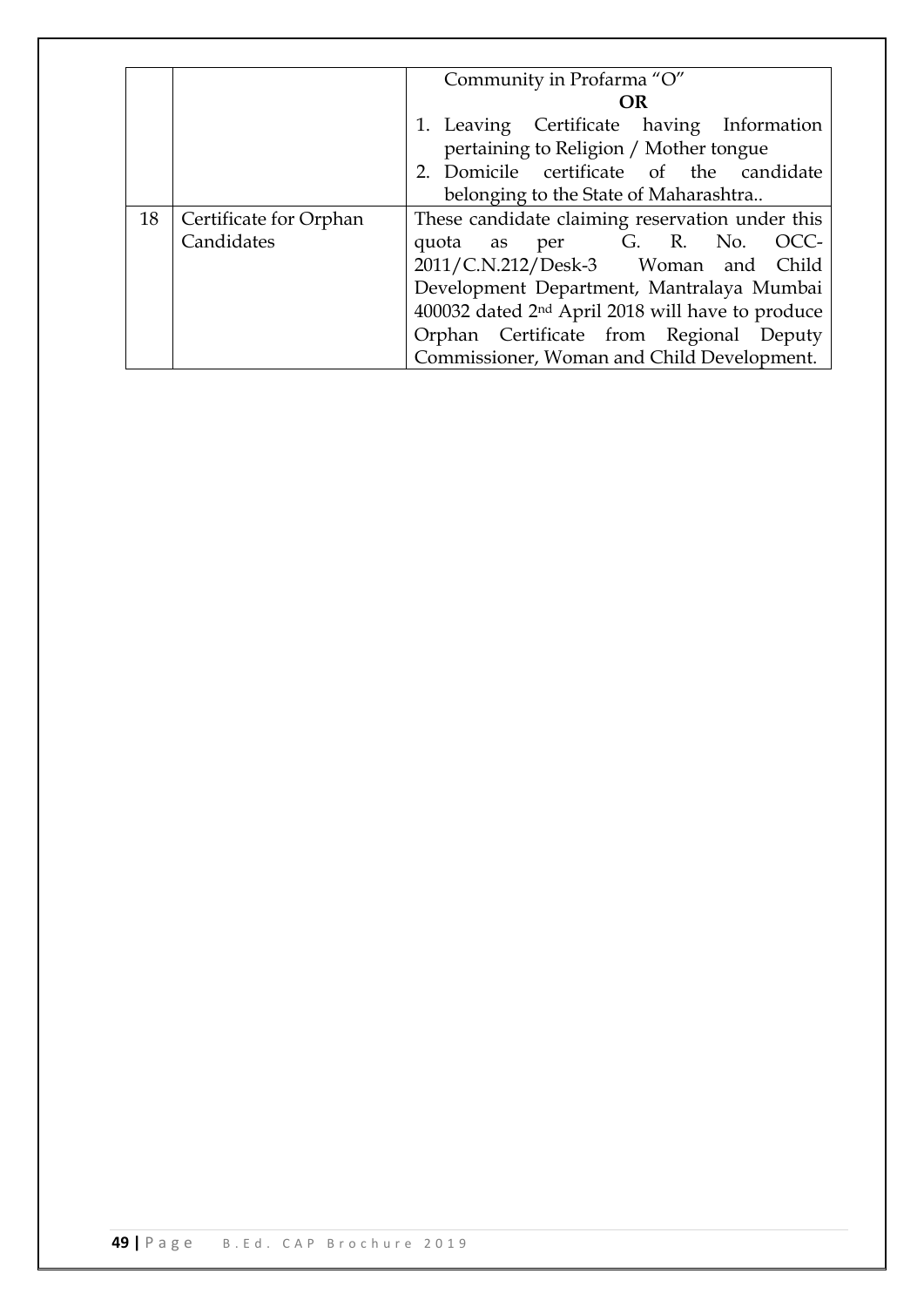|  |  |  |
|---|---|---|
|  |  | Community in Profarma "O"<br>**OR**<br>1. Leaving Certificate having Information pertaining to Religion / Mother tongue<br>2. Domicile certificate of the candidate belonging to the State of Maharashtra.. |
| 18 | Certificate for Orphan Candidates | These candidate claiming reservation under this quota as per G. R. No. OCC-2011/C.N.212/Desk-3 Woman and Child Development Department, Mantralaya Mumbai 400032 dated 2nd April 2018 will have to produce Orphan Certificate from Regional Deputy Commissioner, Woman and Child Development. |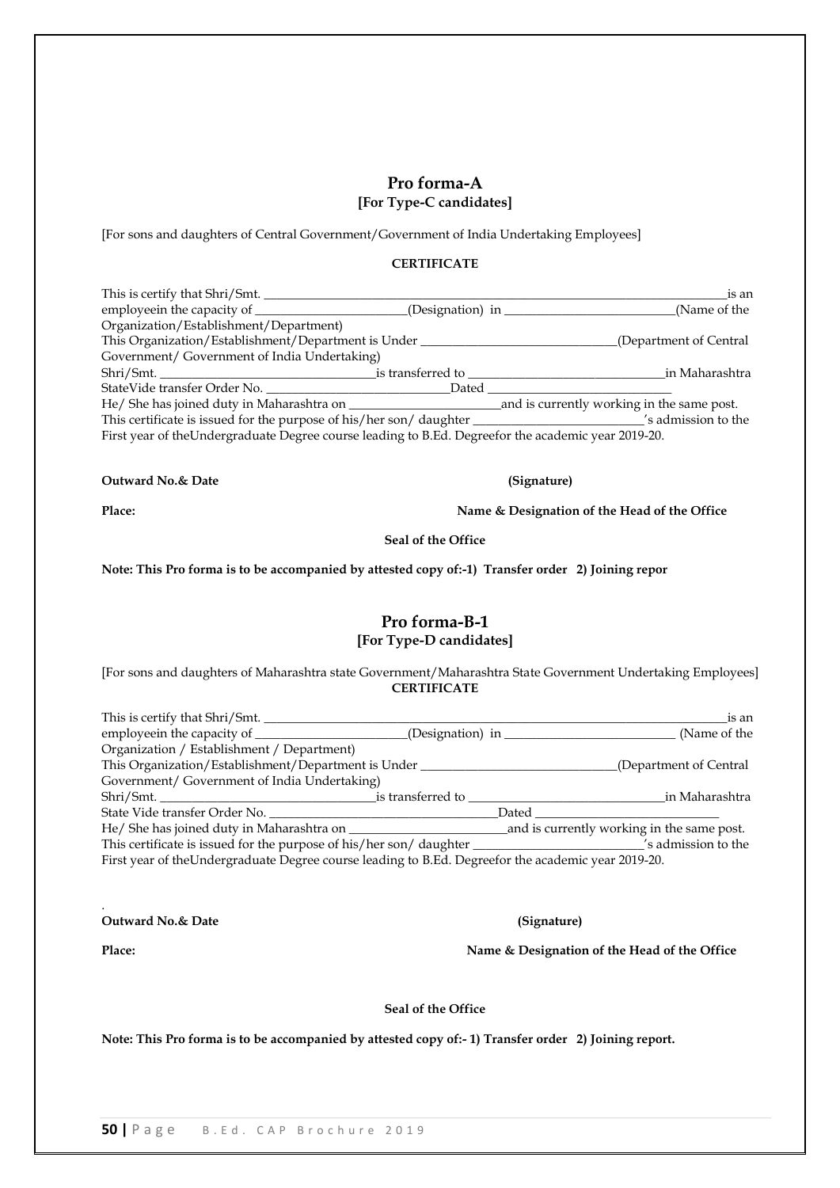## Pro forma-A
**[For Type-C candidates]**

[For sons and daughters of Central Government/Government of India Undertaking Employees]

**CERTIFICATE**

This is certify that Shri/Smt. ______________________________________________________________is an employeein the capacity of ______________________(Designation) in ________________________(Name of the Organization/Establishment/Department)
This Organization/Establishment/Department is Under ___________________________(Department of Central Government/ Government of India Undertaking)
Shri/Smt. ________________________________is transferred to _____________________________in Maharashtra StateVide transfer Order No. ___________________________Dated ___________________________
He/ She has joined duty in Maharashtra on ______________________and is currently working in the same post.
This certificate is issued for the purpose of his/her son/ daughter ________________________'s admission to the First year of theUndergraduate Degree course leading to B.Ed. Degreefor the academic year 2019-20.

**Outward No.& Date** **(Signature)**

**Place:** **Name & Designation of the Head of the Office**

**Seal of the Office**

**Note: This Pro forma is to be accompanied by attested copy of:-1) Transfer order 2) Joining repor**

## Pro forma-B-1
**[For Type-D candidates]**

[For sons and daughters of Maharashtra state Government/Maharashtra State Government Undertaking Employees]

**CERTIFICATE**

This is certify that Shri/Smt. ______________________________________________________________is an employeein the capacity of ______________________(Designation) in ________________________ (Name of the Organization / Establishment / Department)
This Organization/Establishment/Department is Under ___________________________(Department of Central Government/ Government of India Undertaking)
Shri/Smt. ________________________________is transferred to _____________________________in Maharashtra State Vide transfer Order No. ________________________________Dated __________________________
He/ She has joined duty in Maharashtra on ______________________and is currently working in the same post.
This certificate is issued for the purpose of his/her son/ daughter ________________________'s admission to the First year of theUndergraduate Degree course leading to B.Ed. Degreefor the academic year 2019-20.

**Outward No.& Date** **(Signature)**

**Place:** **Name & Designation of the Head of the Office**

**Seal of the Office**

**Note: This Pro forma is to be accompanied by attested copy of:- 1) Transfer order 2) Joining report.**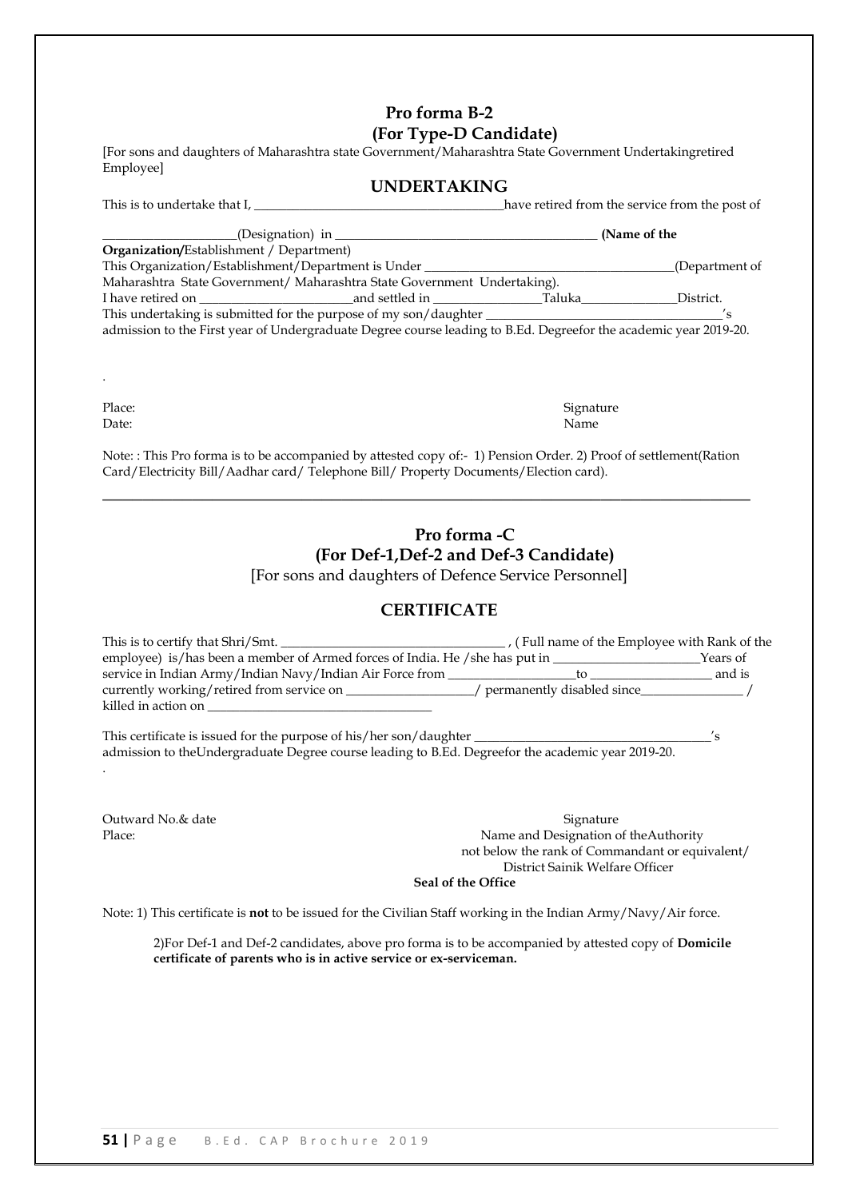## Pro forma B-2
## (For Type-D Candidate)

[For sons and daughters of Maharashtra state Government/Maharashtra State Government Undertakingretired Employee]

### UNDERTAKING

This is to undertake that I, ________________________________________have retired from the service from the post of

____________________(Designation) in ________________________________________ **(Name of the Organization/**Establishment / Department)

This Organization/Establishment/Department is Under ______________________________________(Department of Maharashtra State Government/ Maharashtra State Government Undertaking).

I have retired on ________________________and settled in ________________Taluka_______________District.

This undertaking is submitted for the purpose of my son/daughter ___________________________________'s admission to the First year of Undergraduate Degree course leading to B.Ed. Degreefor the academic year 2019-20.

.

Place: Signature

Date: Name

Note: : This Pro forma is to be accompanied by attested copy of:- 1) Pension Order. 2) Proof of settlement(Ration Card/Electricity Bill/Aadhar card/ Telephone Bill/ Property Documents/Election card).

---

## Pro forma -C
## (For Def-1,Def-2 and Def-3 Candidate)

[For sons and daughters of Defence Service Personnel]

### CERTIFICATE

This is to certify that Shri/Smt. __________________________________ , ( Full name of the Employee with Rank of the employee) is/has been a member of Armed forces of India. He /she has put in ______________________Years of service in Indian Army/Indian Navy/Indian Air Force from ___________________to __________________ and is currently working/retired from service on ___________________/ permanently disabled since_______________ / killed in action on __________________________________

This certificate is issued for the purpose of his/her son/daughter ____________________________________'s admission to theUndergraduate Degree course leading to B.Ed. Degreefor the academic year 2019-20.

.

Outward No.& date

Place:

Signature

Name and Designation of theAuthority not below the rank of Commandant or equivalent/ District Sainik Welfare Officer

**Seal of the Office**

Note: 1) This certificate is **not** to be issued for the Civilian Staff working in the Indian Army/Navy/Air force.

2)For Def-1 and Def-2 candidates, above pro forma is to be accompanied by attested copy of **Domicile certificate of parents who is in active service or ex-serviceman.**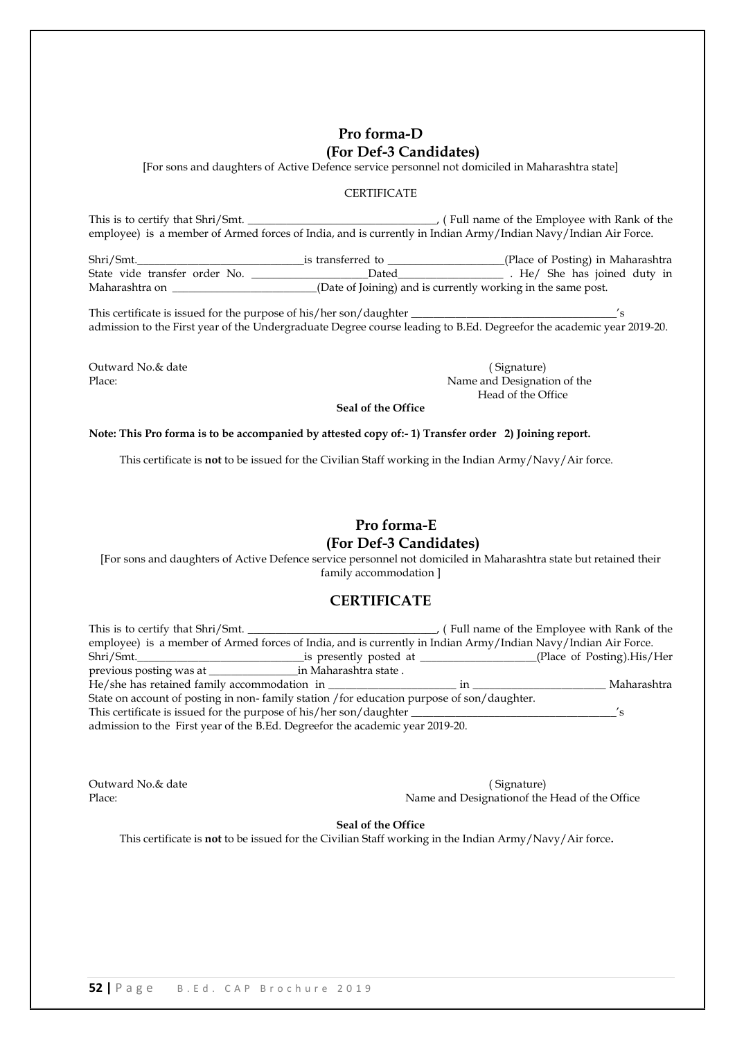## Pro forma-D
## (For Def-3 Candidates)

[For sons and daughters of Active Defence service personnel not domiciled in Maharashtra state]

CERTIFICATE

This is to certify that Shri/Smt. ___________________________________, ( Full name of the Employee with Rank of the employee) is a member of Armed forces of India, and is currently in Indian Army/Indian Navy/Indian Air Force.

Shri/Smt.______________________________is transferred to _____________________(Place of Posting) in Maharashtra State vide transfer order No. _____________________Dated___________________ . He/ She has joined duty in Maharashtra on __________________________(Date of Joining) and is currently working in the same post.

This certificate is issued for the purpose of his/her son/daughter _____________________________________'s admission to the First year of the Undergraduate Degree course leading to B.Ed. Degreefor the academic year 2019-20.

Outward No.& date

Place:

( Signature)

Name and Designation of the Head of the Office

**Seal of the Office**

**Note: This Pro forma is to be accompanied by attested copy of:- 1) Transfer order 2) Joining report.**

This certificate is **not** to be issued for the Civilian Staff working in the Indian Army/Navy/Air force.

## Pro forma-E
## (For Def-3 Candidates)

[For sons and daughters of Active Defence service personnel not domiciled in Maharashtra state but retained their family accommodation ]

## CERTIFICATE

This is to certify that Shri/Smt. ___________________________________, ( Full name of the Employee with Rank of the employee) is a member of Armed forces of India, and is currently in Indian Army/Indian Navy/Indian Air Force.
Shri/Smt.______________________________is presently posted at ____________________(Place of Posting).His/Her previous posting was at ________________in Maharashtra state .
He/she has retained family accommodation in _______________________ in ________________________ Maharashtra State on account of posting in non- family station /for education purpose of son/daughter.
This certificate is issued for the purpose of his/her son/daughter _____________________________________'s admission to the First year of the B.Ed. Degreefor the academic year 2019-20.

Outward No.& date

Place:

( Signature)

Name and Designationof the Head of the Office

**Seal of the Office**

This certificate is **not** to be issued for the Civilian Staff working in the Indian Army/Navy/Air force**.**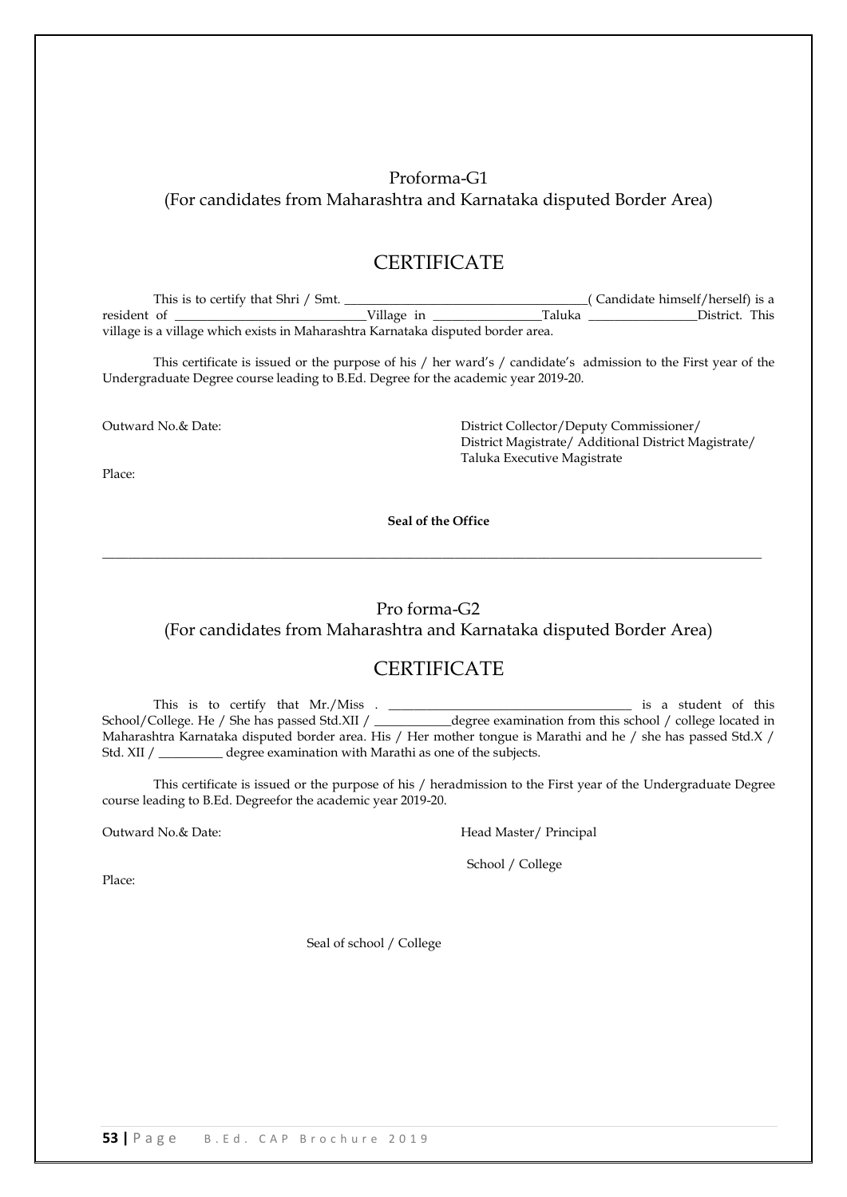Proforma-G1

(For candidates from Maharashtra and Karnataka disputed Border Area)

# CERTIFICATE

This is to certify that Shri / Smt. ______________________________________( Candidate himself/herself) is a resident of ______________________________Village in _________________Taluka _________________District. This village is a village which exists in Maharashtra Karnataka disputed border area.

This certificate is issued or the purpose of his / her ward's / candidate's admission to the First year of the Undergraduate Degree course leading to B.Ed. Degree for the academic year 2019-20.

Outward No.& Date:

District Collector/Deputy Commissioner/
District Magistrate/ Additional District Magistrate/
Taluka Executive Magistrate

Place:

**Seal of the Office**

---

Pro forma-G2

(For candidates from Maharashtra and Karnataka disputed Border Area)

# CERTIFICATE

This is to certify that Mr./Miss . ______________________________________ is a student of this School/College. He / She has passed Std.XII / ____________degree examination from this school / college located in Maharashtra Karnataka disputed border area. His / Her mother tongue is Marathi and he / she has passed Std.X / Std. XII / __________ degree examination with Marathi as one of the subjects.

This certificate is issued or the purpose of his / heradmission to the First year of the Undergraduate Degree course leading to B.Ed. Degreefor the academic year 2019-20.

Outward No.& Date:

Head Master/ Principal

School / College

Place:

Seal of school / College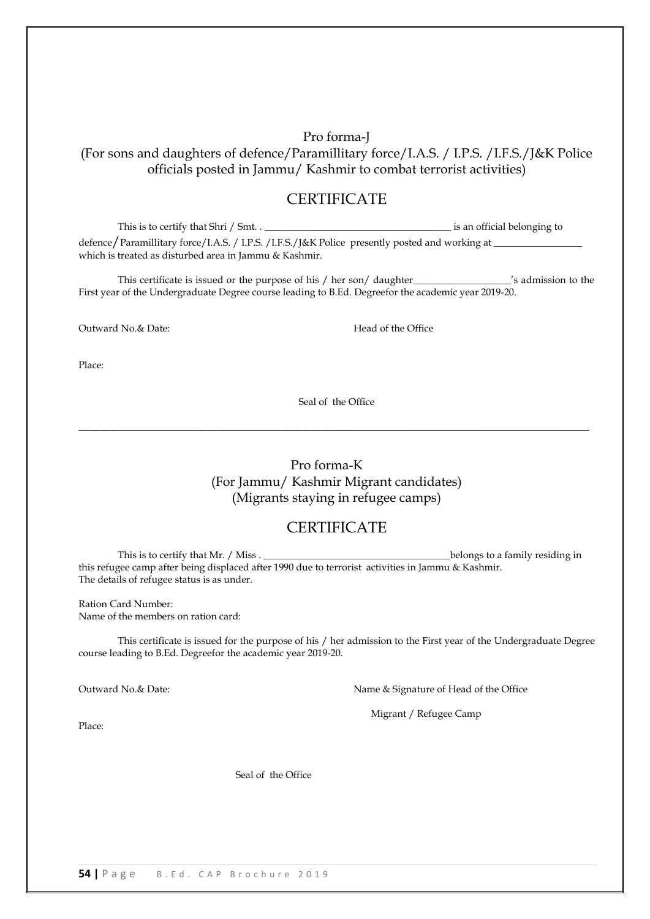## Pro forma-J

(For sons and daughters of defence/Paramillitary force/I.A.S. / I.P.S. /I.F.S./J&K Police officials posted in Jammu/ Kashmir to combat terrorist activities)

## CERTIFICATE

This is to certify that Shri / Smt. . ______________________________________ is an official belonging to defence/Paramillitary force/I.A.S. / I.P.S. /I.F.S./J&K Police presently posted and working at __________________ which is treated as disturbed area in Jammu & Kashmir.

This certificate is issued or the purpose of his / her son/ daughter____________________'s admission to the First year of the Undergraduate Degree course leading to B.Ed. Degreefor the academic year 2019-20.

Outward No.& Date: Head of the Office

Place:

Seal of the Office

---

## Pro forma-K

(For Jammu/ Kashmir Migrant candidates)
(Migrants staying in refugee camps)

## CERTIFICATE

This is to certify that Mr. / Miss . ______________________________________belongs to a family residing in this refugee camp after being displaced after 1990 due to terrorist activities in Jammu & Kashmir.
The details of refugee status is as under.

Ration Card Number:
Name of the members on ration card:

This certificate is issued for the purpose of his / her admission to the First year of the Undergraduate Degree course leading to B.Ed. Degreefor the academic year 2019-20.

Outward No.& Date: Name & Signature of Head of the Office

Migrant / Refugee Camp

Place:

Seal of the Office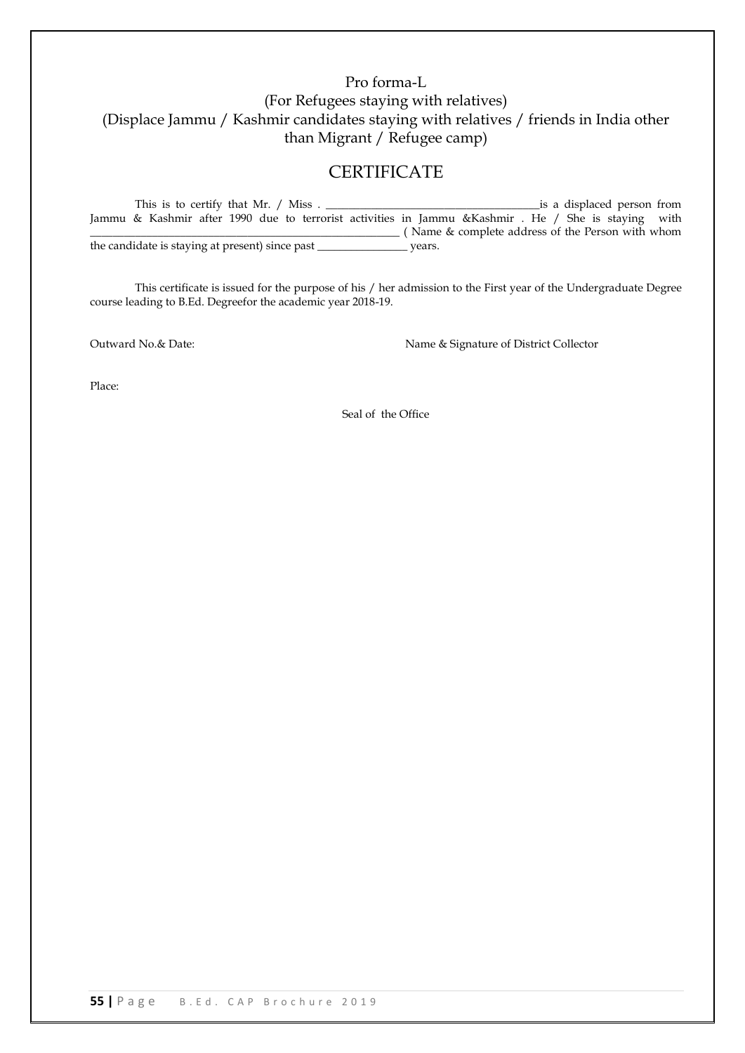# Pro forma-L

## (For Refugees staying with relatives)

## (Displace Jammu / Kashmir candidates staying with relatives / friends in India other than Migrant / Refugee camp)

# CERTIFICATE

This is to certify that Mr. / Miss . ______________________________________is a displaced person from Jammu & Kashmir after 1990 due to terrorist activities in Jammu &Kashmir . He / She is staying with ________________________________________________________ ( Name & complete address of the Person with whom the candidate is staying at present) since past ________________ years.

This certificate is issued for the purpose of his / her admission to the First year of the Undergraduate Degree course leading to B.Ed. Degreefor the academic year 2018-19.

Outward No.& Date:

Name & Signature of District Collector

Place:

Seal of the Office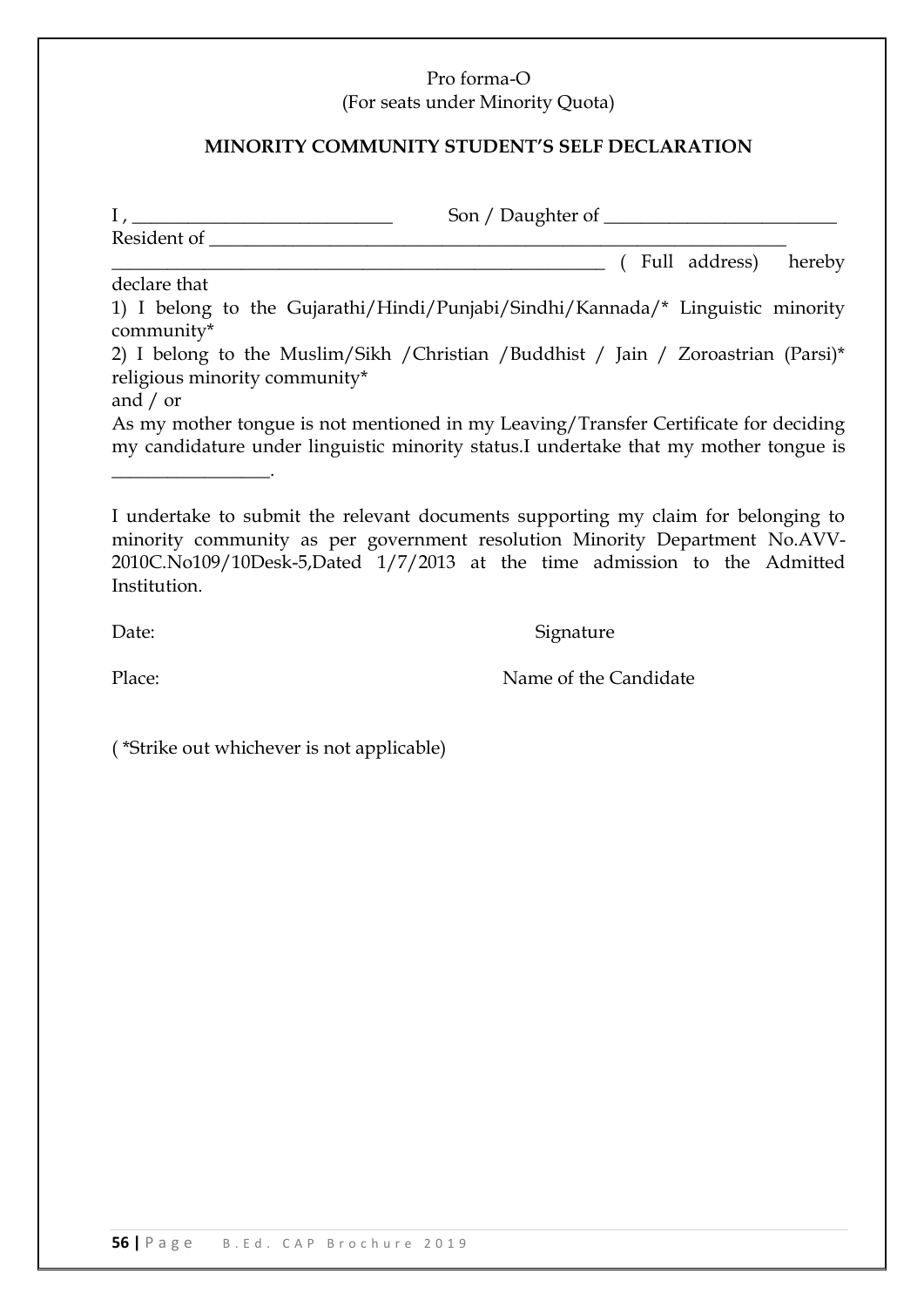Pro forma-O
(For seats under Minority Quota)

**MINORITY COMMUNITY STUDENT'S SELF DECLARATION**

I , ___________________________ Son / Daughter of ________________________
Resident of _____________________________________________________________
_________________________________________________ ( Full address) hereby declare that

1) I belong to the Gujarathi/Hindi/Punjabi/Sindhi/Kannada/* Linguistic minority community*

2) I belong to the Muslim/Sikh /Christian /Buddhist / Jain / Zoroastrian (Parsi)* religious minority community*

and / or

As my mother tongue is not mentioned in my Leaving/Transfer Certificate for deciding my candidature under linguistic minority status.I undertake that my mother tongue is ________________.

I undertake to submit the relevant documents supporting my claim for belonging to minority community as per government resolution Minority Department No.AVV-2010C.No109/10Desk-5,Dated 1/7/2013 at the time admission to the Admitted Institution.

Date: Signature

Place: Name of the Candidate

( *Strike out whichever is not applicable)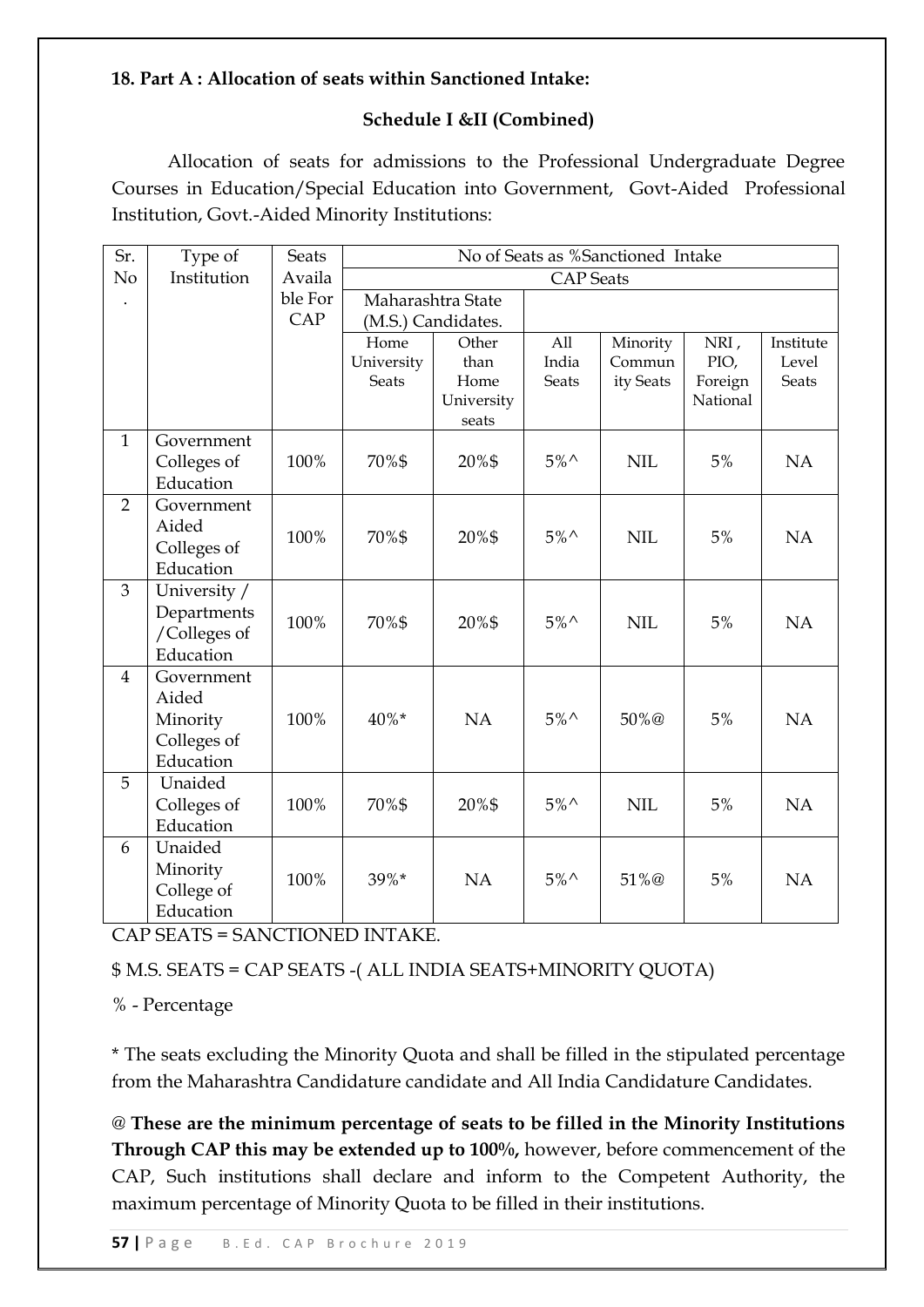**18. Part A : Allocation of seats within Sanctioned Intake:**

**Schedule I &II (Combined)**

Allocation of seats for admissions to the Professional Undergraduate Degree Courses in Education/Special Education into Government, Govt-Aided Professional Institution, Govt.-Aided Minority Institutions:

| Sr. No. | Type of Institution | Seats Available For CAP | No of Seats as %Sanctioned Intake | | | | | |
|---|---|---|---|---|---|---|---|---|
| | | | CAP Seats | | | | | |
| | | | Maharashtra State (M.S.) Candidates. | | | | | |
| | | | Home University Seats | Other than Home University seats | All India Seats | Minority Community Seats | NRI , PIO, Foreign National | Institute Level Seats |
| 1 | Government Colleges of Education | 100% | 70%$ | 20%$ | 5%^ | NIL | 5% | NA |
| 2 | Government Aided Colleges of Education | 100% | 70%$ | 20%$ | 5%^ | NIL | 5% | NA |
| 3 | University / Departments /Colleges of Education | 100% | 70%$ | 20%$ | 5%^ | NIL | 5% | NA |
| 4 | Government Aided Minority Colleges of Education | 100% | 40%* | NA | 5%^ | 50%@ | 5% | NA |
| 5 | Unaided Colleges of Education | 100% | 70%$ | 20%$ | 5%^ | NIL | 5% | NA |
| 6 | Unaided Minority College of Education | 100% | 39%* | NA | 5%^ | 51%@ | 5% | NA |

CAP SEATS = SANCTIONED INTAKE.

$ M.S. SEATS = CAP SEATS -( ALL INDIA SEATS+MINORITY QUOTA)

% - Percentage

* The seats excluding the Minority Quota and shall be filled in the stipulated percentage from the Maharashtra Candidature candidate and All India Candidature Candidates.

@ **These are the minimum percentage of seats to be filled in the Minority Institutions Through CAP this may be extended up to 100%,** however, before commencement of the CAP, Such institutions shall declare and inform to the Competent Authority, the maximum percentage of Minority Quota to be filled in their institutions.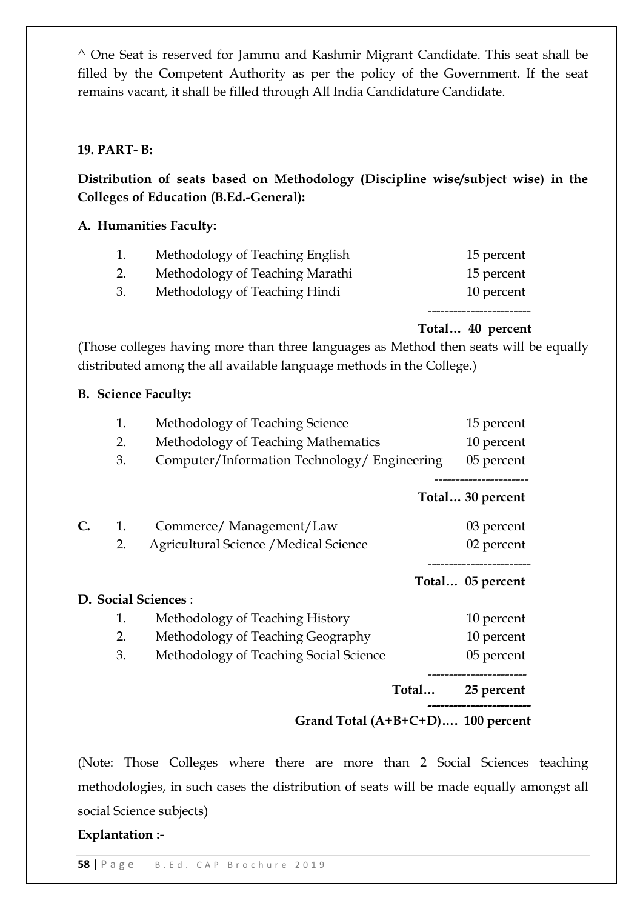^ One Seat is reserved for Jammu and Kashmir Migrant Candidate. This seat shall be filled by the Competent Authority as per the policy of the Government. If the seat remains vacant, it shall be filled through All India Candidature Candidate.

**19. PART- B:**

**Distribution of seats based on Methodology (Discipline wise/subject wise) in the Colleges of Education (B.Ed.-General):**

**A. Humanities Faculty:**

| | | |
|---|---|---|
| 1. | Methodology of Teaching English | 15 percent |
| 2. | Methodology of Teaching Marathi | 15 percent |
| 3. | Methodology of Teaching Hindi | 10 percent |
| | **Total…** | **40 percent** |

(Those colleges having more than three languages as Method then seats will be equally distributed among the all available language methods in the College.)

**B. Science Faculty:**

| | | |
|---|---|---|
| 1. | Methodology of Teaching Science | 15 percent |
| 2. | Methodology of Teaching Mathematics | 10 percent |
| 3. | Computer/Information Technology/ Engineering | 05 percent |
| | **Total…** | **30 percent** |

**C.**

| | | |
|---|---|---|
| 1. | Commerce/ Management/Law | 03 percent |
| 2. | Agricultural Science /Medical Science | 02 percent |
| | **Total…** | **05 percent** |

**D. Social Sciences** :

| | | |
|---|---|---|
| 1. | Methodology of Teaching History | 10 percent |
| 2. | Methodology of Teaching Geography | 10 percent |
| 3. | Methodology of Teaching Social Science | 05 percent |
| | **Total…** | **25 percent** |

**Grand Total (A+B+C+D)…. 100 percent**

(Note: Those Colleges where there are more than 2 Social Sciences teaching methodologies, in such cases the distribution of seats will be made equally amongst all social Science subjects)

**Explantation :-**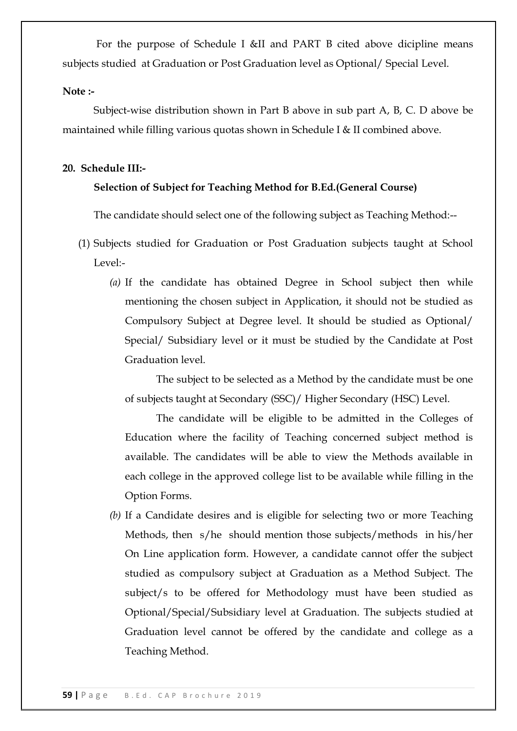For the purpose of Schedule I &II and PART B cited above dicipline means subjects studied at Graduation or Post Graduation level as Optional/ Special Level.

**Note :-**

Subject-wise distribution shown in Part B above in sub part A, B, C. D above be maintained while filling various quotas shown in Schedule I & II combined above.

**20. Schedule III:-**

**Selection of Subject for Teaching Method for B.Ed.(General Course)**

The candidate should select one of the following subject as Teaching Method:--

(1) Subjects studied for Graduation or Post Graduation subjects taught at School Level:-

*(a)* If the candidate has obtained Degree in School subject then while mentioning the chosen subject in Application, it should not be studied as Compulsory Subject at Degree level. It should be studied as Optional/ Special/ Subsidiary level or it must be studied by the Candidate at Post Graduation level.

The subject to be selected as a Method by the candidate must be one of subjects taught at Secondary (SSC)/ Higher Secondary (HSC) Level.

The candidate will be eligible to be admitted in the Colleges of Education where the facility of Teaching concerned subject method is available. The candidates will be able to view the Methods available in each college in the approved college list to be available while filling in the Option Forms.

*(b)* If a Candidate desires and is eligible for selecting two or more Teaching Methods, then s/he should mention those subjects/methods in his/her On Line application form. However, a candidate cannot offer the subject studied as compulsory subject at Graduation as a Method Subject. The subject/s to be offered for Methodology must have been studied as Optional/Special/Subsidiary level at Graduation. The subjects studied at Graduation level cannot be offered by the candidate and college as a Teaching Method.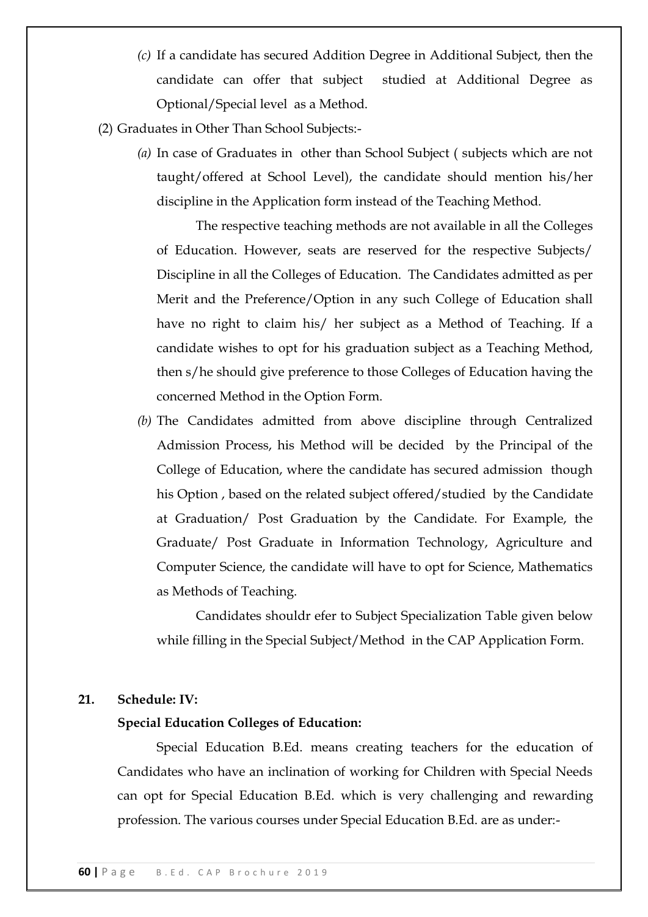*(c)* If a candidate has secured Addition Degree in Additional Subject, then the candidate can offer that subject studied at Additional Degree as Optional/Special level as a Method.

(2) Graduates in Other Than School Subjects:-

*(a)* In case of Graduates in other than School Subject ( subjects which are not taught/offered at School Level), the candidate should mention his/her discipline in the Application form instead of the Teaching Method.

The respective teaching methods are not available in all the Colleges of Education. However, seats are reserved for the respective Subjects/ Discipline in all the Colleges of Education. The Candidates admitted as per Merit and the Preference/Option in any such College of Education shall have no right to claim his/ her subject as a Method of Teaching. If a candidate wishes to opt for his graduation subject as a Teaching Method, then s/he should give preference to those Colleges of Education having the concerned Method in the Option Form.

*(b)* The Candidates admitted from above discipline through Centralized Admission Process, his Method will be decided by the Principal of the College of Education, where the candidate has secured admission though his Option , based on the related subject offered/studied by the Candidate at Graduation/ Post Graduation by the Candidate. For Example, the Graduate/ Post Graduate in Information Technology, Agriculture and Computer Science, the candidate will have to opt for Science, Mathematics as Methods of Teaching.

Candidates shouldr efer to Subject Specialization Table given below while filling in the Special Subject/Method in the CAP Application Form.

**21. Schedule: IV:**

**Special Education Colleges of Education:**

Special Education B.Ed. means creating teachers for the education of Candidates who have an inclination of working for Children with Special Needs can opt for Special Education B.Ed. which is very challenging and rewarding profession. The various courses under Special Education B.Ed. are as under:-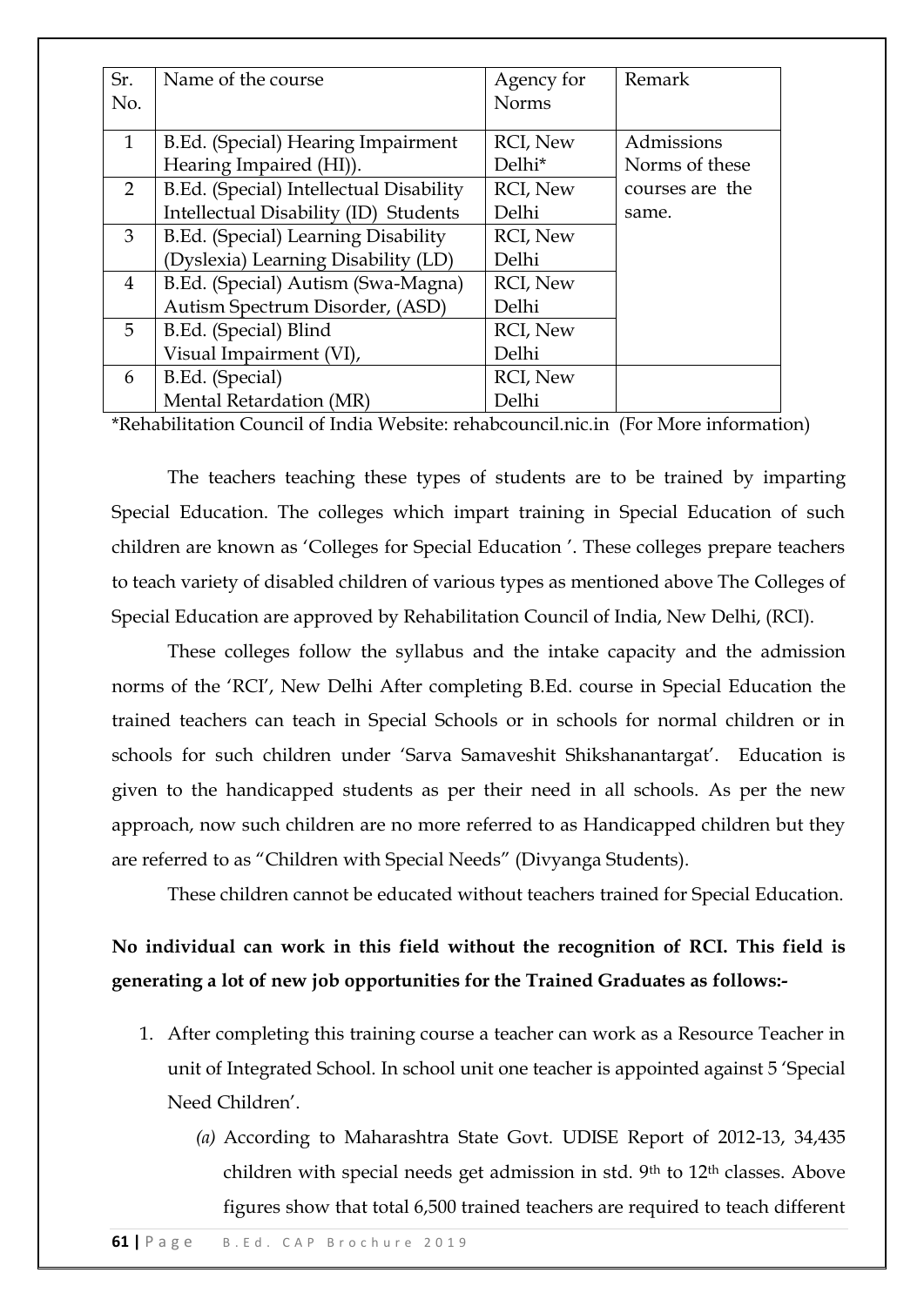| Sr. No. | Name of the course | Agency for Norms | Remark |
|---|---|---|---|
| 1 | B.Ed. (Special) Hearing Impairment Hearing Impaired (HI)). | RCI, New Delhi* | Admissions Norms of these courses are the same. |
| 2 | B.Ed. (Special) Intellectual Disability Intellectual Disability (ID) Students | RCI, New Delhi | |
| 3 | B.Ed. (Special) Learning Disability (Dyslexia) Learning Disability (LD) | RCI, New Delhi | |
| 4 | B.Ed. (Special) Autism (Swa-Magna) Autism Spectrum Disorder, (ASD) | RCI, New Delhi | |
| 5 | B.Ed. (Special) Blind Visual Impairment (VI), | RCI, New Delhi | |
| 6 | B.Ed. (Special) Mental Retardation (MR) | RCI, New Delhi | |

*Rehabilitation Council of India Website: rehabcouncil.nic.in (For More information)

The teachers teaching these types of students are to be trained by imparting Special Education. The colleges which impart training in Special Education of such children are known as 'Colleges for Special Education '. These colleges prepare teachers to teach variety of disabled children of various types as mentioned above The Colleges of Special Education are approved by Rehabilitation Council of India, New Delhi, (RCI).

These colleges follow the syllabus and the intake capacity and the admission norms of the 'RCI', New Delhi After completing B.Ed. course in Special Education the trained teachers can teach in Special Schools or in schools for normal children or in schools for such children under 'Sarva Samaveshit Shikshanantargat'. Education is given to the handicapped students as per their need in all schools. As per the new approach, now such children are no more referred to as Handicapped children but they are referred to as "Children with Special Needs" (Divyanga Students).

These children cannot be educated without teachers trained for Special Education.

**No individual can work in this field without the recognition of RCI. This field is generating a lot of new job opportunities for the Trained Graduates as follows:-**

1. After completing this training course a teacher can work as a Resource Teacher in unit of Integrated School. In school unit one teacher is appointed against 5 'Special Need Children'.
   *(a)* According to Maharashtra State Govt. UDISE Report of 2012-13, 34,435 children with special needs get admission in std. 9th to 12th classes. Above figures show that total 6,500 trained teachers are required to teach different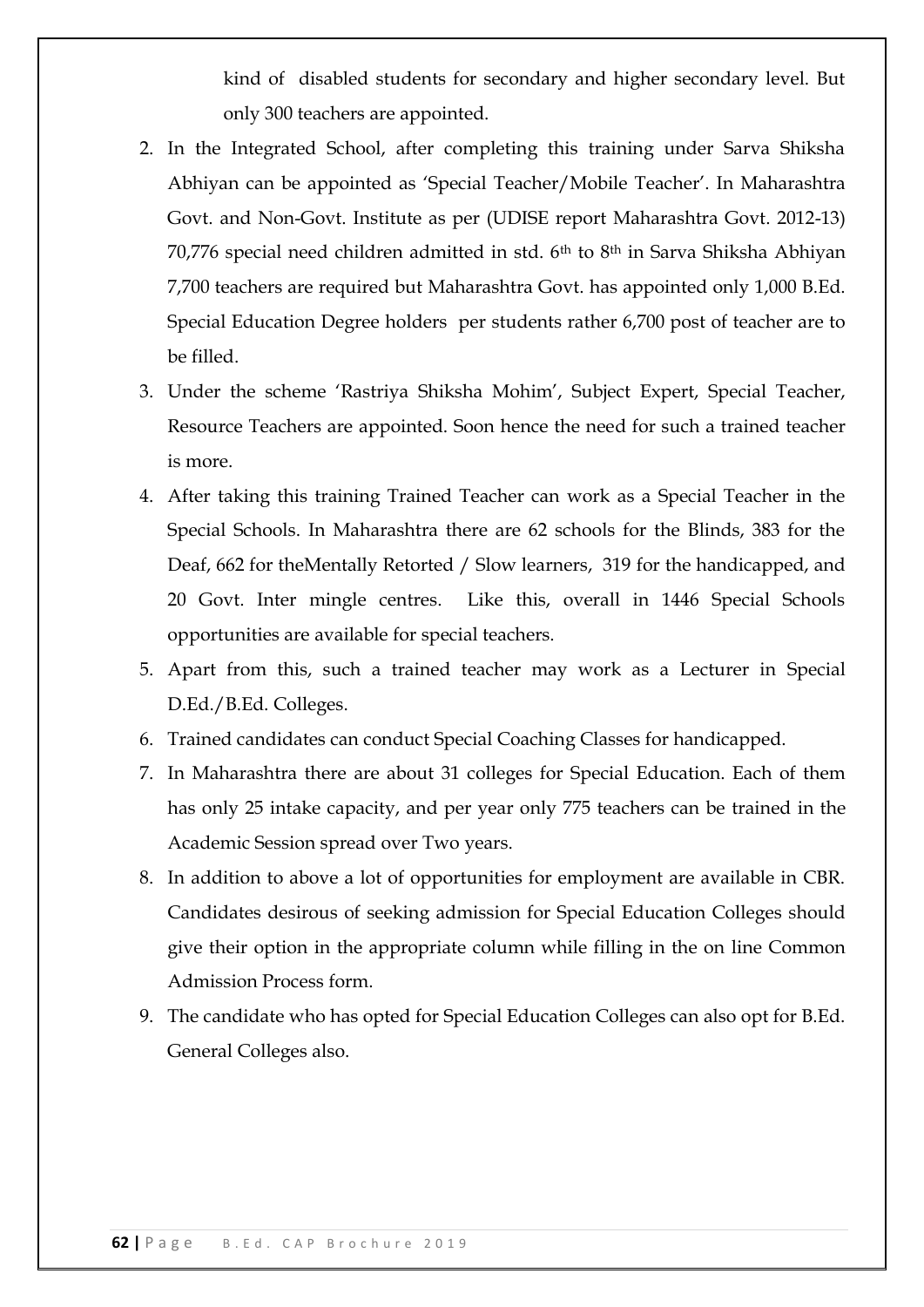kind of disabled students for secondary and higher secondary level. But only 300 teachers are appointed.

2. In the Integrated School, after completing this training under Sarva Shiksha Abhiyan can be appointed as 'Special Teacher/Mobile Teacher'. In Maharashtra Govt. and Non-Govt. Institute as per (UDISE report Maharashtra Govt. 2012-13) 70,776 special need children admitted in std. 6th to 8th in Sarva Shiksha Abhiyan 7,700 teachers are required but Maharashtra Govt. has appointed only 1,000 B.Ed. Special Education Degree holders per students rather 6,700 post of teacher are to be filled.
3. Under the scheme 'Rastriya Shiksha Mohim', Subject Expert, Special Teacher, Resource Teachers are appointed. Soon hence the need for such a trained teacher is more.
4. After taking this training Trained Teacher can work as a Special Teacher in the Special Schools. In Maharashtra there are 62 schools for the Blinds, 383 for the Deaf, 662 for theMentally Retorted / Slow learners, 319 for the handicapped, and 20 Govt. Inter mingle centres. Like this, overall in 1446 Special Schools opportunities are available for special teachers.
5. Apart from this, such a trained teacher may work as a Lecturer in Special D.Ed./B.Ed. Colleges.
6. Trained candidates can conduct Special Coaching Classes for handicapped.
7. In Maharashtra there are about 31 colleges for Special Education. Each of them has only 25 intake capacity, and per year only 775 teachers can be trained in the Academic Session spread over Two years.
8. In addition to above a lot of opportunities for employment are available in CBR. Candidates desirous of seeking admission for Special Education Colleges should give their option in the appropriate column while filling in the on line Common Admission Process form.
9. The candidate who has opted for Special Education Colleges can also opt for B.Ed. General Colleges also.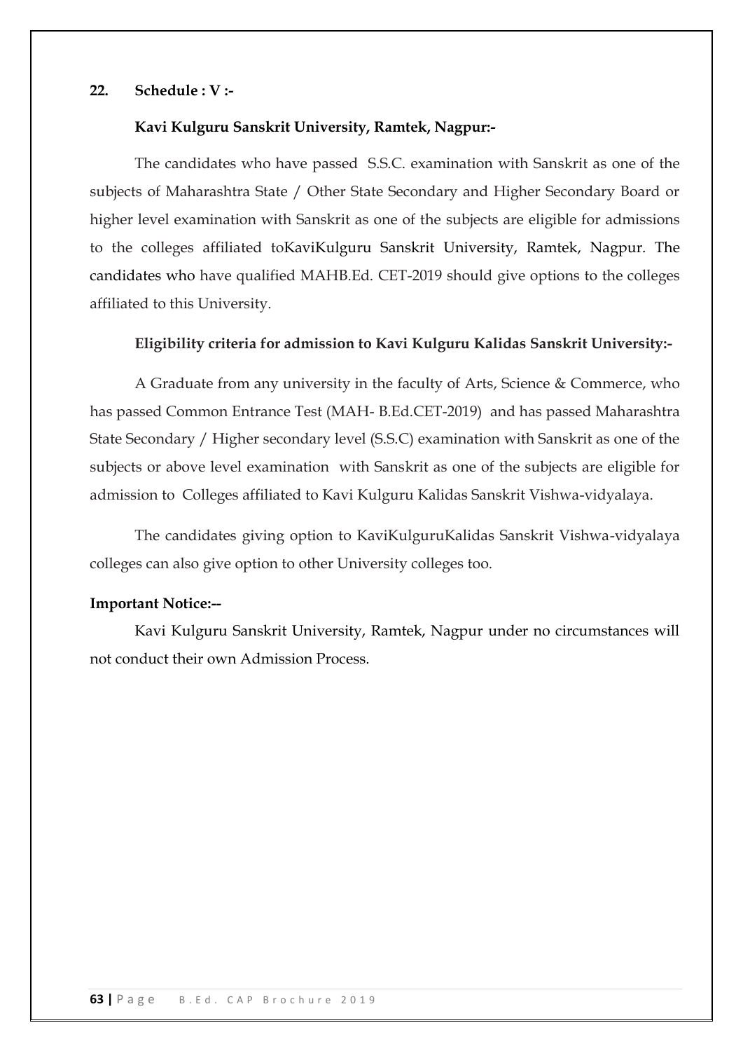**22. Schedule : V :-**

**Kavi Kulguru Sanskrit University, Ramtek, Nagpur:-**

The candidates who have passed S.S.C. examination with Sanskrit as one of the subjects of Maharashtra State / Other State Secondary and Higher Secondary Board or higher level examination with Sanskrit as one of the subjects are eligible for admissions to the colleges affiliated toKaviKulguru Sanskrit University, Ramtek, Nagpur. The candidates who have qualified MAHB.Ed. CET-2019 should give options to the colleges affiliated to this University.

**Eligibility criteria for admission to Kavi Kulguru Kalidas Sanskrit University:-**

A Graduate from any university in the faculty of Arts, Science & Commerce, who has passed Common Entrance Test (MAH- B.Ed.CET-2019) and has passed Maharashtra State Secondary / Higher secondary level (S.S.C) examination with Sanskrit as one of the subjects or above level examination with Sanskrit as one of the subjects are eligible for admission to Colleges affiliated to Kavi Kulguru Kalidas Sanskrit Vishwa-vidyalaya.

The candidates giving option to KaviKulguruKalidas Sanskrit Vishwa-vidyalaya colleges can also give option to other University colleges too.

**Important Notice:--**

Kavi Kulguru Sanskrit University, Ramtek, Nagpur under no circumstances will not conduct their own Admission Process.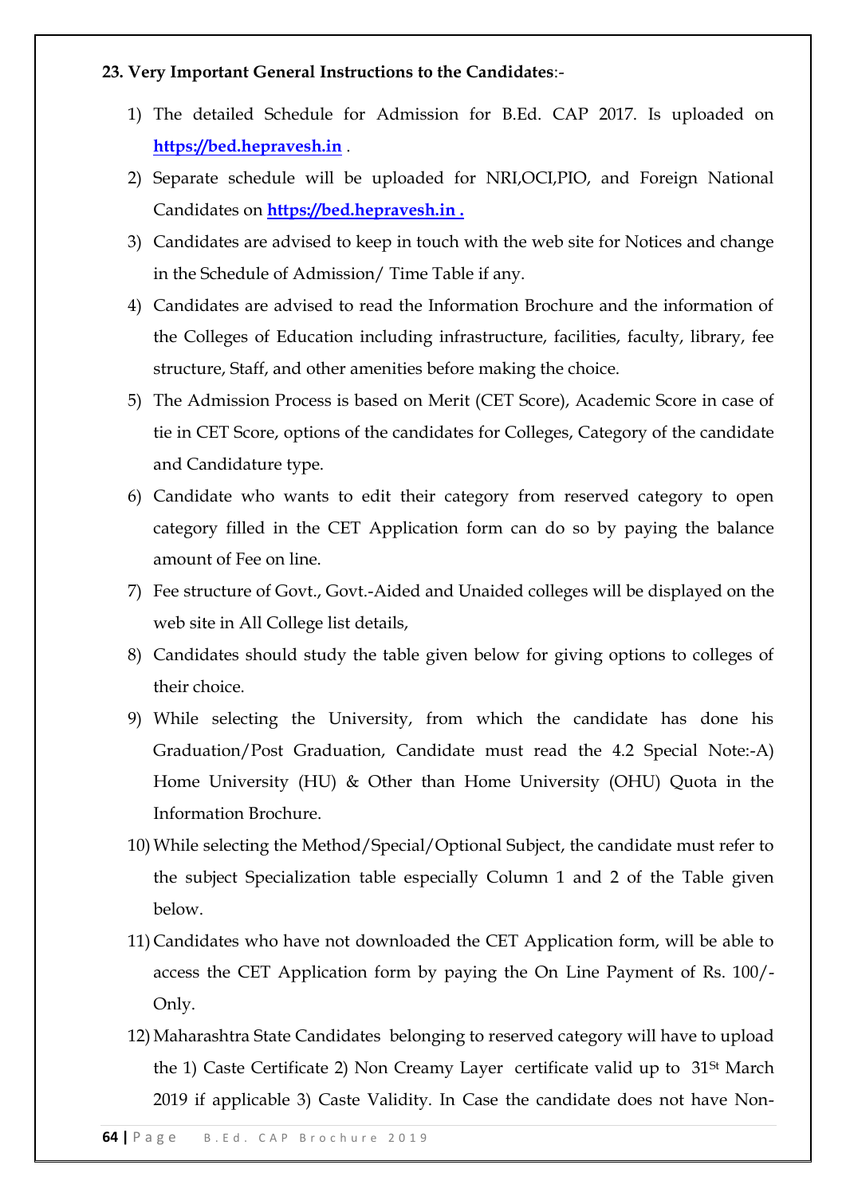**23. Very Important General Instructions to the Candidates**:-

1) The detailed Schedule for Admission for B.Ed. CAP 2017. Is uploaded on **https://bed.hepravesh.in** .
2) Separate schedule will be uploaded for NRI,OCI,PIO, and Foreign National Candidates on **https://bed.hepravesh.in .**
3) Candidates are advised to keep in touch with the web site for Notices and change in the Schedule of Admission/ Time Table if any.
4) Candidates are advised to read the Information Brochure and the information of the Colleges of Education including infrastructure, facilities, faculty, library, fee structure, Staff, and other amenities before making the choice.
5) The Admission Process is based on Merit (CET Score), Academic Score in case of tie in CET Score, options of the candidates for Colleges, Category of the candidate and Candidature type.
6) Candidate who wants to edit their category from reserved category to open category filled in the CET Application form can do so by paying the balance amount of Fee on line.
7) Fee structure of Govt., Govt.-Aided and Unaided colleges will be displayed on the web site in All College list details,
8) Candidates should study the table given below for giving options to colleges of their choice.
9) While selecting the University, from which the candidate has done his Graduation/Post Graduation, Candidate must read the 4.2 Special Note:-A) Home University (HU) & Other than Home University (OHU) Quota in the Information Brochure.
10) While selecting the Method/Special/Optional Subject, the candidate must refer to the subject Specialization table especially Column 1 and 2 of the Table given below.
11) Candidates who have not downloaded the CET Application form, will be able to access the CET Application form by paying the On Line Payment of Rs. 100/- Only.
12) Maharashtra State Candidates belonging to reserved category will have to upload the 1) Caste Certificate 2) Non Creamy Layer certificate valid up to 31St March 2019 if applicable 3) Caste Validity. In Case the candidate does not have Non-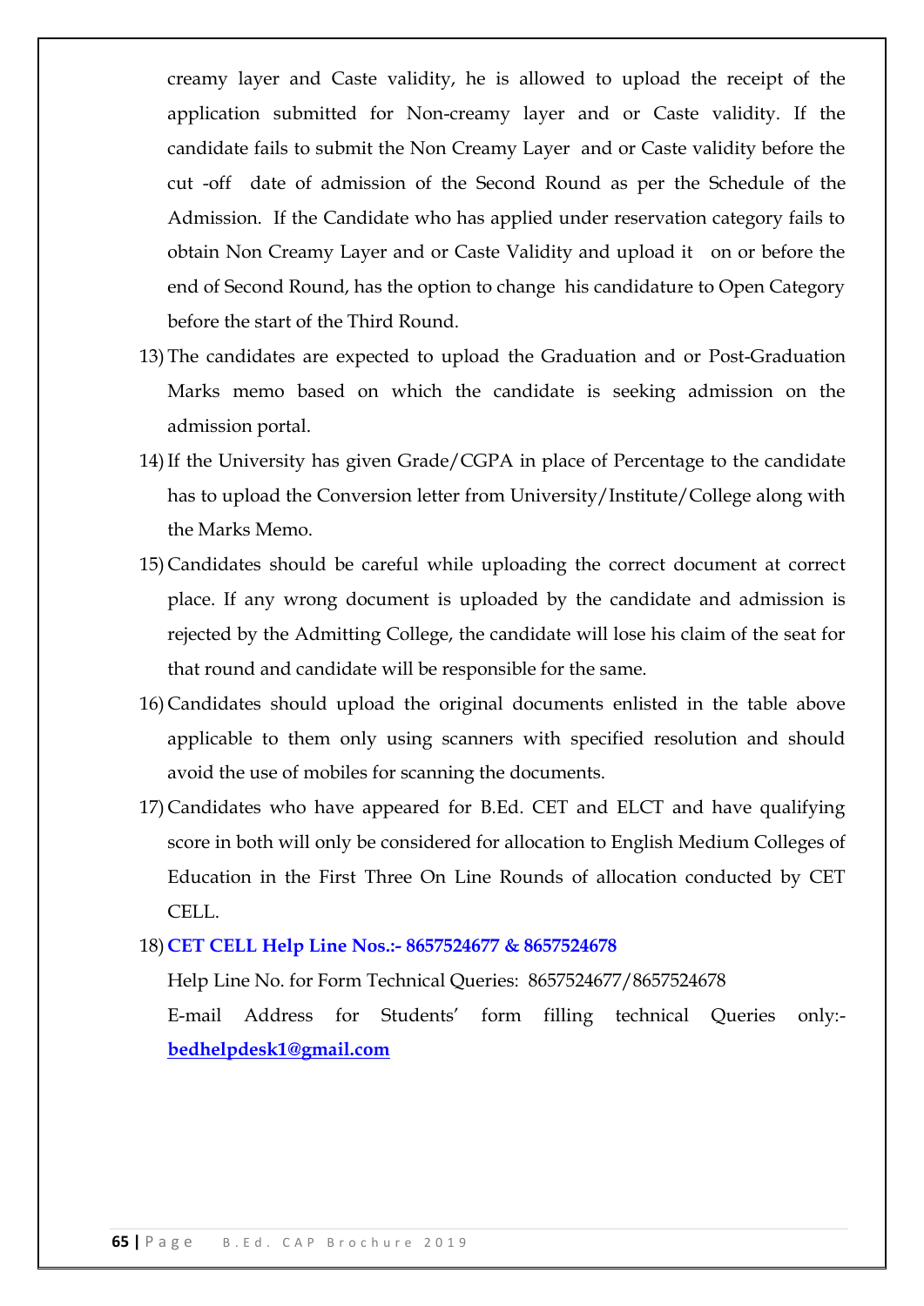creamy layer and Caste validity, he is allowed to upload the receipt of the application submitted for Non-creamy layer and or Caste validity. If the candidate fails to submit the Non Creamy Layer and or Caste validity before the cut -off date of admission of the Second Round as per the Schedule of the Admission. If the Candidate who has applied under reservation category fails to obtain Non Creamy Layer and or Caste Validity and upload it on or before the end of Second Round, has the option to change his candidature to Open Category before the start of the Third Round.

13) The candidates are expected to upload the Graduation and or Post-Graduation Marks memo based on which the candidate is seeking admission on the admission portal.

14) If the University has given Grade/CGPA in place of Percentage to the candidate has to upload the Conversion letter from University/Institute/College along with the Marks Memo.

15) Candidates should be careful while uploading the correct document at correct place. If any wrong document is uploaded by the candidate and admission is rejected by the Admitting College, the candidate will lose his claim of the seat for that round and candidate will be responsible for the same.

16) Candidates should upload the original documents enlisted in the table above applicable to them only using scanners with specified resolution and should avoid the use of mobiles for scanning the documents.

17) Candidates who have appeared for B.Ed. CET and ELCT and have qualifying score in both will only be considered for allocation to English Medium Colleges of Education in the First Three On Line Rounds of allocation conducted by CET CELL.

18) **CET CELL Help Line Nos.:- 8657524677 & 8657524678**

    Help Line No. for Form Technical Queries: 8657524677/8657524678

    E-mail Address for Students' form filling technical Queries only:- **bedhelpdesk1@gmail.com**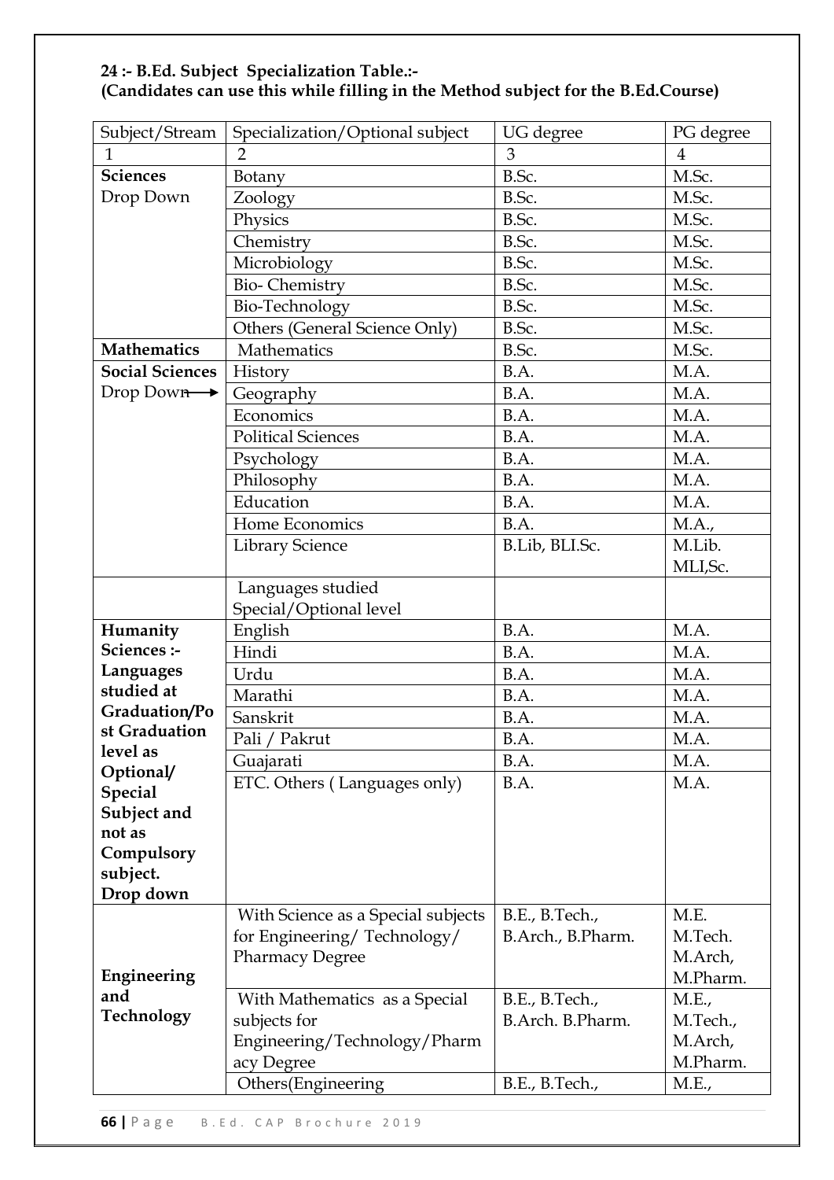**24 :- B.Ed. Subject Specialization Table.:-**
**(Candidates can use this while filling in the Method subject for the B.Ed.Course)**

| Subject/Stream | Specialization/Optional subject | UG degree | PG degree |
|---|---|---|---|
| 1 | 2 | 3 | 4 |
| **Sciences** Drop Down | Botany | B.Sc. | M.Sc. |
| | Zoology | B.Sc. | M.Sc. |
| | Physics | B.Sc. | M.Sc. |
| | Chemistry | B.Sc. | M.Sc. |
| | Microbiology | B.Sc. | M.Sc. |
| | Bio- Chemistry | B.Sc. | M.Sc. |
| | Bio-Technology | B.Sc. | M.Sc. |
| | Others (General Science Only) | B.Sc. | M.Sc. |
| **Mathematics** | Mathematics | B.Sc. | M.Sc. |
| **Social Sciences** Drop Down → | History | B.A. | M.A. |
| | Geography | B.A. | M.A. |
| | Economics | B.A. | M.A. |
| | Political Sciences | B.A. | M.A. |
| | Psychology | B.A. | M.A. |
| | Philosophy | B.A. | M.A. |
| | Education | B.A. | M.A. |
| | Home Economics | B.A. | M.A., |
| | Library Science | B.Lib, BLI.Sc. | M.Lib. MLI,Sc. |
| | Languages studied Special/Optional level | | |
| **Humanity Sciences :- Languages studied at Graduation/Post Graduation level as Optional/ Special Subject and not as Compulsory subject. Drop down** | English | B.A. | M.A. |
| | Hindi | B.A. | M.A. |
| | Urdu | B.A. | M.A. |
| | Marathi | B.A. | M.A. |
| | Sanskrit | B.A. | M.A. |
| | Pali / Pakrut | B.A. | M.A. |
| | Guajarati | B.A. | M.A. |
| | ETC. Others ( Languages only) | B.A. | M.A. |
| **Engineering and Technology** | With Science as a Special subjects for Engineering/ Technology/ Pharmacy Degree | B.E., B.Tech., B.Arch., B.Pharm. | M.E. M.Tech. M.Arch, M.Pharm. |
| | With Mathematics as a Special subjects for Engineering/Technology/Pharmacy Degree | B.E., B.Tech., B.Arch. B.Pharm. | M.E., M.Tech., M.Arch, M.Pharm. |
| | Others(Engineering | B.E., B.Tech., | M.E., |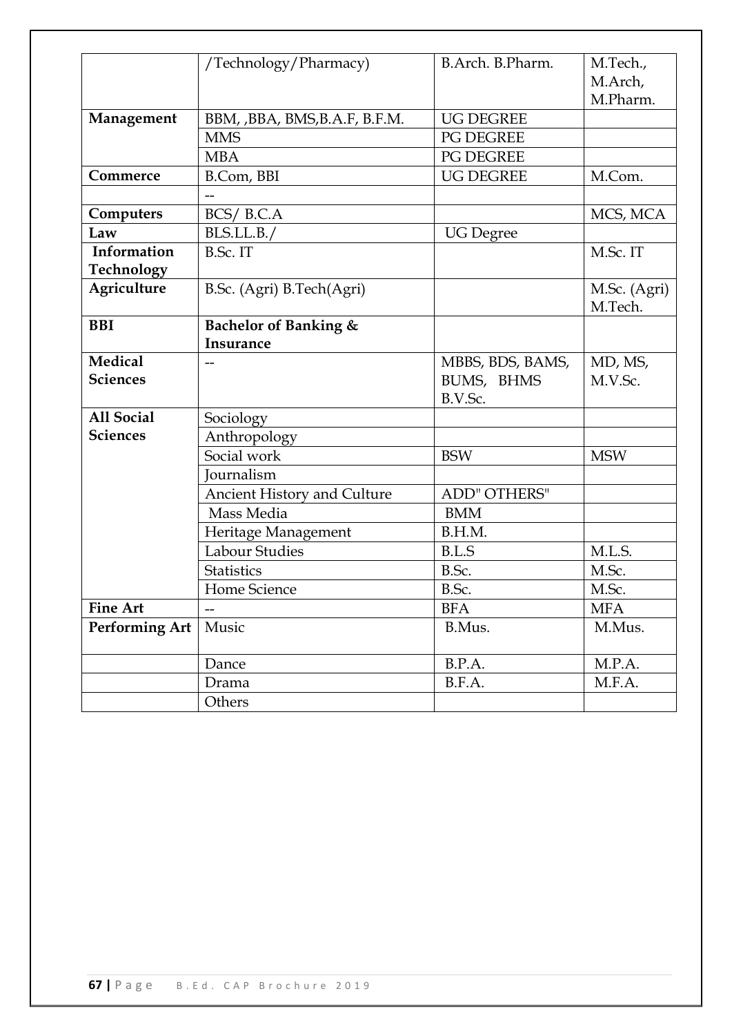| | | | |
|---|---|---|---|
| | /Technology/Pharmacy) | B.Arch. B.Pharm. | M.Tech., M.Arch, M.Pharm. |
| **Management** | BBM, ,BBA, BMS,B.A.F, B.F.M. | UG DEGREE | |
| | MMS | PG DEGREE | |
| | MBA | PG DEGREE | |
| **Commerce** | B.Com, BBI | UG DEGREE | M.Com. |
| | -- | | |
| **Computers** | BCS/ B.C.A | | MCS, MCA |
| **Law** | BLS.LL.B./ | UG Degree | |
| **Information Technology** | B.Sc. IT | | M.Sc. IT |
| **Agriculture** | B.Sc. (Agri) B.Tech(Agri) | | M.Sc. (Agri) M.Tech. |
| **BBI** | **Bachelor of Banking & Insurance** | | |
| **Medical Sciences** | -- | MBBS, BDS, BAMS, BUMS, BHMS B.V.Sc. | MD, MS, M.V.Sc. |
| **All Social Sciences** | Sociology | | |
| | Anthropology | | |
| | Social work | BSW | MSW |
| | Journalism | | |
| | Ancient History and Culture | ADD" OTHERS" | |
| | Mass Media | BMM | |
| | Heritage Management | B.H.M. | |
| | Labour Studies | B.L.S | M.L.S. |
| | Statistics | B.Sc. | M.Sc. |
| | Home Science | B.Sc. | M.Sc. |
| **Fine Art** | -- | BFA | MFA |
| **Performing Art** | Music | B.Mus. | M.Mus. |
| | Dance | B.P.A. | M.P.A. |
| | Drama | B.F.A. | M.F.A. |
| | Others | | |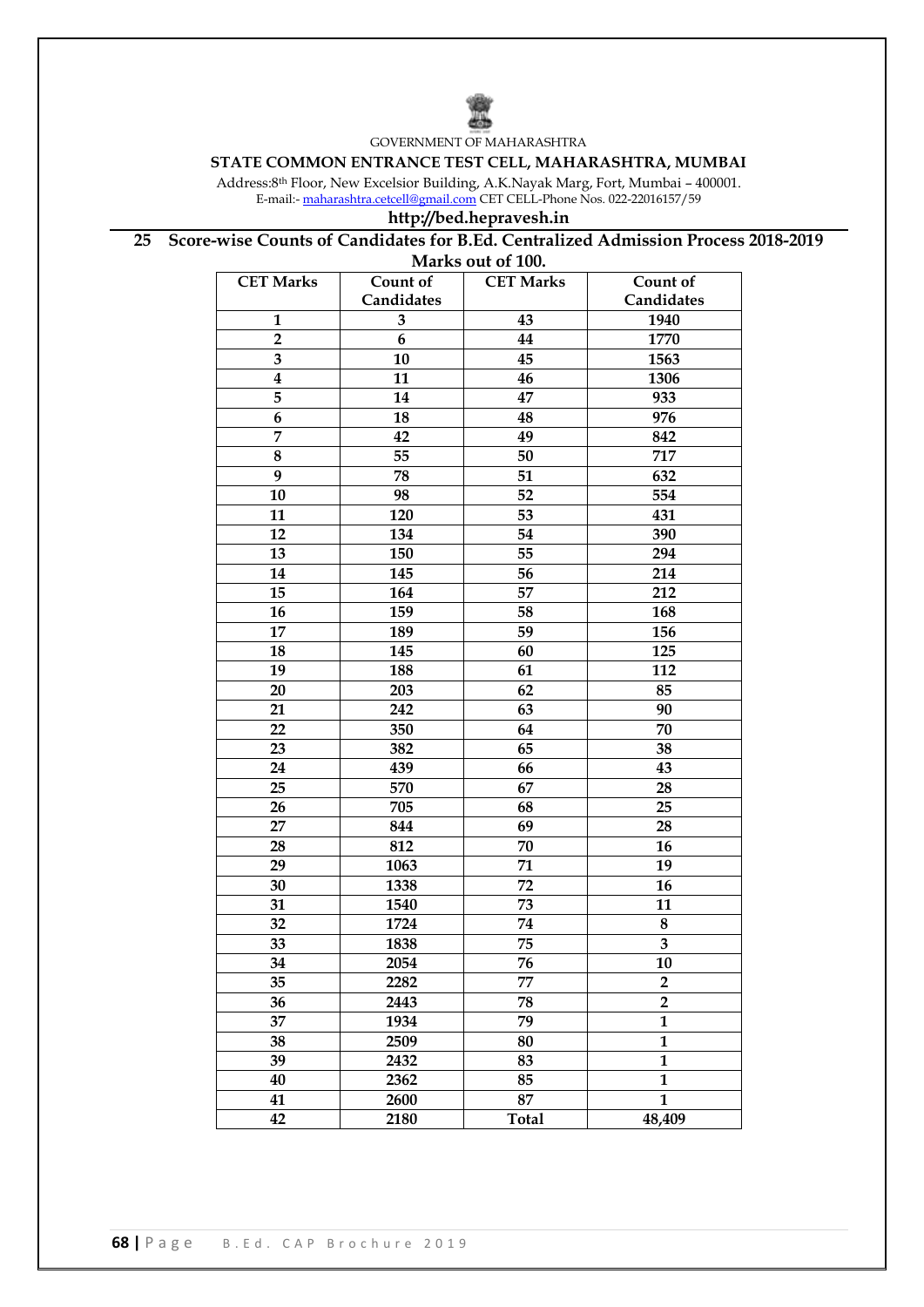GOVERNMENT OF MAHARASHTRA

**STATE COMMON ENTRANCE TEST CELL, MAHARASHTRA, MUMBAI**

Address:8th Floor, New Excelsior Building, A.K.Nayak Marg, Fort, Mumbai – 400001.
E-mail:- maharashtra.cetcell@gmail.com CET CELL-Phone Nos. 022-22016157/59

**http://bed.hepravesh.in**

## 25 Score-wise Counts of Candidates for B.Ed. Centralized Admission Process 2018-2019

**Marks out of 100.**

| CET Marks | Count of Candidates | CET Marks | Count of Candidates |
|---|---|---|---|
| 1 | 3 | 43 | 1940 |
| 2 | 6 | 44 | 1770 |
| 3 | 10 | 45 | 1563 |
| 4 | 11 | 46 | 1306 |
| 5 | 14 | 47 | 933 |
| 6 | 18 | 48 | 976 |
| 7 | 42 | 49 | 842 |
| 8 | 55 | 50 | 717 |
| 9 | 78 | 51 | 632 |
| 10 | 98 | 52 | 554 |
| 11 | 120 | 53 | 431 |
| 12 | 134 | 54 | 390 |
| 13 | 150 | 55 | 294 |
| 14 | 145 | 56 | 214 |
| 15 | 164 | 57 | 212 |
| 16 | 159 | 58 | 168 |
| 17 | 189 | 59 | 156 |
| 18 | 145 | 60 | 125 |
| 19 | 188 | 61 | 112 |
| 20 | 203 | 62 | 85 |
| 21 | 242 | 63 | 90 |
| 22 | 350 | 64 | 70 |
| 23 | 382 | 65 | 38 |
| 24 | 439 | 66 | 43 |
| 25 | 570 | 67 | 28 |
| 26 | 705 | 68 | 25 |
| 27 | 844 | 69 | 28 |
| 28 | 812 | 70 | 16 |
| 29 | 1063 | 71 | 19 |
| 30 | 1338 | 72 | 16 |
| 31 | 1540 | 73 | 11 |
| 32 | 1724 | 74 | 8 |
| 33 | 1838 | 75 | 3 |
| 34 | 2054 | 76 | 10 |
| 35 | 2282 | 77 | 2 |
| 36 | 2443 | 78 | 2 |
| 37 | 1934 | 79 | 1 |
| 38 | 2509 | 80 | 1 |
| 39 | 2432 | 83 | 1 |
| 40 | 2362 | 85 | 1 |
| 41 | 2600 | 87 | 1 |
| 42 | 2180 | Total | 48,409 |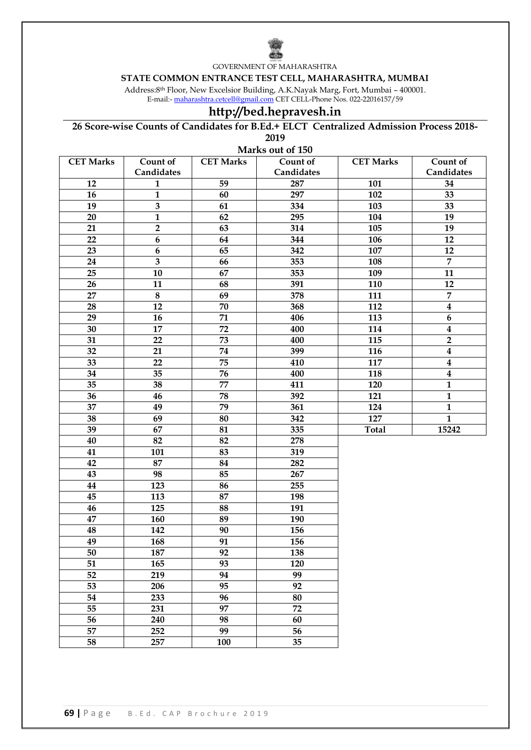GOVERNMENT OF MAHARASHTRA

**STATE COMMON ENTRANCE TEST CELL, MAHARASHTRA, MUMBAI**

Address:8th Floor, New Excelsior Building, A.K.Nayak Marg, Fort, Mumbai – 400001.
E-mail:- maharashtra.cetcell@gmail.com CET CELL-Phone Nos. 022-22016157/59

# http://bed.hepravesh.in

## 26 Score-wise Counts of Candidates for B.Ed.+ ELCT Centralized Admission Process 2018-2019

**Marks out of 150**

| CET Marks | Count of Candidates | CET Marks | Count of Candidates | CET Marks | Count of Candidates |
|---|---|---|---|---|---|
| 12 | 1 | 59 | 287 | 101 | 34 |
| 16 | 1 | 60 | 297 | 102 | 33 |
| 19 | 3 | 61 | 334 | 103 | 33 |
| 20 | 1 | 62 | 295 | 104 | 19 |
| 21 | 2 | 63 | 314 | 105 | 19 |
| 22 | 6 | 64 | 344 | 106 | 12 |
| 23 | 6 | 65 | 342 | 107 | 12 |
| 24 | 3 | 66 | 353 | 108 | 7 |
| 25 | 10 | 67 | 353 | 109 | 11 |
| 26 | 11 | 68 | 391 | 110 | 12 |
| 27 | 8 | 69 | 378 | 111 | 7 |
| 28 | 12 | 70 | 368 | 112 | 4 |
| 29 | 16 | 71 | 406 | 113 | 6 |
| 30 | 17 | 72 | 400 | 114 | 4 |
| 31 | 22 | 73 | 400 | 115 | 2 |
| 32 | 21 | 74 | 399 | 116 | 4 |
| 33 | 22 | 75 | 410 | 117 | 4 |
| 34 | 35 | 76 | 400 | 118 | 4 |
| 35 | 38 | 77 | 411 | 120 | 1 |
| 36 | 46 | 78 | 392 | 121 | 1 |
| 37 | 49 | 79 | 361 | 124 | 1 |
| 38 | 69 | 80 | 342 | 127 | 1 |
| 39 | 67 | 81 | 335 | **Total** | **15242** |
| 40 | 82 | 82 | 278 | | |
| 41 | 101 | 83 | 319 | | |
| 42 | 87 | 84 | 282 | | |
| 43 | 98 | 85 | 267 | | |
| 44 | 123 | 86 | 255 | | |
| 45 | 113 | 87 | 198 | | |
| 46 | 125 | 88 | 191 | | |
| 47 | 160 | 89 | 190 | | |
| 48 | 142 | 90 | 156 | | |
| 49 | 168 | 91 | 156 | | |
| 50 | 187 | 92 | 138 | | |
| 51 | 165 | 93 | 120 | | |
| 52 | 219 | 94 | 99 | | |
| 53 | 206 | 95 | 92 | | |
| 54 | 233 | 96 | 80 | | |
| 55 | 231 | 97 | 72 | | |
| 56 | 240 | 98 | 60 | | |
| 57 | 252 | 99 | 56 | | |
| 58 | 257 | 100 | 35 | | |